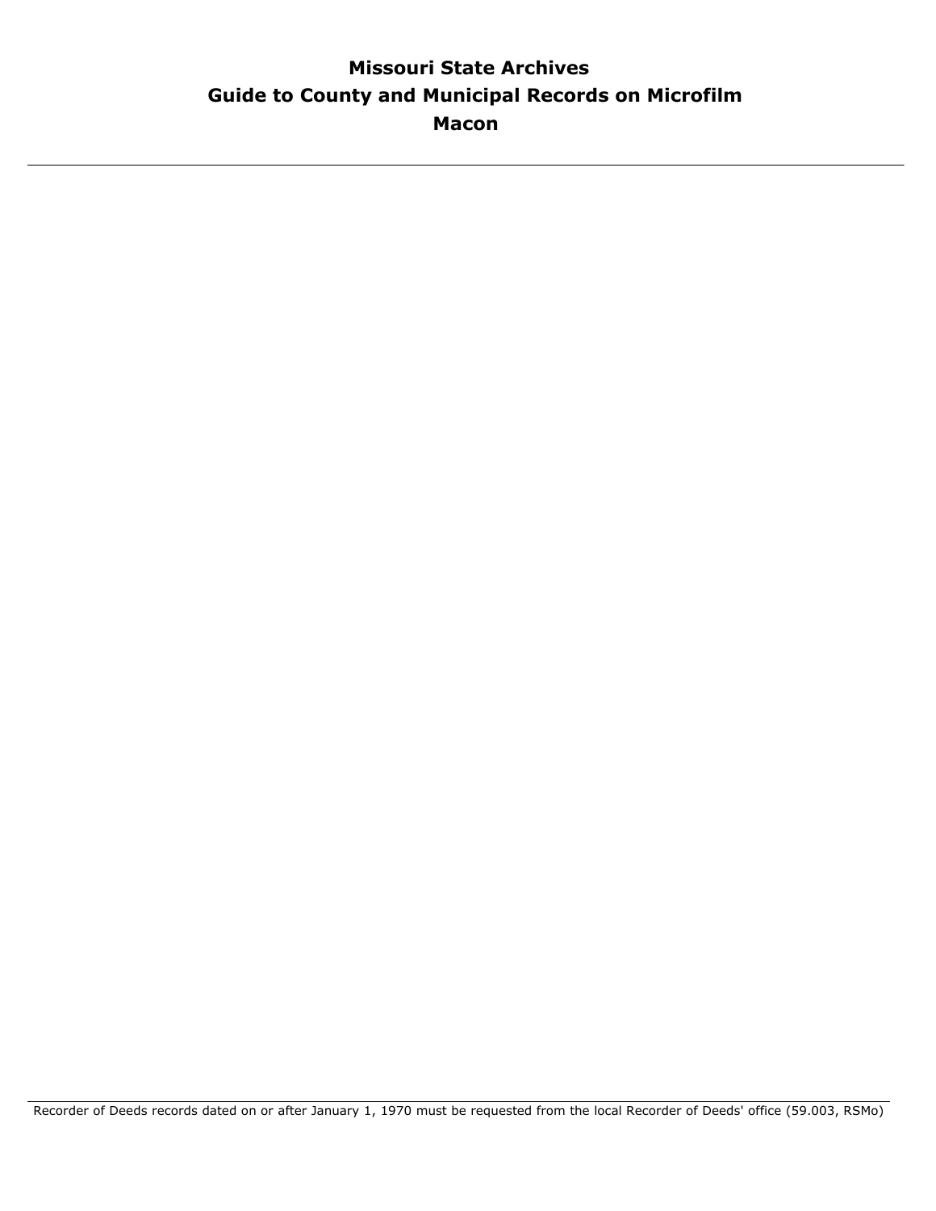# Missouri State Archives
# Guide to County and Municipal Records on Microfilm
# Macon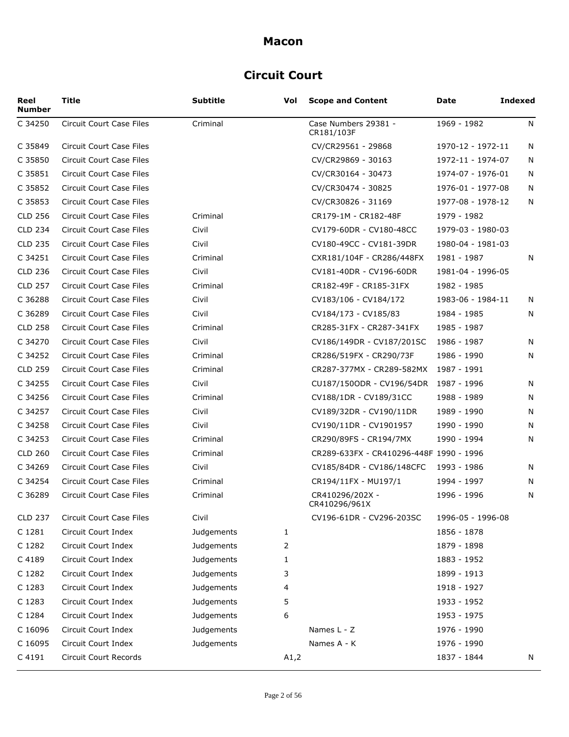# Macon

## Circuit Court

| Reel Number | Title | Subtitle | Vol | Scope and Content | Date | Indexed |
|---|---|---|---|---|---|---|
| C 34250 | Circuit Court Case Files | Criminal | | Case Numbers 29381 - CR181/103F | 1969 - 1982 | N |
| C 35849 | Circuit Court Case Files | | | CV/CR29561 - 29868 | 1970-12 - 1972-11 | N |
| C 35850 | Circuit Court Case Files | | | CV/CR29869 - 30163 | 1972-11 - 1974-07 | N |
| C 35851 | Circuit Court Case Files | | | CV/CR30164 - 30473 | 1974-07 - 1976-01 | N |
| C 35852 | Circuit Court Case Files | | | CV/CR30474 - 30825 | 1976-01 - 1977-08 | N |
| C 35853 | Circuit Court Case Files | | | CV/CR30826 - 31169 | 1977-08 - 1978-12 | N |
| CLD 256 | Circuit Court Case Files | Criminal | | CR179-1M - CR182-48F | 1979 - 1982 | |
| CLD 234 | Circuit Court Case Files | Civil | | CV179-60DR - CV180-48CC | 1979-03 - 1980-03 | |
| CLD 235 | Circuit Court Case Files | Civil | | CV180-49CC - CV181-39DR | 1980-04 - 1981-03 | |
| C 34251 | Circuit Court Case Files | Criminal | | CXR181/104F - CR286/448FX | 1981 - 1987 | N |
| CLD 236 | Circuit Court Case Files | Civil | | CV181-40DR - CV196-60DR | 1981-04 - 1996-05 | |
| CLD 257 | Circuit Court Case Files | Criminal | | CR182-49F - CR185-31FX | 1982 - 1985 | |
| C 36288 | Circuit Court Case Files | Civil | | CV183/106 - CV184/172 | 1983-06 - 1984-11 | N |
| C 36289 | Circuit Court Case Files | Civil | | CV184/173 - CV185/83 | 1984 - 1985 | N |
| CLD 258 | Circuit Court Case Files | Criminal | | CR285-31FX - CR287-341FX | 1985 - 1987 | |
| C 34270 | Circuit Court Case Files | Civil | | CV186/149DR - CV187/201SC | 1986 - 1987 | N |
| C 34252 | Circuit Court Case Files | Criminal | | CR286/519FX - CR290/73F | 1986 - 1990 | N |
| CLD 259 | Circuit Court Case Files | Criminal | | CR287-377MX - CR289-582MX | 1987 - 1991 | |
| C 34255 | Circuit Court Case Files | Civil | | CU187/150ODR - CV196/54DR | 1987 - 1996 | N |
| C 34256 | Circuit Court Case Files | Criminal | | CV188/1DR - CV189/31CC | 1988 - 1989 | N |
| C 34257 | Circuit Court Case Files | Civil | | CV189/32DR - CV190/11DR | 1989 - 1990 | N |
| C 34258 | Circuit Court Case Files | Civil | | CV190/11DR - CV1901957 | 1990 - 1990 | N |
| C 34253 | Circuit Court Case Files | Criminal | | CR290/89FS - CR194/7MX | 1990 - 1994 | N |
| CLD 260 | Circuit Court Case Files | Criminal | | CR289-633FX - CR410296-448F | 1990 - 1996 | |
| C 34269 | Circuit Court Case Files | Civil | | CV185/84DR - CV186/148CFC | 1993 - 1986 | N |
| C 34254 | Circuit Court Case Files | Criminal | | CR194/11FX - MU197/1 | 1994 - 1997 | N |
| C 36289 | Circuit Court Case Files | Criminal | | CR410296/202X - CR410296/961X | 1996 - 1996 | N |
| CLD 237 | Circuit Court Case Files | Civil | | CV196-61DR - CV296-203SC | 1996-05 - 1996-08 | |
| C 1281 | Circuit Court Index | Judgements | 1 | | 1856 - 1878 | |
| C 1282 | Circuit Court Index | Judgements | 2 | | 1879 - 1898 | |
| C 4189 | Circuit Court Index | Judgements | 1 | | 1883 - 1952 | |
| C 1282 | Circuit Court Index | Judgements | 3 | | 1899 - 1913 | |
| C 1283 | Circuit Court Index | Judgements | 4 | | 1918 - 1927 | |
| C 1283 | Circuit Court Index | Judgements | 5 | | 1933 - 1952 | |
| C 1284 | Circuit Court Index | Judgements | 6 | | 1953 - 1975 | |
| C 16096 | Circuit Court Index | Judgements | | Names L - Z | 1976 - 1990 | |
| C 16095 | Circuit Court Index | Judgements | | Names A - K | 1976 - 1990 | |
| C 4191 | Circuit Court Records | | A1,2 | | 1837 - 1844 | N |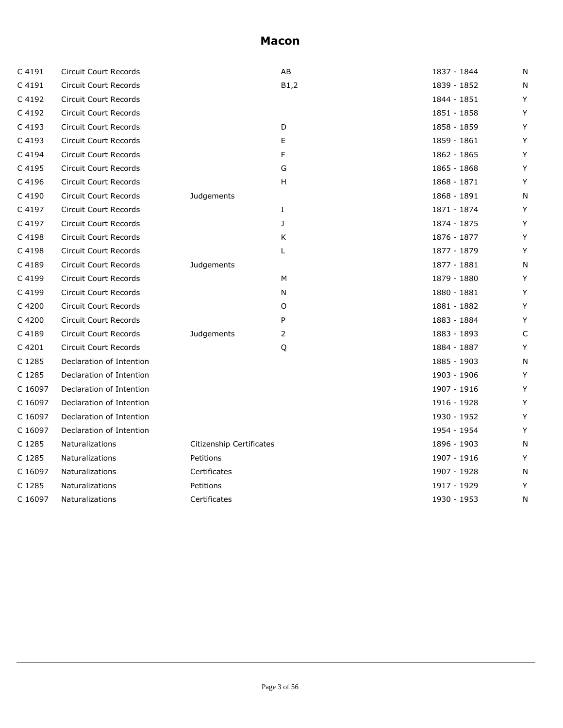# Macon

| | | | | | |
|---|---|---|---|---|---|
| C 4191 | Circuit Court Records | | AB | 1837 - 1844 | N |
| C 4191 | Circuit Court Records | | B1,2 | 1839 - 1852 | N |
| C 4192 | Circuit Court Records | | | 1844 - 1851 | Y |
| C 4192 | Circuit Court Records | | | 1851 - 1858 | Y |
| C 4193 | Circuit Court Records | | D | 1858 - 1859 | Y |
| C 4193 | Circuit Court Records | | E | 1859 - 1861 | Y |
| C 4194 | Circuit Court Records | | F | 1862 - 1865 | Y |
| C 4195 | Circuit Court Records | | G | 1865 - 1868 | Y |
| C 4196 | Circuit Court Records | | H | 1868 - 1871 | Y |
| C 4190 | Circuit Court Records | Judgements | | 1868 - 1891 | N |
| C 4197 | Circuit Court Records | | I | 1871 - 1874 | Y |
| C 4197 | Circuit Court Records | | J | 1874 - 1875 | Y |
| C 4198 | Circuit Court Records | | K | 1876 - 1877 | Y |
| C 4198 | Circuit Court Records | | L | 1877 - 1879 | Y |
| C 4189 | Circuit Court Records | Judgements | | 1877 - 1881 | N |
| C 4199 | Circuit Court Records | | M | 1879 - 1880 | Y |
| C 4199 | Circuit Court Records | | N | 1880 - 1881 | Y |
| C 4200 | Circuit Court Records | | O | 1881 - 1882 | Y |
| C 4200 | Circuit Court Records | | P | 1883 - 1884 | Y |
| C 4189 | Circuit Court Records | Judgements | 2 | 1883 - 1893 | C |
| C 4201 | Circuit Court Records | | Q | 1884 - 1887 | Y |
| C 1285 | Declaration of Intention | | | 1885 - 1903 | N |
| C 1285 | Declaration of Intention | | | 1903 - 1906 | Y |
| C 16097 | Declaration of Intention | | | 1907 - 1916 | Y |
| C 16097 | Declaration of Intention | | | 1916 - 1928 | Y |
| C 16097 | Declaration of Intention | | | 1930 - 1952 | Y |
| C 16097 | Declaration of Intention | | | 1954 - 1954 | Y |
| C 1285 | Naturalizations | Citizenship Certificates | | 1896 - 1903 | N |
| C 1285 | Naturalizations | Petitions | | 1907 - 1916 | Y |
| C 16097 | Naturalizations | Certificates | | 1907 - 1928 | N |
| C 1285 | Naturalizations | Petitions | | 1917 - 1929 | Y |
| C 16097 | Naturalizations | Certificates | | 1930 - 1953 | N |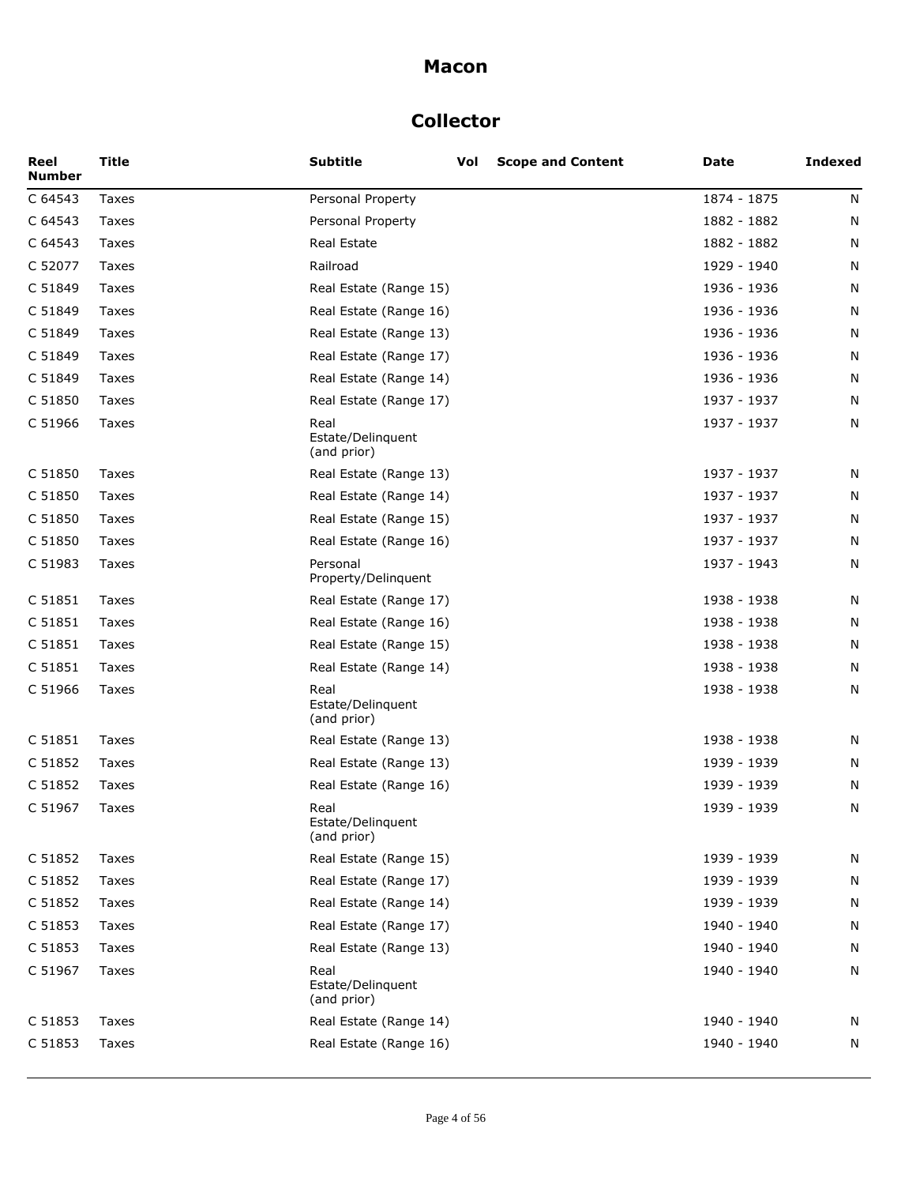# Macon

## Collector

| Reel Number | Title | Subtitle | Vol | Scope and Content | Date | Indexed |
|---|---|---|---|---|---|---|
| C 64543 | Taxes | Personal Property | | | 1874 - 1875 | N |
| C 64543 | Taxes | Personal Property | | | 1882 - 1882 | N |
| C 64543 | Taxes | Real Estate | | | 1882 - 1882 | N |
| C 52077 | Taxes | Railroad | | | 1929 - 1940 | N |
| C 51849 | Taxes | Real Estate (Range 15) | | | 1936 - 1936 | N |
| C 51849 | Taxes | Real Estate (Range 16) | | | 1936 - 1936 | N |
| C 51849 | Taxes | Real Estate (Range 13) | | | 1936 - 1936 | N |
| C 51849 | Taxes | Real Estate (Range 17) | | | 1936 - 1936 | N |
| C 51849 | Taxes | Real Estate (Range 14) | | | 1936 - 1936 | N |
| C 51850 | Taxes | Real Estate (Range 17) | | | 1937 - 1937 | N |
| C 51966 | Taxes | Real Estate/Delinquent (and prior) | | | 1937 - 1937 | N |
| C 51850 | Taxes | Real Estate (Range 13) | | | 1937 - 1937 | N |
| C 51850 | Taxes | Real Estate (Range 14) | | | 1937 - 1937 | N |
| C 51850 | Taxes | Real Estate (Range 15) | | | 1937 - 1937 | N |
| C 51850 | Taxes | Real Estate (Range 16) | | | 1937 - 1937 | N |
| C 51983 | Taxes | Personal Property/Delinquent | | | 1937 - 1943 | N |
| C 51851 | Taxes | Real Estate (Range 17) | | | 1938 - 1938 | N |
| C 51851 | Taxes | Real Estate (Range 16) | | | 1938 - 1938 | N |
| C 51851 | Taxes | Real Estate (Range 15) | | | 1938 - 1938 | N |
| C 51851 | Taxes | Real Estate (Range 14) | | | 1938 - 1938 | N |
| C 51966 | Taxes | Real Estate/Delinquent (and prior) | | | 1938 - 1938 | N |
| C 51851 | Taxes | Real Estate (Range 13) | | | 1938 - 1938 | N |
| C 51852 | Taxes | Real Estate (Range 13) | | | 1939 - 1939 | N |
| C 51852 | Taxes | Real Estate (Range 16) | | | 1939 - 1939 | N |
| C 51967 | Taxes | Real Estate/Delinquent (and prior) | | | 1939 - 1939 | N |
| C 51852 | Taxes | Real Estate (Range 15) | | | 1939 - 1939 | N |
| C 51852 | Taxes | Real Estate (Range 17) | | | 1939 - 1939 | N |
| C 51852 | Taxes | Real Estate (Range 14) | | | 1939 - 1939 | N |
| C 51853 | Taxes | Real Estate (Range 17) | | | 1940 - 1940 | N |
| C 51853 | Taxes | Real Estate (Range 13) | | | 1940 - 1940 | N |
| C 51967 | Taxes | Real Estate/Delinquent (and prior) | | | 1940 - 1940 | N |
| C 51853 | Taxes | Real Estate (Range 14) | | | 1940 - 1940 | N |
| C 51853 | Taxes | Real Estate (Range 16) | | | 1940 - 1940 | N |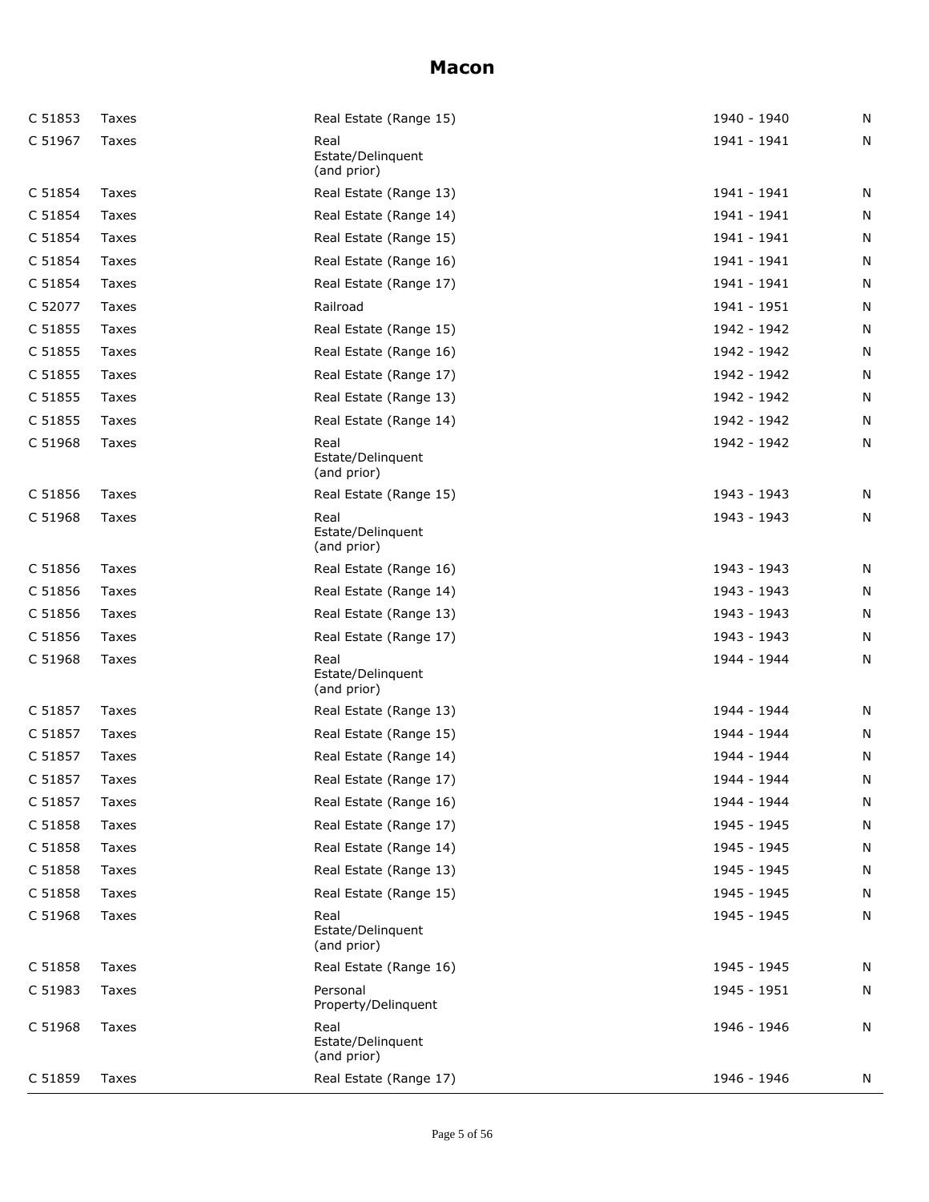# Macon

| | | | | |
|---|---|---|---|---|
| C 51853 | Taxes | Real Estate (Range 15) | 1940 - 1940 | N |
| C 51967 | Taxes | Real Estate/Delinquent (and prior) | 1941 - 1941 | N |
| C 51854 | Taxes | Real Estate (Range 13) | 1941 - 1941 | N |
| C 51854 | Taxes | Real Estate (Range 14) | 1941 - 1941 | N |
| C 51854 | Taxes | Real Estate (Range 15) | 1941 - 1941 | N |
| C 51854 | Taxes | Real Estate (Range 16) | 1941 - 1941 | N |
| C 51854 | Taxes | Real Estate (Range 17) | 1941 - 1941 | N |
| C 52077 | Taxes | Railroad | 1941 - 1951 | N |
| C 51855 | Taxes | Real Estate (Range 15) | 1942 - 1942 | N |
| C 51855 | Taxes | Real Estate (Range 16) | 1942 - 1942 | N |
| C 51855 | Taxes | Real Estate (Range 17) | 1942 - 1942 | N |
| C 51855 | Taxes | Real Estate (Range 13) | 1942 - 1942 | N |
| C 51855 | Taxes | Real Estate (Range 14) | 1942 - 1942 | N |
| C 51968 | Taxes | Real Estate/Delinquent (and prior) | 1942 - 1942 | N |
| C 51856 | Taxes | Real Estate (Range 15) | 1943 - 1943 | N |
| C 51968 | Taxes | Real Estate/Delinquent (and prior) | 1943 - 1943 | N |
| C 51856 | Taxes | Real Estate (Range 16) | 1943 - 1943 | N |
| C 51856 | Taxes | Real Estate (Range 14) | 1943 - 1943 | N |
| C 51856 | Taxes | Real Estate (Range 13) | 1943 - 1943 | N |
| C 51856 | Taxes | Real Estate (Range 17) | 1943 - 1943 | N |
| C 51968 | Taxes | Real Estate/Delinquent (and prior) | 1944 - 1944 | N |
| C 51857 | Taxes | Real Estate (Range 13) | 1944 - 1944 | N |
| C 51857 | Taxes | Real Estate (Range 15) | 1944 - 1944 | N |
| C 51857 | Taxes | Real Estate (Range 14) | 1944 - 1944 | N |
| C 51857 | Taxes | Real Estate (Range 17) | 1944 - 1944 | N |
| C 51857 | Taxes | Real Estate (Range 16) | 1944 - 1944 | N |
| C 51858 | Taxes | Real Estate (Range 17) | 1945 - 1945 | N |
| C 51858 | Taxes | Real Estate (Range 14) | 1945 - 1945 | N |
| C 51858 | Taxes | Real Estate (Range 13) | 1945 - 1945 | N |
| C 51858 | Taxes | Real Estate (Range 15) | 1945 - 1945 | N |
| C 51968 | Taxes | Real Estate/Delinquent (and prior) | 1945 - 1945 | N |
| C 51858 | Taxes | Real Estate (Range 16) | 1945 - 1945 | N |
| C 51983 | Taxes | Personal Property/Delinquent | 1945 - 1951 | N |
| C 51968 | Taxes | Real Estate/Delinquent (and prior) | 1946 - 1946 | N |
| C 51859 | Taxes | Real Estate (Range 17) | 1946 - 1946 | N |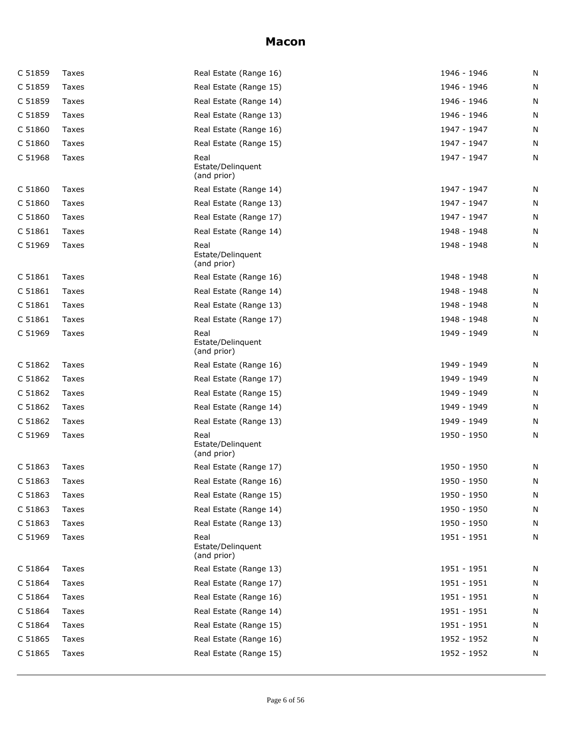# Macon

| | | | | |
|---|---|---|---|---|
| C 51859 | Taxes | Real Estate (Range 16) | 1946 - 1946 | N |
| C 51859 | Taxes | Real Estate (Range 15) | 1946 - 1946 | N |
| C 51859 | Taxes | Real Estate (Range 14) | 1946 - 1946 | N |
| C 51859 | Taxes | Real Estate (Range 13) | 1946 - 1946 | N |
| C 51860 | Taxes | Real Estate (Range 16) | 1947 - 1947 | N |
| C 51860 | Taxes | Real Estate (Range 15) | 1947 - 1947 | N |
| C 51968 | Taxes | Real Estate/Delinquent (and prior) | 1947 - 1947 | N |
| C 51860 | Taxes | Real Estate (Range 14) | 1947 - 1947 | N |
| C 51860 | Taxes | Real Estate (Range 13) | 1947 - 1947 | N |
| C 51860 | Taxes | Real Estate (Range 17) | 1947 - 1947 | N |
| C 51861 | Taxes | Real Estate (Range 14) | 1948 - 1948 | N |
| C 51969 | Taxes | Real Estate/Delinquent (and prior) | 1948 - 1948 | N |
| C 51861 | Taxes | Real Estate (Range 16) | 1948 - 1948 | N |
| C 51861 | Taxes | Real Estate (Range 14) | 1948 - 1948 | N |
| C 51861 | Taxes | Real Estate (Range 13) | 1948 - 1948 | N |
| C 51861 | Taxes | Real Estate (Range 17) | 1948 - 1948 | N |
| C 51969 | Taxes | Real Estate/Delinquent (and prior) | 1949 - 1949 | N |
| C 51862 | Taxes | Real Estate (Range 16) | 1949 - 1949 | N |
| C 51862 | Taxes | Real Estate (Range 17) | 1949 - 1949 | N |
| C 51862 | Taxes | Real Estate (Range 15) | 1949 - 1949 | N |
| C 51862 | Taxes | Real Estate (Range 14) | 1949 - 1949 | N |
| C 51862 | Taxes | Real Estate (Range 13) | 1949 - 1949 | N |
| C 51969 | Taxes | Real Estate/Delinquent (and prior) | 1950 - 1950 | N |
| C 51863 | Taxes | Real Estate (Range 17) | 1950 - 1950 | N |
| C 51863 | Taxes | Real Estate (Range 16) | 1950 - 1950 | N |
| C 51863 | Taxes | Real Estate (Range 15) | 1950 - 1950 | N |
| C 51863 | Taxes | Real Estate (Range 14) | 1950 - 1950 | N |
| C 51863 | Taxes | Real Estate (Range 13) | 1950 - 1950 | N |
| C 51969 | Taxes | Real Estate/Delinquent (and prior) | 1951 - 1951 | N |
| C 51864 | Taxes | Real Estate (Range 13) | 1951 - 1951 | N |
| C 51864 | Taxes | Real Estate (Range 17) | 1951 - 1951 | N |
| C 51864 | Taxes | Real Estate (Range 16) | 1951 - 1951 | N |
| C 51864 | Taxes | Real Estate (Range 14) | 1951 - 1951 | N |
| C 51864 | Taxes | Real Estate (Range 15) | 1951 - 1951 | N |
| C 51865 | Taxes | Real Estate (Range 16) | 1952 - 1952 | N |
| C 51865 | Taxes | Real Estate (Range 15) | 1952 - 1952 | N |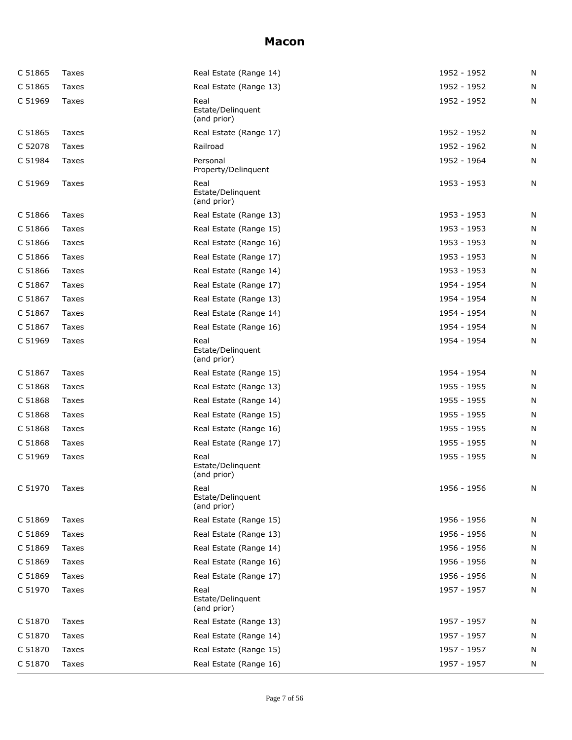# Macon

| | | | | |
|---|---|---|---|---|
| C 51865 | Taxes | Real Estate (Range 14) | 1952 - 1952 | N |
| C 51865 | Taxes | Real Estate (Range 13) | 1952 - 1952 | N |
| C 51969 | Taxes | Real Estate/Delinquent (and prior) | 1952 - 1952 | N |
| C 51865 | Taxes | Real Estate (Range 17) | 1952 - 1952 | N |
| C 52078 | Taxes | Railroad | 1952 - 1962 | N |
| C 51984 | Taxes | Personal Property/Delinquent | 1952 - 1964 | N |
| C 51969 | Taxes | Real Estate/Delinquent (and prior) | 1953 - 1953 | N |
| C 51866 | Taxes | Real Estate (Range 13) | 1953 - 1953 | N |
| C 51866 | Taxes | Real Estate (Range 15) | 1953 - 1953 | N |
| C 51866 | Taxes | Real Estate (Range 16) | 1953 - 1953 | N |
| C 51866 | Taxes | Real Estate (Range 17) | 1953 - 1953 | N |
| C 51866 | Taxes | Real Estate (Range 14) | 1953 - 1953 | N |
| C 51867 | Taxes | Real Estate (Range 17) | 1954 - 1954 | N |
| C 51867 | Taxes | Real Estate (Range 13) | 1954 - 1954 | N |
| C 51867 | Taxes | Real Estate (Range 14) | 1954 - 1954 | N |
| C 51867 | Taxes | Real Estate (Range 16) | 1954 - 1954 | N |
| C 51969 | Taxes | Real Estate/Delinquent (and prior) | 1954 - 1954 | N |
| C 51867 | Taxes | Real Estate (Range 15) | 1954 - 1954 | N |
| C 51868 | Taxes | Real Estate (Range 13) | 1955 - 1955 | N |
| C 51868 | Taxes | Real Estate (Range 14) | 1955 - 1955 | N |
| C 51868 | Taxes | Real Estate (Range 15) | 1955 - 1955 | N |
| C 51868 | Taxes | Real Estate (Range 16) | 1955 - 1955 | N |
| C 51868 | Taxes | Real Estate (Range 17) | 1955 - 1955 | N |
| C 51969 | Taxes | Real Estate/Delinquent (and prior) | 1955 - 1955 | N |
| C 51970 | Taxes | Real Estate/Delinquent (and prior) | 1956 - 1956 | N |
| C 51869 | Taxes | Real Estate (Range 15) | 1956 - 1956 | N |
| C 51869 | Taxes | Real Estate (Range 13) | 1956 - 1956 | N |
| C 51869 | Taxes | Real Estate (Range 14) | 1956 - 1956 | N |
| C 51869 | Taxes | Real Estate (Range 16) | 1956 - 1956 | N |
| C 51869 | Taxes | Real Estate (Range 17) | 1956 - 1956 | N |
| C 51970 | Taxes | Real Estate/Delinquent (and prior) | 1957 - 1957 | N |
| C 51870 | Taxes | Real Estate (Range 13) | 1957 - 1957 | N |
| C 51870 | Taxes | Real Estate (Range 14) | 1957 - 1957 | N |
| C 51870 | Taxes | Real Estate (Range 15) | 1957 - 1957 | N |
| C 51870 | Taxes | Real Estate (Range 16) | 1957 - 1957 | N |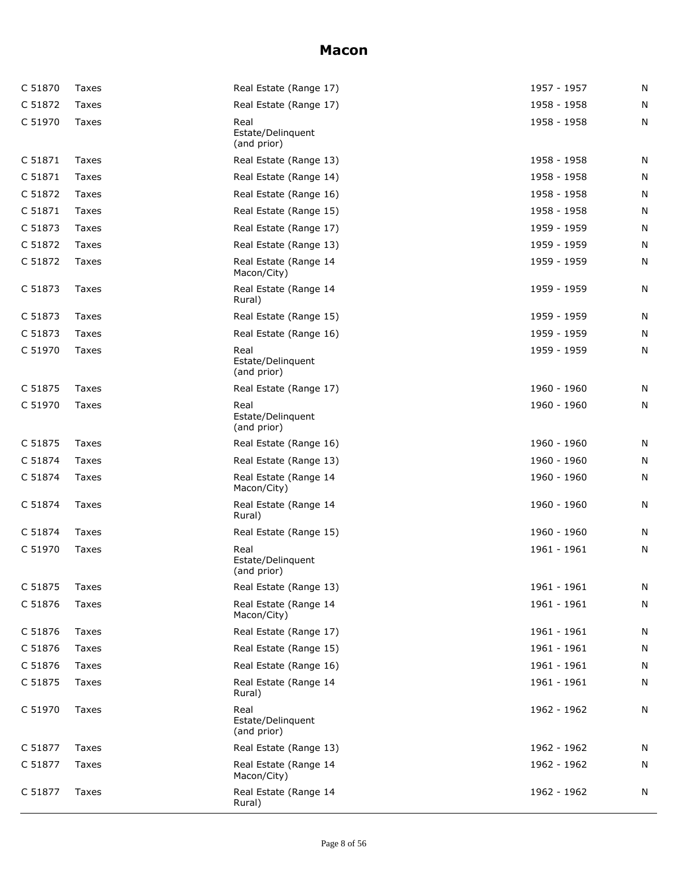# Macon

| | | | | |
|---|---|---|---|---|
| C 51870 | Taxes | Real Estate (Range 17) | 1957 - 1957 | N |
| C 51872 | Taxes | Real Estate (Range 17) | 1958 - 1958 | N |
| C 51970 | Taxes | Real Estate/Delinquent (and prior) | 1958 - 1958 | N |
| C 51871 | Taxes | Real Estate (Range 13) | 1958 - 1958 | N |
| C 51871 | Taxes | Real Estate (Range 14) | 1958 - 1958 | N |
| C 51872 | Taxes | Real Estate (Range 16) | 1958 - 1958 | N |
| C 51871 | Taxes | Real Estate (Range 15) | 1958 - 1958 | N |
| C 51873 | Taxes | Real Estate (Range 17) | 1959 - 1959 | N |
| C 51872 | Taxes | Real Estate (Range 13) | 1959 - 1959 | N |
| C 51872 | Taxes | Real Estate (Range 14 Macon/City) | 1959 - 1959 | N |
| C 51873 | Taxes | Real Estate (Range 14 Rural) | 1959 - 1959 | N |
| C 51873 | Taxes | Real Estate (Range 15) | 1959 - 1959 | N |
| C 51873 | Taxes | Real Estate (Range 16) | 1959 - 1959 | N |
| C 51970 | Taxes | Real Estate/Delinquent (and prior) | 1959 - 1959 | N |
| C 51875 | Taxes | Real Estate (Range 17) | 1960 - 1960 | N |
| C 51970 | Taxes | Real Estate/Delinquent (and prior) | 1960 - 1960 | N |
| C 51875 | Taxes | Real Estate (Range 16) | 1960 - 1960 | N |
| C 51874 | Taxes | Real Estate (Range 13) | 1960 - 1960 | N |
| C 51874 | Taxes | Real Estate (Range 14 Macon/City) | 1960 - 1960 | N |
| C 51874 | Taxes | Real Estate (Range 14 Rural) | 1960 - 1960 | N |
| C 51874 | Taxes | Real Estate (Range 15) | 1960 - 1960 | N |
| C 51970 | Taxes | Real Estate/Delinquent (and prior) | 1961 - 1961 | N |
| C 51875 | Taxes | Real Estate (Range 13) | 1961 - 1961 | N |
| C 51876 | Taxes | Real Estate (Range 14 Macon/City) | 1961 - 1961 | N |
| C 51876 | Taxes | Real Estate (Range 17) | 1961 - 1961 | N |
| C 51876 | Taxes | Real Estate (Range 15) | 1961 - 1961 | N |
| C 51876 | Taxes | Real Estate (Range 16) | 1961 - 1961 | N |
| C 51875 | Taxes | Real Estate (Range 14 Rural) | 1961 - 1961 | N |
| C 51970 | Taxes | Real Estate/Delinquent (and prior) | 1962 - 1962 | N |
| C 51877 | Taxes | Real Estate (Range 13) | 1962 - 1962 | N |
| C 51877 | Taxes | Real Estate (Range 14 Macon/City) | 1962 - 1962 | N |
| C 51877 | Taxes | Real Estate (Range 14 Rural) | 1962 - 1962 | N |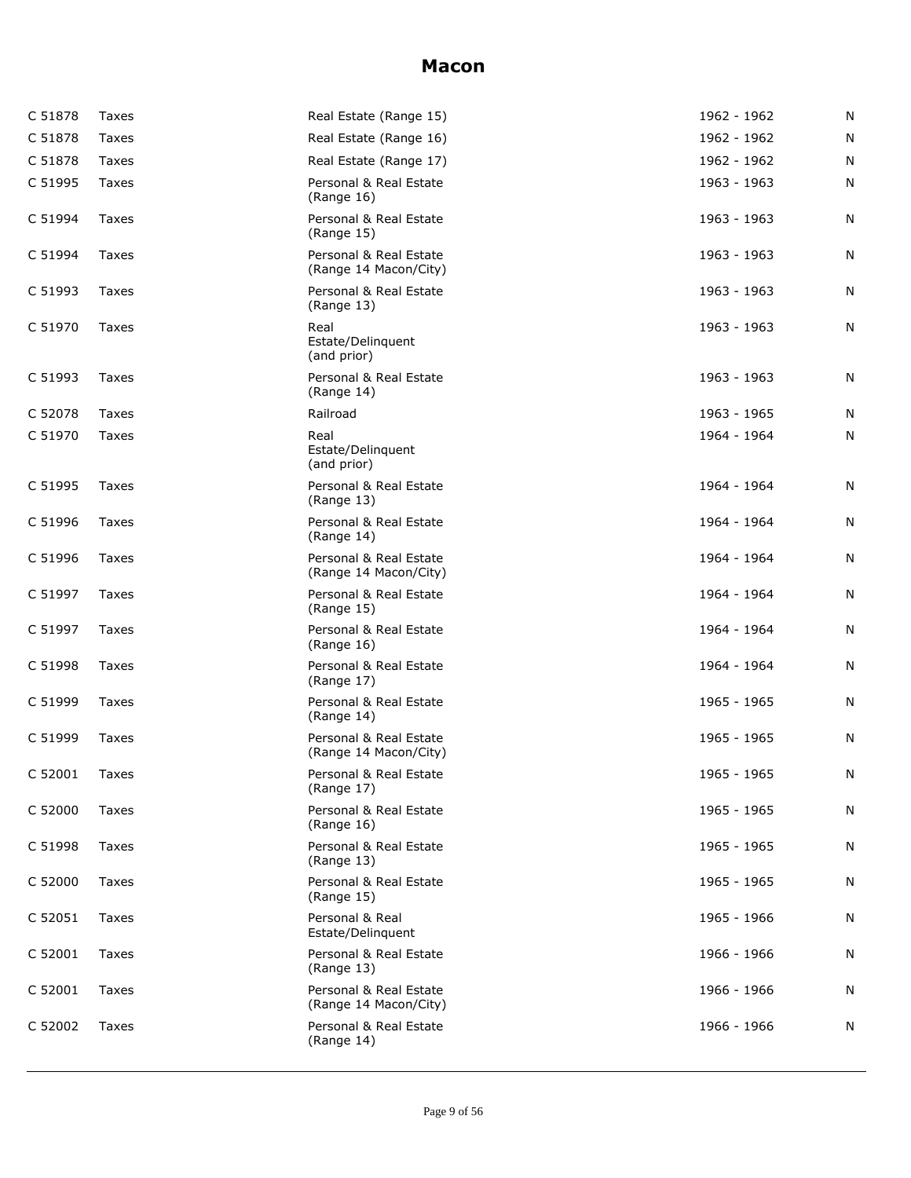# Macon

| | | | | |
|---|---|---|---|---|
| C 51878 | Taxes | Real Estate (Range 15) | 1962 - 1962 | N |
| C 51878 | Taxes | Real Estate (Range 16) | 1962 - 1962 | N |
| C 51878 | Taxes | Real Estate (Range 17) | 1962 - 1962 | N |
| C 51995 | Taxes | Personal & Real Estate (Range 16) | 1963 - 1963 | N |
| C 51994 | Taxes | Personal & Real Estate (Range 15) | 1963 - 1963 | N |
| C 51994 | Taxes | Personal & Real Estate (Range 14 Macon/City) | 1963 - 1963 | N |
| C 51993 | Taxes | Personal & Real Estate (Range 13) | 1963 - 1963 | N |
| C 51970 | Taxes | Real Estate/Delinquent (and prior) | 1963 - 1963 | N |
| C 51993 | Taxes | Personal & Real Estate (Range 14) | 1963 - 1963 | N |
| C 52078 | Taxes | Railroad | 1963 - 1965 | N |
| C 51970 | Taxes | Real Estate/Delinquent (and prior) | 1964 - 1964 | N |
| C 51995 | Taxes | Personal & Real Estate (Range 13) | 1964 - 1964 | N |
| C 51996 | Taxes | Personal & Real Estate (Range 14) | 1964 - 1964 | N |
| C 51996 | Taxes | Personal & Real Estate (Range 14 Macon/City) | 1964 - 1964 | N |
| C 51997 | Taxes | Personal & Real Estate (Range 15) | 1964 - 1964 | N |
| C 51997 | Taxes | Personal & Real Estate (Range 16) | 1964 - 1964 | N |
| C 51998 | Taxes | Personal & Real Estate (Range 17) | 1964 - 1964 | N |
| C 51999 | Taxes | Personal & Real Estate (Range 14) | 1965 - 1965 | N |
| C 51999 | Taxes | Personal & Real Estate (Range 14 Macon/City) | 1965 - 1965 | N |
| C 52001 | Taxes | Personal & Real Estate (Range 17) | 1965 - 1965 | N |
| C 52000 | Taxes | Personal & Real Estate (Range 16) | 1965 - 1965 | N |
| C 51998 | Taxes | Personal & Real Estate (Range 13) | 1965 - 1965 | N |
| C 52000 | Taxes | Personal & Real Estate (Range 15) | 1965 - 1965 | N |
| C 52051 | Taxes | Personal & Real Estate/Delinquent | 1965 - 1966 | N |
| C 52001 | Taxes | Personal & Real Estate (Range 13) | 1966 - 1966 | N |
| C 52001 | Taxes | Personal & Real Estate (Range 14 Macon/City) | 1966 - 1966 | N |
| C 52002 | Taxes | Personal & Real Estate (Range 14) | 1966 - 1966 | N |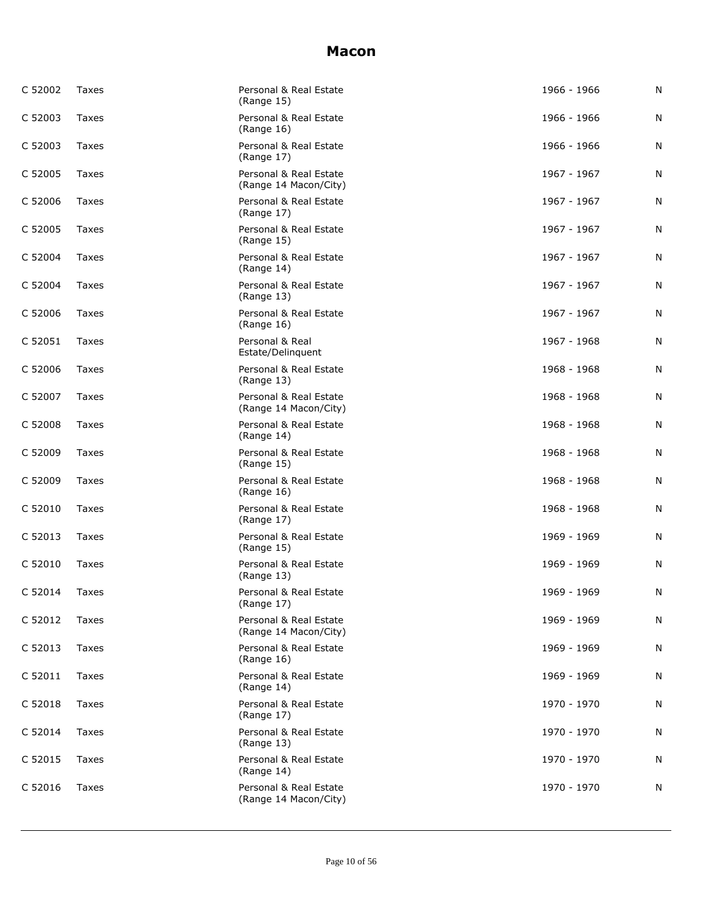# Macon

| | | | | |
|---|---|---|---|---|
| C 52002 | Taxes | Personal & Real Estate (Range 15) | 1966 - 1966 | N |
| C 52003 | Taxes | Personal & Real Estate (Range 16) | 1966 - 1966 | N |
| C 52003 | Taxes | Personal & Real Estate (Range 17) | 1966 - 1966 | N |
| C 52005 | Taxes | Personal & Real Estate (Range 14 Macon/City) | 1967 - 1967 | N |
| C 52006 | Taxes | Personal & Real Estate (Range 17) | 1967 - 1967 | N |
| C 52005 | Taxes | Personal & Real Estate (Range 15) | 1967 - 1967 | N |
| C 52004 | Taxes | Personal & Real Estate (Range 14) | 1967 - 1967 | N |
| C 52004 | Taxes | Personal & Real Estate (Range 13) | 1967 - 1967 | N |
| C 52006 | Taxes | Personal & Real Estate (Range 16) | 1967 - 1967 | N |
| C 52051 | Taxes | Personal & Real Estate/Delinquent | 1967 - 1968 | N |
| C 52006 | Taxes | Personal & Real Estate (Range 13) | 1968 - 1968 | N |
| C 52007 | Taxes | Personal & Real Estate (Range 14 Macon/City) | 1968 - 1968 | N |
| C 52008 | Taxes | Personal & Real Estate (Range 14) | 1968 - 1968 | N |
| C 52009 | Taxes | Personal & Real Estate (Range 15) | 1968 - 1968 | N |
| C 52009 | Taxes | Personal & Real Estate (Range 16) | 1968 - 1968 | N |
| C 52010 | Taxes | Personal & Real Estate (Range 17) | 1968 - 1968 | N |
| C 52013 | Taxes | Personal & Real Estate (Range 15) | 1969 - 1969 | N |
| C 52010 | Taxes | Personal & Real Estate (Range 13) | 1969 - 1969 | N |
| C 52014 | Taxes | Personal & Real Estate (Range 17) | 1969 - 1969 | N |
| C 52012 | Taxes | Personal & Real Estate (Range 14 Macon/City) | 1969 - 1969 | N |
| C 52013 | Taxes | Personal & Real Estate (Range 16) | 1969 - 1969 | N |
| C 52011 | Taxes | Personal & Real Estate (Range 14) | 1969 - 1969 | N |
| C 52018 | Taxes | Personal & Real Estate (Range 17) | 1970 - 1970 | N |
| C 52014 | Taxes | Personal & Real Estate (Range 13) | 1970 - 1970 | N |
| C 52015 | Taxes | Personal & Real Estate (Range 14) | 1970 - 1970 | N |
| C 52016 | Taxes | Personal & Real Estate (Range 14 Macon/City) | 1970 - 1970 | N |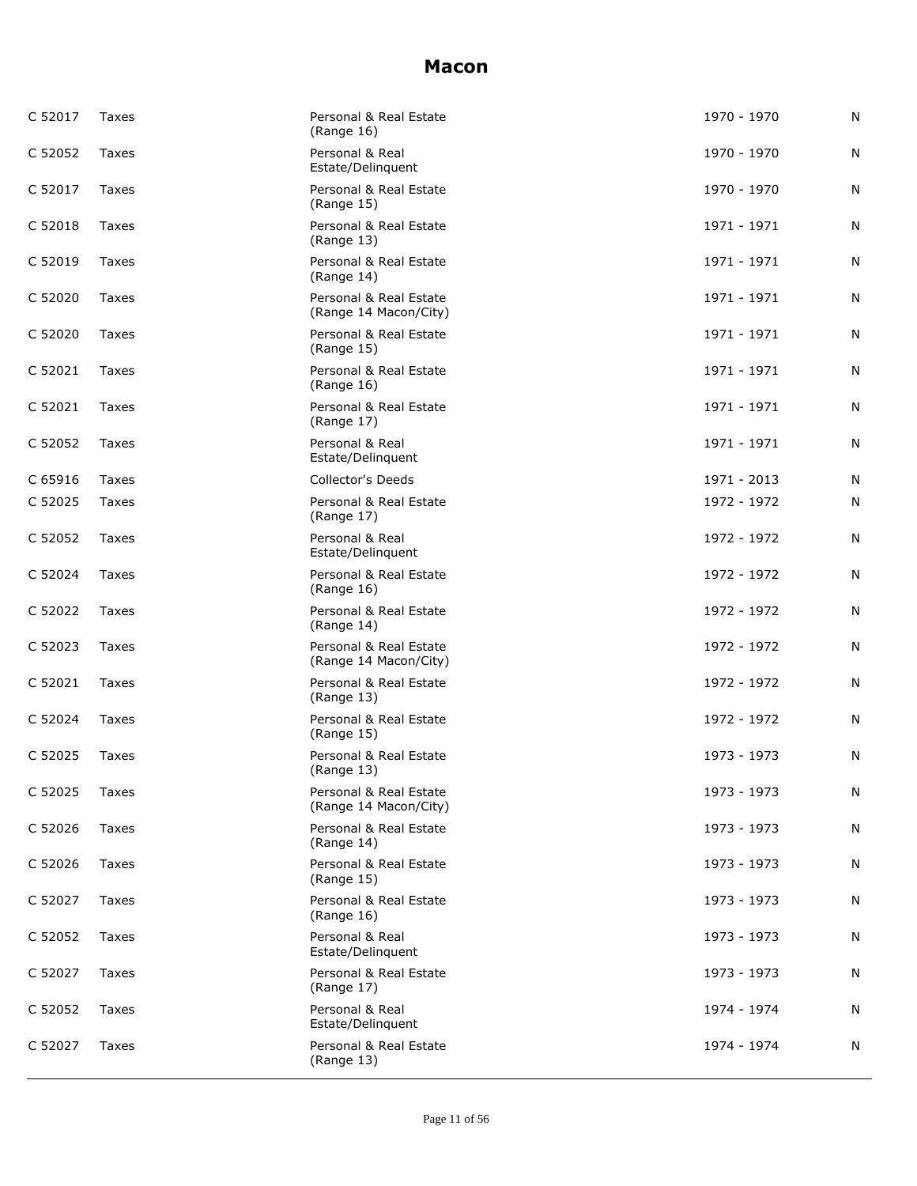# Macon

| | | | | |
|---|---|---|---|---|
| C 52017 | Taxes | Personal & Real Estate (Range 16) | 1970 - 1970 | N |
| C 52052 | Taxes | Personal & Real Estate/Delinquent | 1970 - 1970 | N |
| C 52017 | Taxes | Personal & Real Estate (Range 15) | 1970 - 1970 | N |
| C 52018 | Taxes | Personal & Real Estate (Range 13) | 1971 - 1971 | N |
| C 52019 | Taxes | Personal & Real Estate (Range 14) | 1971 - 1971 | N |
| C 52020 | Taxes | Personal & Real Estate (Range 14 Macon/City) | 1971 - 1971 | N |
| C 52020 | Taxes | Personal & Real Estate (Range 15) | 1971 - 1971 | N |
| C 52021 | Taxes | Personal & Real Estate (Range 16) | 1971 - 1971 | N |
| C 52021 | Taxes | Personal & Real Estate (Range 17) | 1971 - 1971 | N |
| C 52052 | Taxes | Personal & Real Estate/Delinquent | 1971 - 1971 | N |
| C 65916 | Taxes | Collector's Deeds | 1971 - 2013 | N |
| C 52025 | Taxes | Personal & Real Estate (Range 17) | 1972 - 1972 | N |
| C 52052 | Taxes | Personal & Real Estate/Delinquent | 1972 - 1972 | N |
| C 52024 | Taxes | Personal & Real Estate (Range 16) | 1972 - 1972 | N |
| C 52022 | Taxes | Personal & Real Estate (Range 14) | 1972 - 1972 | N |
| C 52023 | Taxes | Personal & Real Estate (Range 14 Macon/City) | 1972 - 1972 | N |
| C 52021 | Taxes | Personal & Real Estate (Range 13) | 1972 - 1972 | N |
| C 52024 | Taxes | Personal & Real Estate (Range 15) | 1972 - 1972 | N |
| C 52025 | Taxes | Personal & Real Estate (Range 13) | 1973 - 1973 | N |
| C 52025 | Taxes | Personal & Real Estate (Range 14 Macon/City) | 1973 - 1973 | N |
| C 52026 | Taxes | Personal & Real Estate (Range 14) | 1973 - 1973 | N |
| C 52026 | Taxes | Personal & Real Estate (Range 15) | 1973 - 1973 | N |
| C 52027 | Taxes | Personal & Real Estate (Range 16) | 1973 - 1973 | N |
| C 52052 | Taxes | Personal & Real Estate/Delinquent | 1973 - 1973 | N |
| C 52027 | Taxes | Personal & Real Estate (Range 17) | 1973 - 1973 | N |
| C 52052 | Taxes | Personal & Real Estate/Delinquent | 1974 - 1974 | N |
| C 52027 | Taxes | Personal & Real Estate (Range 13) | 1974 - 1974 | N |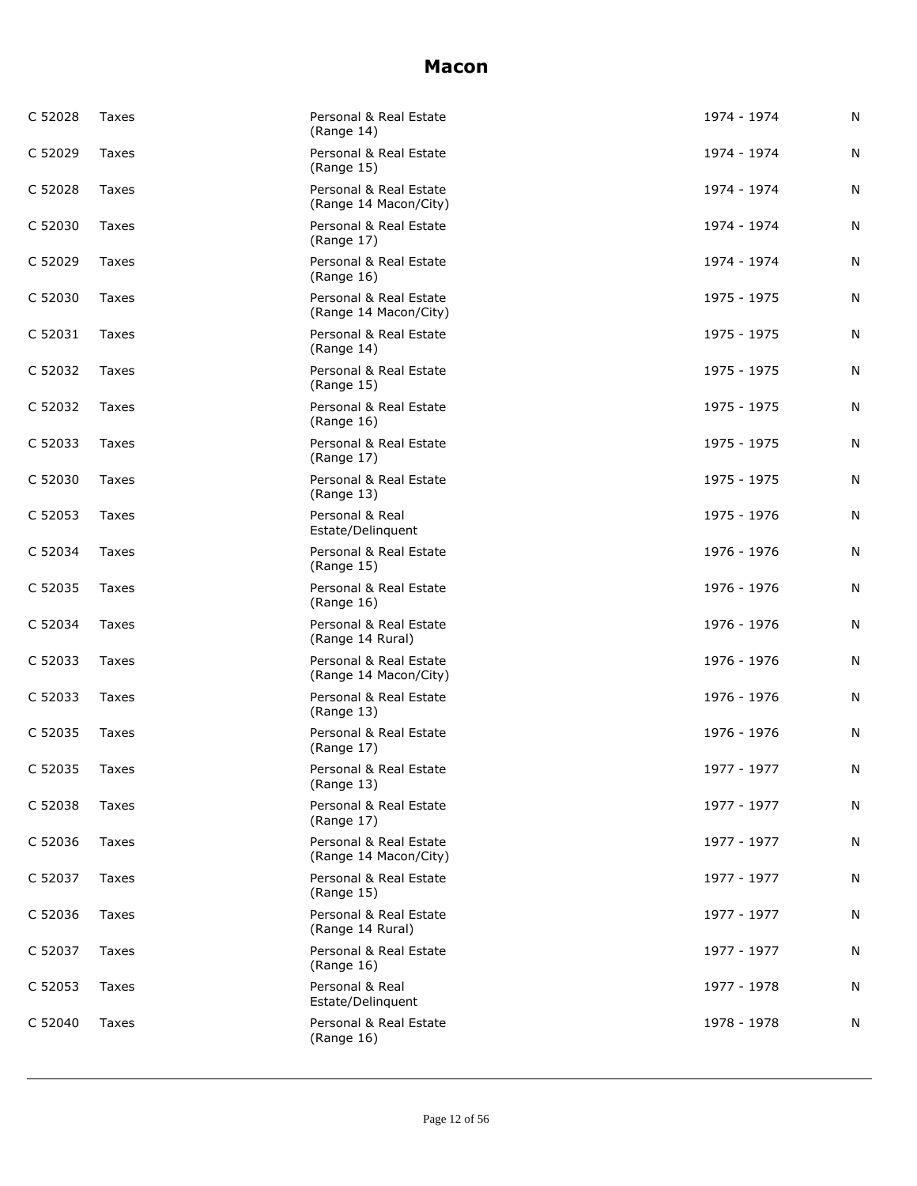# Macon

| | | | | |
|---|---|---|---|---|
| C 52028 | Taxes | Personal & Real Estate (Range 14) | 1974 - 1974 | N |
| C 52029 | Taxes | Personal & Real Estate (Range 15) | 1974 - 1974 | N |
| C 52028 | Taxes | Personal & Real Estate (Range 14 Macon/City) | 1974 - 1974 | N |
| C 52030 | Taxes | Personal & Real Estate (Range 17) | 1974 - 1974 | N |
| C 52029 | Taxes | Personal & Real Estate (Range 16) | 1974 - 1974 | N |
| C 52030 | Taxes | Personal & Real Estate (Range 14 Macon/City) | 1975 - 1975 | N |
| C 52031 | Taxes | Personal & Real Estate (Range 14) | 1975 - 1975 | N |
| C 52032 | Taxes | Personal & Real Estate (Range 15) | 1975 - 1975 | N |
| C 52032 | Taxes | Personal & Real Estate (Range 16) | 1975 - 1975 | N |
| C 52033 | Taxes | Personal & Real Estate (Range 17) | 1975 - 1975 | N |
| C 52030 | Taxes | Personal & Real Estate (Range 13) | 1975 - 1975 | N |
| C 52053 | Taxes | Personal & Real Estate/Delinquent | 1975 - 1976 | N |
| C 52034 | Taxes | Personal & Real Estate (Range 15) | 1976 - 1976 | N |
| C 52035 | Taxes | Personal & Real Estate (Range 16) | 1976 - 1976 | N |
| C 52034 | Taxes | Personal & Real Estate (Range 14 Rural) | 1976 - 1976 | N |
| C 52033 | Taxes | Personal & Real Estate (Range 14 Macon/City) | 1976 - 1976 | N |
| C 52033 | Taxes | Personal & Real Estate (Range 13) | 1976 - 1976 | N |
| C 52035 | Taxes | Personal & Real Estate (Range 17) | 1976 - 1976 | N |
| C 52035 | Taxes | Personal & Real Estate (Range 13) | 1977 - 1977 | N |
| C 52038 | Taxes | Personal & Real Estate (Range 17) | 1977 - 1977 | N |
| C 52036 | Taxes | Personal & Real Estate (Range 14 Macon/City) | 1977 - 1977 | N |
| C 52037 | Taxes | Personal & Real Estate (Range 15) | 1977 - 1977 | N |
| C 52036 | Taxes | Personal & Real Estate (Range 14 Rural) | 1977 - 1977 | N |
| C 52037 | Taxes | Personal & Real Estate (Range 16) | 1977 - 1977 | N |
| C 52053 | Taxes | Personal & Real Estate/Delinquent | 1977 - 1978 | N |
| C 52040 | Taxes | Personal & Real Estate (Range 16) | 1978 - 1978 | N |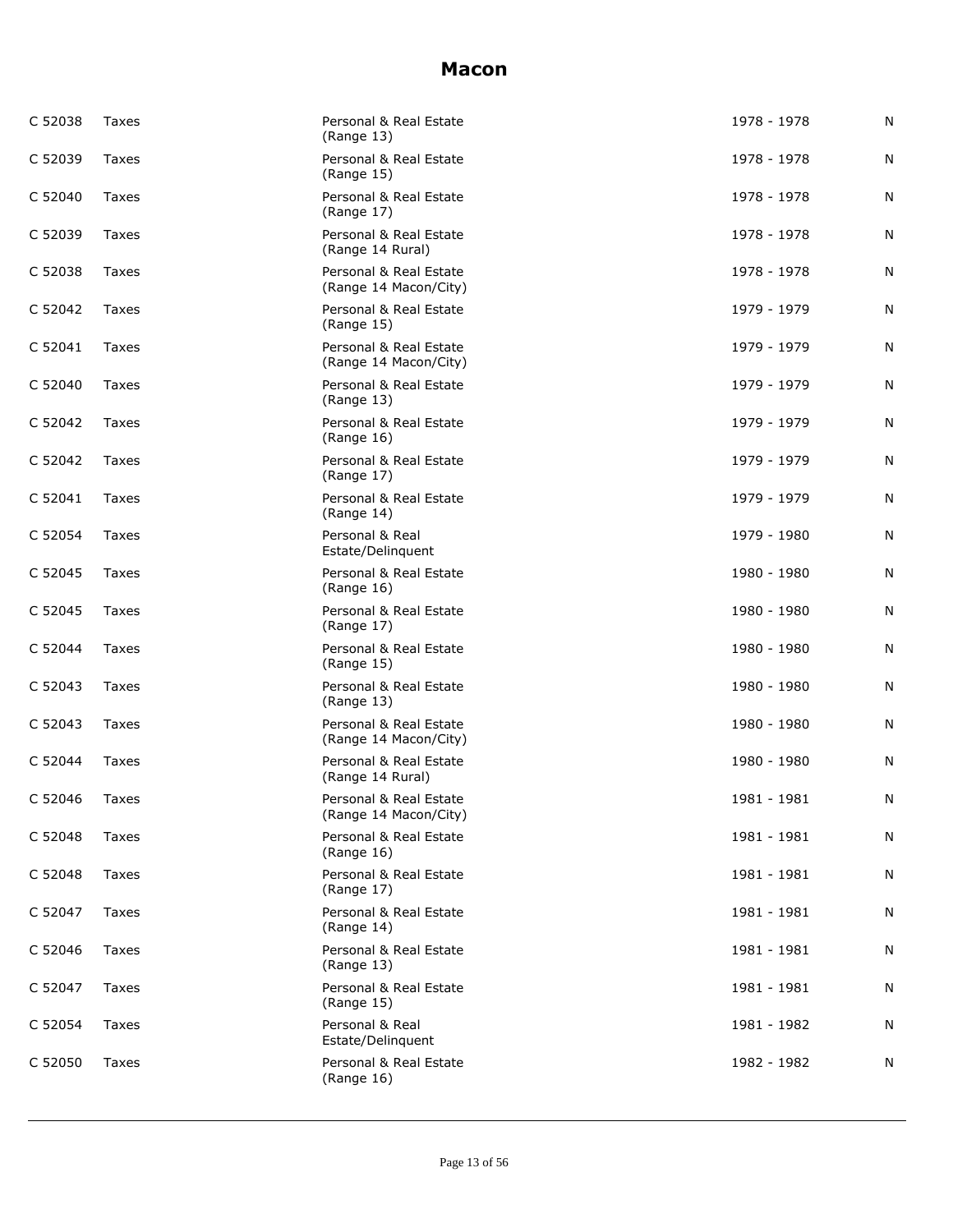## Macon

| | | | | |
|---|---|---|---|---|
| C 52038 | Taxes | Personal & Real Estate (Range 13) | 1978 - 1978 | N |
| C 52039 | Taxes | Personal & Real Estate (Range 15) | 1978 - 1978 | N |
| C 52040 | Taxes | Personal & Real Estate (Range 17) | 1978 - 1978 | N |
| C 52039 | Taxes | Personal & Real Estate (Range 14 Rural) | 1978 - 1978 | N |
| C 52038 | Taxes | Personal & Real Estate (Range 14 Macon/City) | 1978 - 1978 | N |
| C 52042 | Taxes | Personal & Real Estate (Range 15) | 1979 - 1979 | N |
| C 52041 | Taxes | Personal & Real Estate (Range 14 Macon/City) | 1979 - 1979 | N |
| C 52040 | Taxes | Personal & Real Estate (Range 13) | 1979 - 1979 | N |
| C 52042 | Taxes | Personal & Real Estate (Range 16) | 1979 - 1979 | N |
| C 52042 | Taxes | Personal & Real Estate (Range 17) | 1979 - 1979 | N |
| C 52041 | Taxes | Personal & Real Estate (Range 14) | 1979 - 1979 | N |
| C 52054 | Taxes | Personal & Real Estate/Delinquent | 1979 - 1980 | N |
| C 52045 | Taxes | Personal & Real Estate (Range 16) | 1980 - 1980 | N |
| C 52045 | Taxes | Personal & Real Estate (Range 17) | 1980 - 1980 | N |
| C 52044 | Taxes | Personal & Real Estate (Range 15) | 1980 - 1980 | N |
| C 52043 | Taxes | Personal & Real Estate (Range 13) | 1980 - 1980 | N |
| C 52043 | Taxes | Personal & Real Estate (Range 14 Macon/City) | 1980 - 1980 | N |
| C 52044 | Taxes | Personal & Real Estate (Range 14 Rural) | 1980 - 1980 | N |
| C 52046 | Taxes | Personal & Real Estate (Range 14 Macon/City) | 1981 - 1981 | N |
| C 52048 | Taxes | Personal & Real Estate (Range 16) | 1981 - 1981 | N |
| C 52048 | Taxes | Personal & Real Estate (Range 17) | 1981 - 1981 | N |
| C 52047 | Taxes | Personal & Real Estate (Range 14) | 1981 - 1981 | N |
| C 52046 | Taxes | Personal & Real Estate (Range 13) | 1981 - 1981 | N |
| C 52047 | Taxes | Personal & Real Estate (Range 15) | 1981 - 1981 | N |
| C 52054 | Taxes | Personal & Real Estate/Delinquent | 1981 - 1982 | N |
| C 52050 | Taxes | Personal & Real Estate (Range 16) | 1982 - 1982 | N |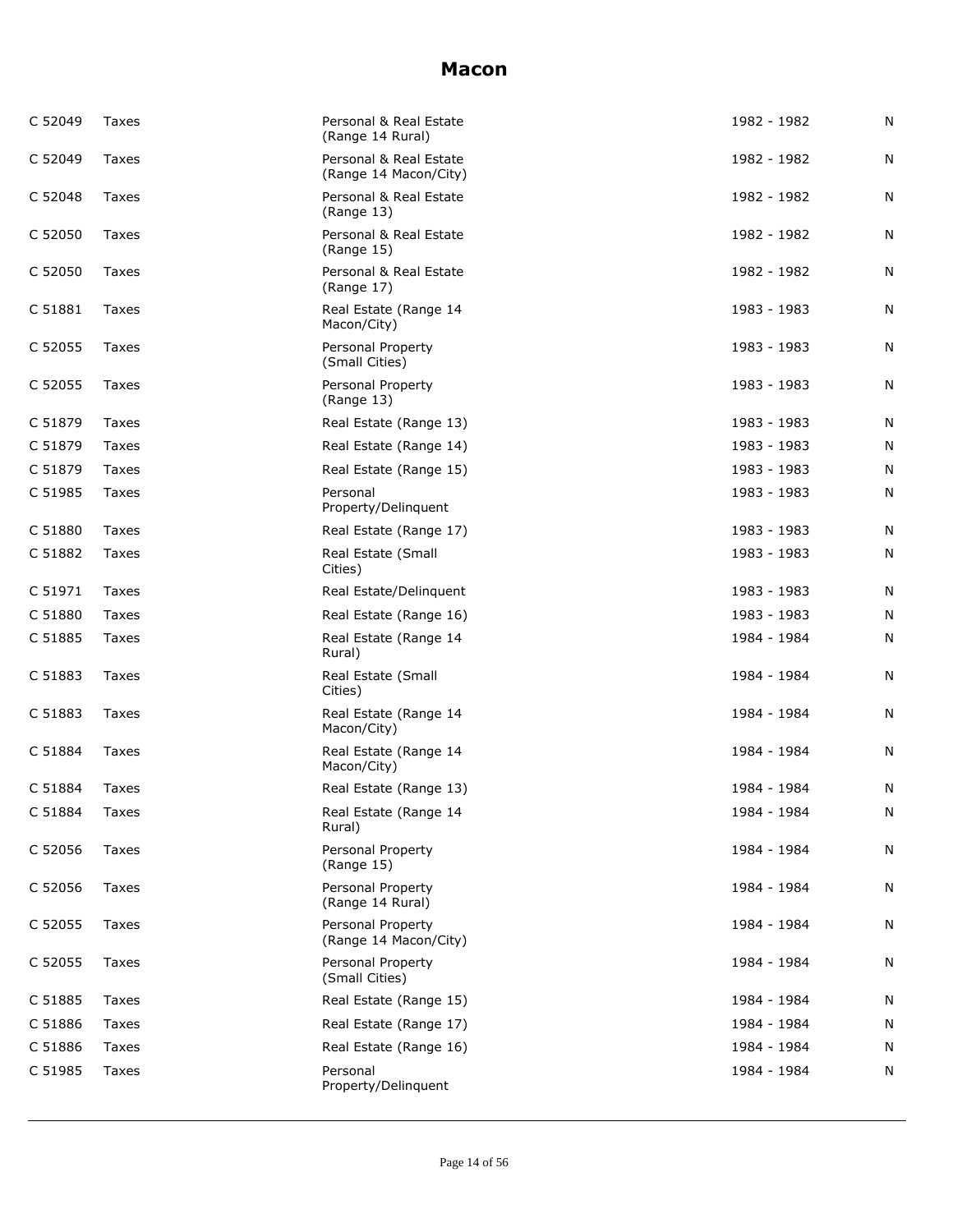# Macon

| | | | | |
|---|---|---|---|---|
| C 52049 | Taxes | Personal & Real Estate (Range 14 Rural) | 1982 - 1982 | N |
| C 52049 | Taxes | Personal & Real Estate (Range 14 Macon/City) | 1982 - 1982 | N |
| C 52048 | Taxes | Personal & Real Estate (Range 13) | 1982 - 1982 | N |
| C 52050 | Taxes | Personal & Real Estate (Range 15) | 1982 - 1982 | N |
| C 52050 | Taxes | Personal & Real Estate (Range 17) | 1982 - 1982 | N |
| C 51881 | Taxes | Real Estate (Range 14 Macon/City) | 1983 - 1983 | N |
| C 52055 | Taxes | Personal Property (Small Cities) | 1983 - 1983 | N |
| C 52055 | Taxes | Personal Property (Range 13) | 1983 - 1983 | N |
| C 51879 | Taxes | Real Estate (Range 13) | 1983 - 1983 | N |
| C 51879 | Taxes | Real Estate (Range 14) | 1983 - 1983 | N |
| C 51879 | Taxes | Real Estate (Range 15) | 1983 - 1983 | N |
| C 51985 | Taxes | Personal Property/Delinquent | 1983 - 1983 | N |
| C 51880 | Taxes | Real Estate (Range 17) | 1983 - 1983 | N |
| C 51882 | Taxes | Real Estate (Small Cities) | 1983 - 1983 | N |
| C 51971 | Taxes | Real Estate/Delinquent | 1983 - 1983 | N |
| C 51880 | Taxes | Real Estate (Range 16) | 1983 - 1983 | N |
| C 51885 | Taxes | Real Estate (Range 14 Rural) | 1984 - 1984 | N |
| C 51883 | Taxes | Real Estate (Small Cities) | 1984 - 1984 | N |
| C 51883 | Taxes | Real Estate (Range 14 Macon/City) | 1984 - 1984 | N |
| C 51884 | Taxes | Real Estate (Range 14 Macon/City) | 1984 - 1984 | N |
| C 51884 | Taxes | Real Estate (Range 13) | 1984 - 1984 | N |
| C 51884 | Taxes | Real Estate (Range 14 Rural) | 1984 - 1984 | N |
| C 52056 | Taxes | Personal Property (Range 15) | 1984 - 1984 | N |
| C 52056 | Taxes | Personal Property (Range 14 Rural) | 1984 - 1984 | N |
| C 52055 | Taxes | Personal Property (Range 14 Macon/City) | 1984 - 1984 | N |
| C 52055 | Taxes | Personal Property (Small Cities) | 1984 - 1984 | N |
| C 51885 | Taxes | Real Estate (Range 15) | 1984 - 1984 | N |
| C 51886 | Taxes | Real Estate (Range 17) | 1984 - 1984 | N |
| C 51886 | Taxes | Real Estate (Range 16) | 1984 - 1984 | N |
| C 51985 | Taxes | Personal Property/Delinquent | 1984 - 1984 | N |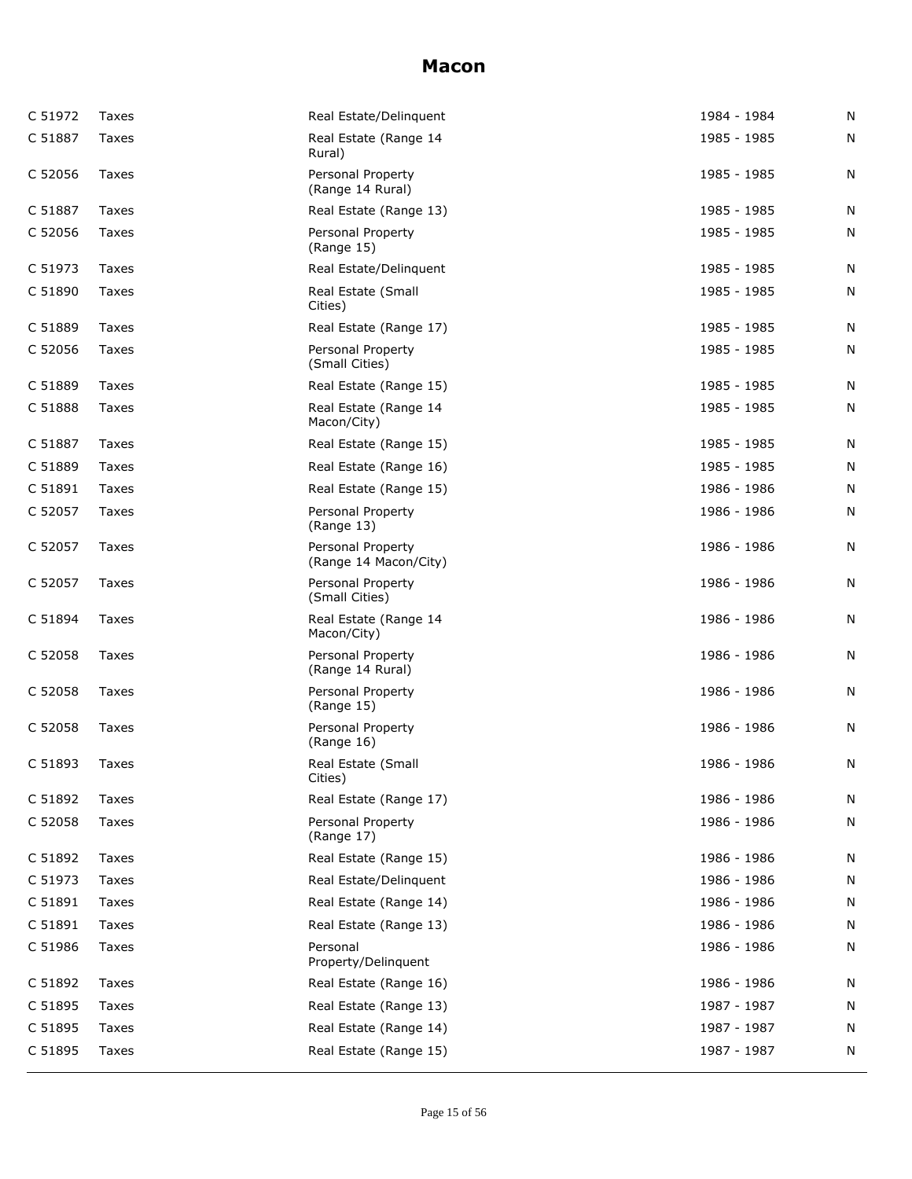# Macon

| | | | | |
|---|---|---|---|---|
| C 51972 | Taxes | Real Estate/Delinquent | 1984 - 1984 | N |
| C 51887 | Taxes | Real Estate (Range 14 Rural) | 1985 - 1985 | N |
| C 52056 | Taxes | Personal Property (Range 14 Rural) | 1985 - 1985 | N |
| C 51887 | Taxes | Real Estate (Range 13) | 1985 - 1985 | N |
| C 52056 | Taxes | Personal Property (Range 15) | 1985 - 1985 | N |
| C 51973 | Taxes | Real Estate/Delinquent | 1985 - 1985 | N |
| C 51890 | Taxes | Real Estate (Small Cities) | 1985 - 1985 | N |
| C 51889 | Taxes | Real Estate (Range 17) | 1985 - 1985 | N |
| C 52056 | Taxes | Personal Property (Small Cities) | 1985 - 1985 | N |
| C 51889 | Taxes | Real Estate (Range 15) | 1985 - 1985 | N |
| C 51888 | Taxes | Real Estate (Range 14 Macon/City) | 1985 - 1985 | N |
| C 51887 | Taxes | Real Estate (Range 15) | 1985 - 1985 | N |
| C 51889 | Taxes | Real Estate (Range 16) | 1985 - 1985 | N |
| C 51891 | Taxes | Real Estate (Range 15) | 1986 - 1986 | N |
| C 52057 | Taxes | Personal Property (Range 13) | 1986 - 1986 | N |
| C 52057 | Taxes | Personal Property (Range 14 Macon/City) | 1986 - 1986 | N |
| C 52057 | Taxes | Personal Property (Small Cities) | 1986 - 1986 | N |
| C 51894 | Taxes | Real Estate (Range 14 Macon/City) | 1986 - 1986 | N |
| C 52058 | Taxes | Personal Property (Range 14 Rural) | 1986 - 1986 | N |
| C 52058 | Taxes | Personal Property (Range 15) | 1986 - 1986 | N |
| C 52058 | Taxes | Personal Property (Range 16) | 1986 - 1986 | N |
| C 51893 | Taxes | Real Estate (Small Cities) | 1986 - 1986 | N |
| C 51892 | Taxes | Real Estate (Range 17) | 1986 - 1986 | N |
| C 52058 | Taxes | Personal Property (Range 17) | 1986 - 1986 | N |
| C 51892 | Taxes | Real Estate (Range 15) | 1986 - 1986 | N |
| C 51973 | Taxes | Real Estate/Delinquent | 1986 - 1986 | N |
| C 51891 | Taxes | Real Estate (Range 14) | 1986 - 1986 | N |
| C 51891 | Taxes | Real Estate (Range 13) | 1986 - 1986 | N |
| C 51986 | Taxes | Personal Property/Delinquent | 1986 - 1986 | N |
| C 51892 | Taxes | Real Estate (Range 16) | 1986 - 1986 | N |
| C 51895 | Taxes | Real Estate (Range 13) | 1987 - 1987 | N |
| C 51895 | Taxes | Real Estate (Range 14) | 1987 - 1987 | N |
| C 51895 | Taxes | Real Estate (Range 15) | 1987 - 1987 | N |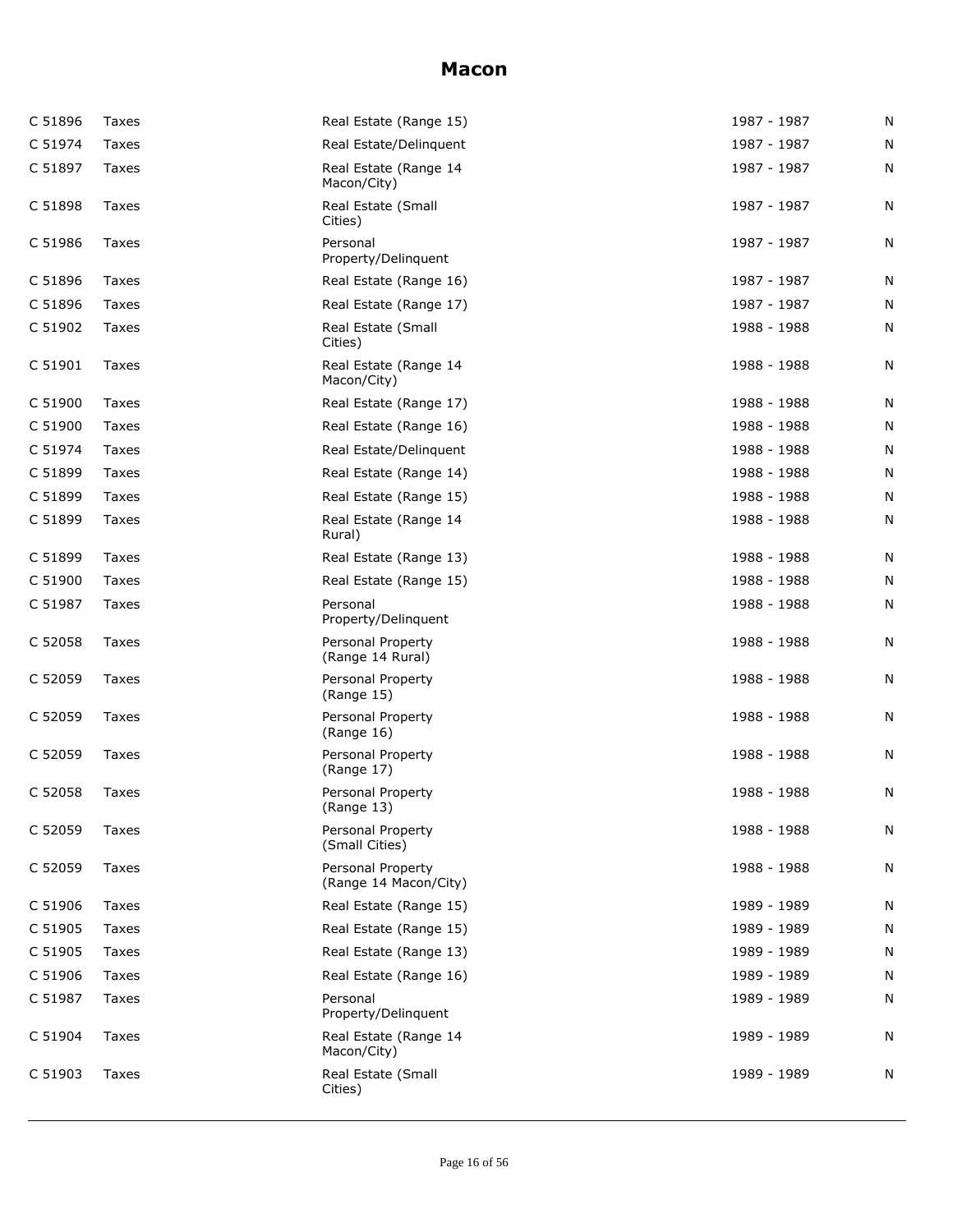# Macon

| | | | | |
|---|---|---|---|---|
| C 51896 | Taxes | Real Estate (Range 15) | 1987 - 1987 | N |
| C 51974 | Taxes | Real Estate/Delinquent | 1987 - 1987 | N |
| C 51897 | Taxes | Real Estate (Range 14 Macon/City) | 1987 - 1987 | N |
| C 51898 | Taxes | Real Estate (Small Cities) | 1987 - 1987 | N |
| C 51986 | Taxes | Personal Property/Delinquent | 1987 - 1987 | N |
| C 51896 | Taxes | Real Estate (Range 16) | 1987 - 1987 | N |
| C 51896 | Taxes | Real Estate (Range 17) | 1987 - 1987 | N |
| C 51902 | Taxes | Real Estate (Small Cities) | 1988 - 1988 | N |
| C 51901 | Taxes | Real Estate (Range 14 Macon/City) | 1988 - 1988 | N |
| C 51900 | Taxes | Real Estate (Range 17) | 1988 - 1988 | N |
| C 51900 | Taxes | Real Estate (Range 16) | 1988 - 1988 | N |
| C 51974 | Taxes | Real Estate/Delinquent | 1988 - 1988 | N |
| C 51899 | Taxes | Real Estate (Range 14) | 1988 - 1988 | N |
| C 51899 | Taxes | Real Estate (Range 15) | 1988 - 1988 | N |
| C 51899 | Taxes | Real Estate (Range 14 Rural) | 1988 - 1988 | N |
| C 51899 | Taxes | Real Estate (Range 13) | 1988 - 1988 | N |
| C 51900 | Taxes | Real Estate (Range 15) | 1988 - 1988 | N |
| C 51987 | Taxes | Personal Property/Delinquent | 1988 - 1988 | N |
| C 52058 | Taxes | Personal Property (Range 14 Rural) | 1988 - 1988 | N |
| C 52059 | Taxes | Personal Property (Range 15) | 1988 - 1988 | N |
| C 52059 | Taxes | Personal Property (Range 16) | 1988 - 1988 | N |
| C 52059 | Taxes | Personal Property (Range 17) | 1988 - 1988 | N |
| C 52058 | Taxes | Personal Property (Range 13) | 1988 - 1988 | N |
| C 52059 | Taxes | Personal Property (Small Cities) | 1988 - 1988 | N |
| C 52059 | Taxes | Personal Property (Range 14 Macon/City) | 1988 - 1988 | N |
| C 51906 | Taxes | Real Estate (Range 15) | 1989 - 1989 | N |
| C 51905 | Taxes | Real Estate (Range 15) | 1989 - 1989 | N |
| C 51905 | Taxes | Real Estate (Range 13) | 1989 - 1989 | N |
| C 51906 | Taxes | Real Estate (Range 16) | 1989 - 1989 | N |
| C 51987 | Taxes | Personal Property/Delinquent | 1989 - 1989 | N |
| C 51904 | Taxes | Real Estate (Range 14 Macon/City) | 1989 - 1989 | N |
| C 51903 | Taxes | Real Estate (Small Cities) | 1989 - 1989 | N |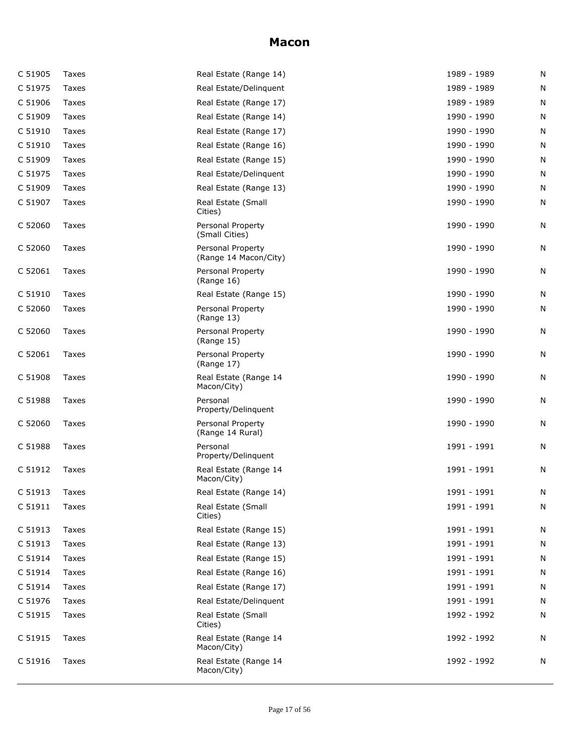# Macon

| | | | | |
|---|---|---|---|---|
| C 51905 | Taxes | Real Estate (Range 14) | 1989 - 1989 | N |
| C 51975 | Taxes | Real Estate/Delinquent | 1989 - 1989 | N |
| C 51906 | Taxes | Real Estate (Range 17) | 1989 - 1989 | N |
| C 51909 | Taxes | Real Estate (Range 14) | 1990 - 1990 | N |
| C 51910 | Taxes | Real Estate (Range 17) | 1990 - 1990 | N |
| C 51910 | Taxes | Real Estate (Range 16) | 1990 - 1990 | N |
| C 51909 | Taxes | Real Estate (Range 15) | 1990 - 1990 | N |
| C 51975 | Taxes | Real Estate/Delinquent | 1990 - 1990 | N |
| C 51909 | Taxes | Real Estate (Range 13) | 1990 - 1990 | N |
| C 51907 | Taxes | Real Estate (Small Cities) | 1990 - 1990 | N |
| C 52060 | Taxes | Personal Property (Small Cities) | 1990 - 1990 | N |
| C 52060 | Taxes | Personal Property (Range 14 Macon/City) | 1990 - 1990 | N |
| C 52061 | Taxes | Personal Property (Range 16) | 1990 - 1990 | N |
| C 51910 | Taxes | Real Estate (Range 15) | 1990 - 1990 | N |
| C 52060 | Taxes | Personal Property (Range 13) | 1990 - 1990 | N |
| C 52060 | Taxes | Personal Property (Range 15) | 1990 - 1990 | N |
| C 52061 | Taxes | Personal Property (Range 17) | 1990 - 1990 | N |
| C 51908 | Taxes | Real Estate (Range 14 Macon/City) | 1990 - 1990 | N |
| C 51988 | Taxes | Personal Property/Delinquent | 1990 - 1990 | N |
| C 52060 | Taxes | Personal Property (Range 14 Rural) | 1990 - 1990 | N |
| C 51988 | Taxes | Personal Property/Delinquent | 1991 - 1991 | N |
| C 51912 | Taxes | Real Estate (Range 14 Macon/City) | 1991 - 1991 | N |
| C 51913 | Taxes | Real Estate (Range 14) | 1991 - 1991 | N |
| C 51911 | Taxes | Real Estate (Small Cities) | 1991 - 1991 | N |
| C 51913 | Taxes | Real Estate (Range 15) | 1991 - 1991 | N |
| C 51913 | Taxes | Real Estate (Range 13) | 1991 - 1991 | N |
| C 51914 | Taxes | Real Estate (Range 15) | 1991 - 1991 | N |
| C 51914 | Taxes | Real Estate (Range 16) | 1991 - 1991 | N |
| C 51914 | Taxes | Real Estate (Range 17) | 1991 - 1991 | N |
| C 51976 | Taxes | Real Estate/Delinquent | 1991 - 1991 | N |
| C 51915 | Taxes | Real Estate (Small Cities) | 1992 - 1992 | N |
| C 51915 | Taxes | Real Estate (Range 14 Macon/City) | 1992 - 1992 | N |
| C 51916 | Taxes | Real Estate (Range 14 Macon/City) | 1992 - 1992 | N |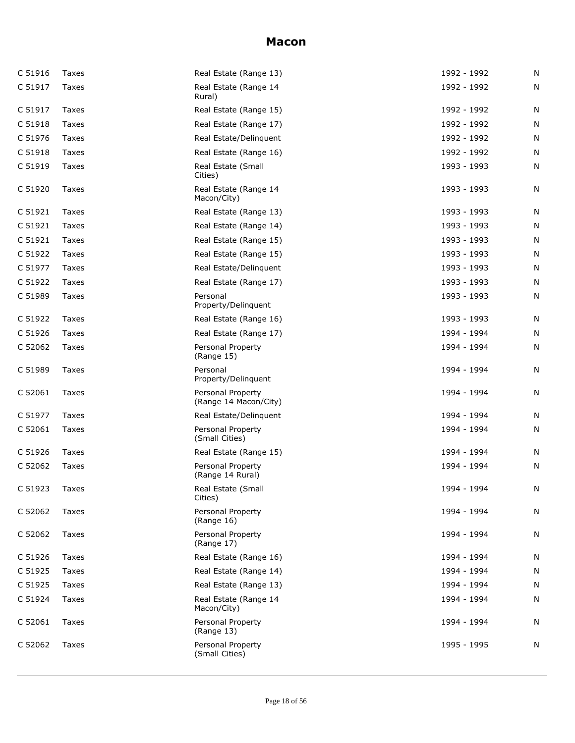# Macon

| | | | | |
|---|---|---|---|---|
| C 51916 | Taxes | Real Estate (Range 13) | 1992 - 1992 | N |
| C 51917 | Taxes | Real Estate (Range 14 Rural) | 1992 - 1992 | N |
| C 51917 | Taxes | Real Estate (Range 15) | 1992 - 1992 | N |
| C 51918 | Taxes | Real Estate (Range 17) | 1992 - 1992 | N |
| C 51976 | Taxes | Real Estate/Delinquent | 1992 - 1992 | N |
| C 51918 | Taxes | Real Estate (Range 16) | 1992 - 1992 | N |
| C 51919 | Taxes | Real Estate (Small Cities) | 1993 - 1993 | N |
| C 51920 | Taxes | Real Estate (Range 14 Macon/City) | 1993 - 1993 | N |
| C 51921 | Taxes | Real Estate (Range 13) | 1993 - 1993 | N |
| C 51921 | Taxes | Real Estate (Range 14) | 1993 - 1993 | N |
| C 51921 | Taxes | Real Estate (Range 15) | 1993 - 1993 | N |
| C 51922 | Taxes | Real Estate (Range 15) | 1993 - 1993 | N |
| C 51977 | Taxes | Real Estate/Delinquent | 1993 - 1993 | N |
| C 51922 | Taxes | Real Estate (Range 17) | 1993 - 1993 | N |
| C 51989 | Taxes | Personal Property/Delinquent | 1993 - 1993 | N |
| C 51922 | Taxes | Real Estate (Range 16) | 1993 - 1993 | N |
| C 51926 | Taxes | Real Estate (Range 17) | 1994 - 1994 | N |
| C 52062 | Taxes | Personal Property (Range 15) | 1994 - 1994 | N |
| C 51989 | Taxes | Personal Property/Delinquent | 1994 - 1994 | N |
| C 52061 | Taxes | Personal Property (Range 14 Macon/City) | 1994 - 1994 | N |
| C 51977 | Taxes | Real Estate/Delinquent | 1994 - 1994 | N |
| C 52061 | Taxes | Personal Property (Small Cities) | 1994 - 1994 | N |
| C 51926 | Taxes | Real Estate (Range 15) | 1994 - 1994 | N |
| C 52062 | Taxes | Personal Property (Range 14 Rural) | 1994 - 1994 | N |
| C 51923 | Taxes | Real Estate (Small Cities) | 1994 - 1994 | N |
| C 52062 | Taxes | Personal Property (Range 16) | 1994 - 1994 | N |
| C 52062 | Taxes | Personal Property (Range 17) | 1994 - 1994 | N |
| C 51926 | Taxes | Real Estate (Range 16) | 1994 - 1994 | N |
| C 51925 | Taxes | Real Estate (Range 14) | 1994 - 1994 | N |
| C 51925 | Taxes | Real Estate (Range 13) | 1994 - 1994 | N |
| C 51924 | Taxes | Real Estate (Range 14 Macon/City) | 1994 - 1994 | N |
| C 52061 | Taxes | Personal Property (Range 13) | 1994 - 1994 | N |
| C 52062 | Taxes | Personal Property (Small Cities) | 1995 - 1995 | N |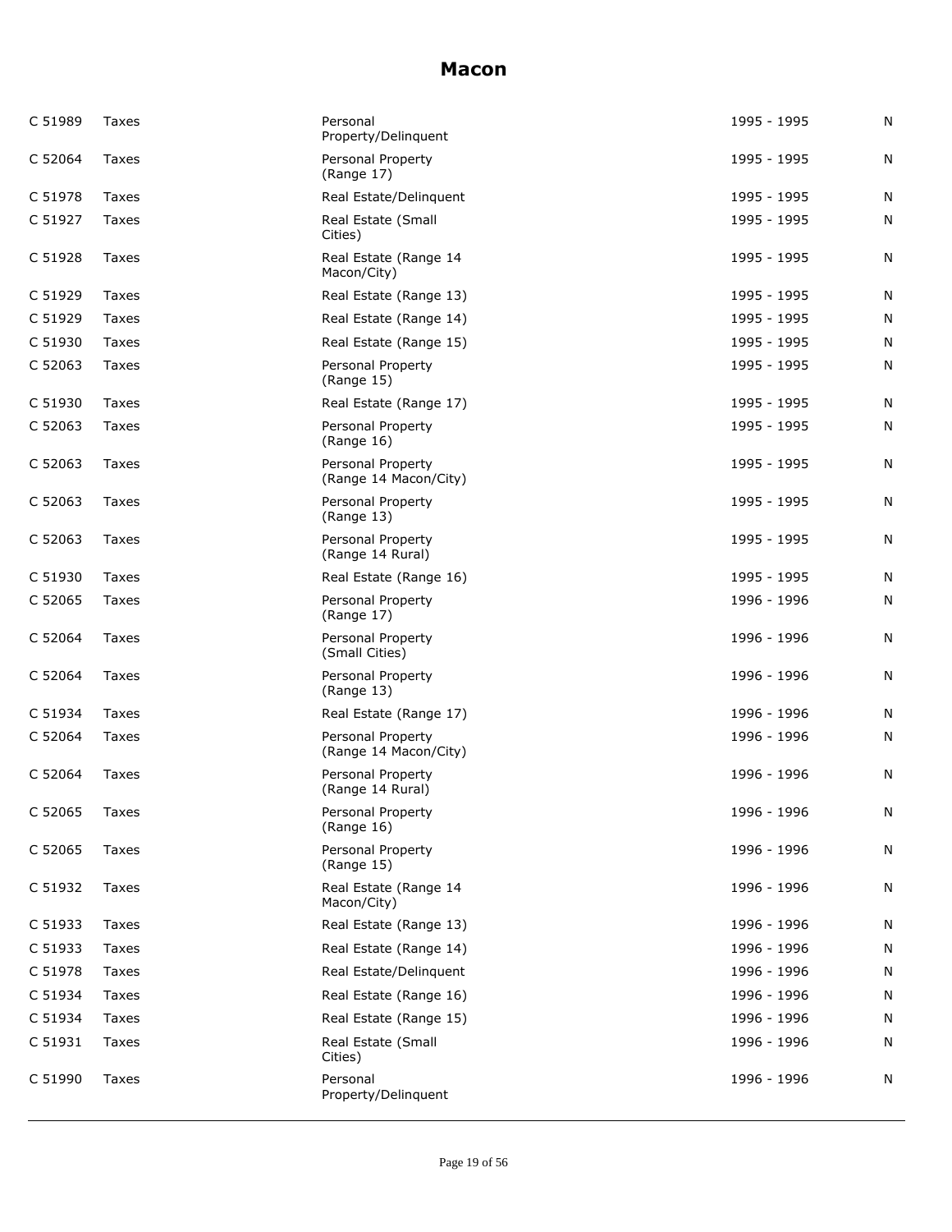# Macon

| | | | | |
|---|---|---|---|---|
| C 51989 | Taxes | Personal Property/Delinquent | 1995 - 1995 | N |
| C 52064 | Taxes | Personal Property (Range 17) | 1995 - 1995 | N |
| C 51978 | Taxes | Real Estate/Delinquent | 1995 - 1995 | N |
| C 51927 | Taxes | Real Estate (Small Cities) | 1995 - 1995 | N |
| C 51928 | Taxes | Real Estate (Range 14 Macon/City) | 1995 - 1995 | N |
| C 51929 | Taxes | Real Estate (Range 13) | 1995 - 1995 | N |
| C 51929 | Taxes | Real Estate (Range 14) | 1995 - 1995 | N |
| C 51930 | Taxes | Real Estate (Range 15) | 1995 - 1995 | N |
| C 52063 | Taxes | Personal Property (Range 15) | 1995 - 1995 | N |
| C 51930 | Taxes | Real Estate (Range 17) | 1995 - 1995 | N |
| C 52063 | Taxes | Personal Property (Range 16) | 1995 - 1995 | N |
| C 52063 | Taxes | Personal Property (Range 14 Macon/City) | 1995 - 1995 | N |
| C 52063 | Taxes | Personal Property (Range 13) | 1995 - 1995 | N |
| C 52063 | Taxes | Personal Property (Range 14 Rural) | 1995 - 1995 | N |
| C 51930 | Taxes | Real Estate (Range 16) | 1995 - 1995 | N |
| C 52065 | Taxes | Personal Property (Range 17) | 1996 - 1996 | N |
| C 52064 | Taxes | Personal Property (Small Cities) | 1996 - 1996 | N |
| C 52064 | Taxes | Personal Property (Range 13) | 1996 - 1996 | N |
| C 51934 | Taxes | Real Estate (Range 17) | 1996 - 1996 | N |
| C 52064 | Taxes | Personal Property (Range 14 Macon/City) | 1996 - 1996 | N |
| C 52064 | Taxes | Personal Property (Range 14 Rural) | 1996 - 1996 | N |
| C 52065 | Taxes | Personal Property (Range 16) | 1996 - 1996 | N |
| C 52065 | Taxes | Personal Property (Range 15) | 1996 - 1996 | N |
| C 51932 | Taxes | Real Estate (Range 14 Macon/City) | 1996 - 1996 | N |
| C 51933 | Taxes | Real Estate (Range 13) | 1996 - 1996 | N |
| C 51933 | Taxes | Real Estate (Range 14) | 1996 - 1996 | N |
| C 51978 | Taxes | Real Estate/Delinquent | 1996 - 1996 | N |
| C 51934 | Taxes | Real Estate (Range 16) | 1996 - 1996 | N |
| C 51934 | Taxes | Real Estate (Range 15) | 1996 - 1996 | N |
| C 51931 | Taxes | Real Estate (Small Cities) | 1996 - 1996 | N |
| C 51990 | Taxes | Personal Property/Delinquent | 1996 - 1996 | N |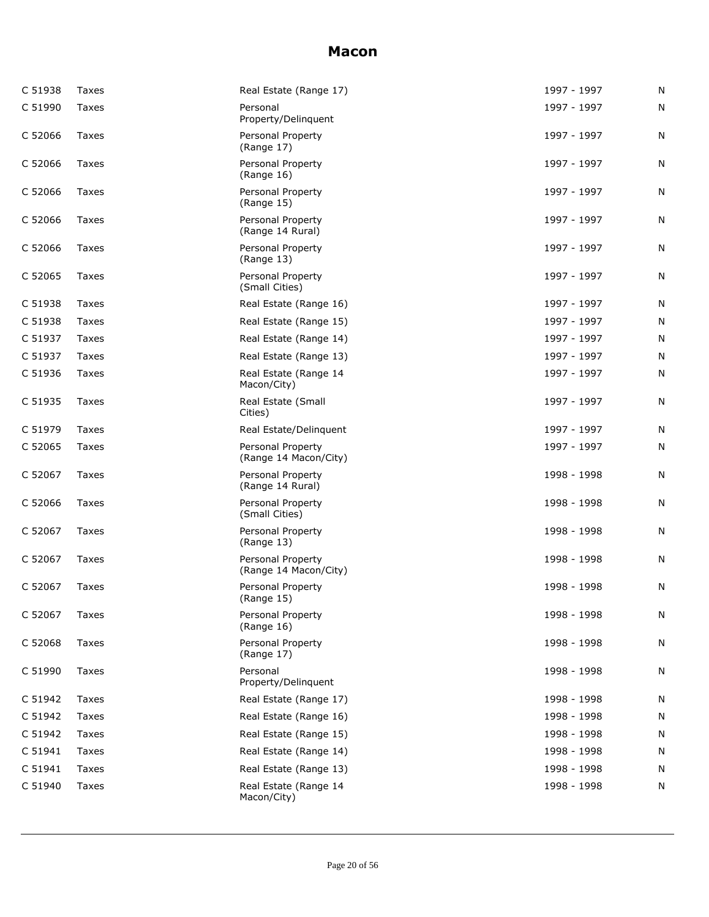# Macon

| | | | | |
|---|---|---|---|---|
| C 51938 | Taxes | Real Estate (Range 17) | 1997 - 1997 | N |
| C 51990 | Taxes | Personal Property/Delinquent | 1997 - 1997 | N |
| C 52066 | Taxes | Personal Property (Range 17) | 1997 - 1997 | N |
| C 52066 | Taxes | Personal Property (Range 16) | 1997 - 1997 | N |
| C 52066 | Taxes | Personal Property (Range 15) | 1997 - 1997 | N |
| C 52066 | Taxes | Personal Property (Range 14 Rural) | 1997 - 1997 | N |
| C 52066 | Taxes | Personal Property (Range 13) | 1997 - 1997 | N |
| C 52065 | Taxes | Personal Property (Small Cities) | 1997 - 1997 | N |
| C 51938 | Taxes | Real Estate (Range 16) | 1997 - 1997 | N |
| C 51938 | Taxes | Real Estate (Range 15) | 1997 - 1997 | N |
| C 51937 | Taxes | Real Estate (Range 14) | 1997 - 1997 | N |
| C 51937 | Taxes | Real Estate (Range 13) | 1997 - 1997 | N |
| C 51936 | Taxes | Real Estate (Range 14 Macon/City) | 1997 - 1997 | N |
| C 51935 | Taxes | Real Estate (Small Cities) | 1997 - 1997 | N |
| C 51979 | Taxes | Real Estate/Delinquent | 1997 - 1997 | N |
| C 52065 | Taxes | Personal Property (Range 14 Macon/City) | 1997 - 1997 | N |
| C 52067 | Taxes | Personal Property (Range 14 Rural) | 1998 - 1998 | N |
| C 52066 | Taxes | Personal Property (Small Cities) | 1998 - 1998 | N |
| C 52067 | Taxes | Personal Property (Range 13) | 1998 - 1998 | N |
| C 52067 | Taxes | Personal Property (Range 14 Macon/City) | 1998 - 1998 | N |
| C 52067 | Taxes | Personal Property (Range 15) | 1998 - 1998 | N |
| C 52067 | Taxes | Personal Property (Range 16) | 1998 - 1998 | N |
| C 52068 | Taxes | Personal Property (Range 17) | 1998 - 1998 | N |
| C 51990 | Taxes | Personal Property/Delinquent | 1998 - 1998 | N |
| C 51942 | Taxes | Real Estate (Range 17) | 1998 - 1998 | N |
| C 51942 | Taxes | Real Estate (Range 16) | 1998 - 1998 | N |
| C 51942 | Taxes | Real Estate (Range 15) | 1998 - 1998 | N |
| C 51941 | Taxes | Real Estate (Range 14) | 1998 - 1998 | N |
| C 51941 | Taxes | Real Estate (Range 13) | 1998 - 1998 | N |
| C 51940 | Taxes | Real Estate (Range 14 Macon/City) | 1998 - 1998 | N |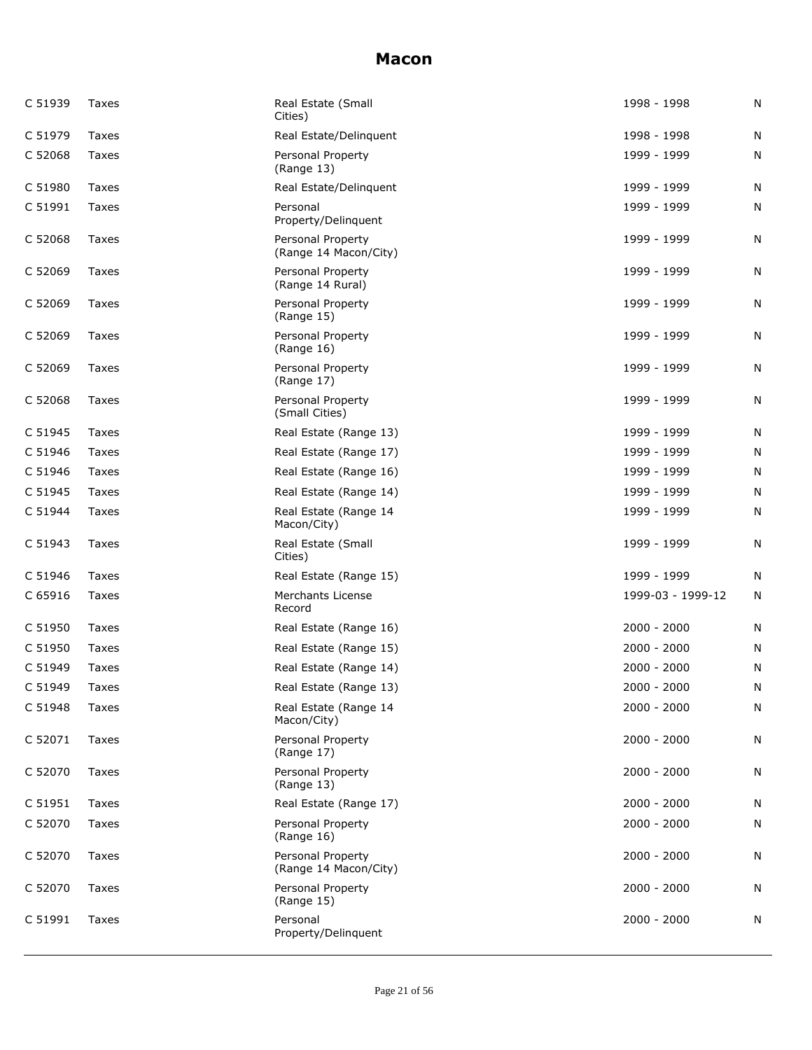# Macon

| | | | | |
|---|---|---|---|---|
| C 51939 | Taxes | Real Estate (Small Cities) | 1998 - 1998 | N |
| C 51979 | Taxes | Real Estate/Delinquent | 1998 - 1998 | N |
| C 52068 | Taxes | Personal Property (Range 13) | 1999 - 1999 | N |
| C 51980 | Taxes | Real Estate/Delinquent | 1999 - 1999 | N |
| C 51991 | Taxes | Personal Property/Delinquent | 1999 - 1999 | N |
| C 52068 | Taxes | Personal Property (Range 14 Macon/City) | 1999 - 1999 | N |
| C 52069 | Taxes | Personal Property (Range 14 Rural) | 1999 - 1999 | N |
| C 52069 | Taxes | Personal Property (Range 15) | 1999 - 1999 | N |
| C 52069 | Taxes | Personal Property (Range 16) | 1999 - 1999 | N |
| C 52069 | Taxes | Personal Property (Range 17) | 1999 - 1999 | N |
| C 52068 | Taxes | Personal Property (Small Cities) | 1999 - 1999 | N |
| C 51945 | Taxes | Real Estate (Range 13) | 1999 - 1999 | N |
| C 51946 | Taxes | Real Estate (Range 17) | 1999 - 1999 | N |
| C 51946 | Taxes | Real Estate (Range 16) | 1999 - 1999 | N |
| C 51945 | Taxes | Real Estate (Range 14) | 1999 - 1999 | N |
| C 51944 | Taxes | Real Estate (Range 14 Macon/City) | 1999 - 1999 | N |
| C 51943 | Taxes | Real Estate (Small Cities) | 1999 - 1999 | N |
| C 51946 | Taxes | Real Estate (Range 15) | 1999 - 1999 | N |
| C 65916 | Taxes | Merchants License Record | 1999-03 - 1999-12 | N |
| C 51950 | Taxes | Real Estate (Range 16) | 2000 - 2000 | N |
| C 51950 | Taxes | Real Estate (Range 15) | 2000 - 2000 | N |
| C 51949 | Taxes | Real Estate (Range 14) | 2000 - 2000 | N |
| C 51949 | Taxes | Real Estate (Range 13) | 2000 - 2000 | N |
| C 51948 | Taxes | Real Estate (Range 14 Macon/City) | 2000 - 2000 | N |
| C 52071 | Taxes | Personal Property (Range 17) | 2000 - 2000 | N |
| C 52070 | Taxes | Personal Property (Range 13) | 2000 - 2000 | N |
| C 51951 | Taxes | Real Estate (Range 17) | 2000 - 2000 | N |
| C 52070 | Taxes | Personal Property (Range 16) | 2000 - 2000 | N |
| C 52070 | Taxes | Personal Property (Range 14 Macon/City) | 2000 - 2000 | N |
| C 52070 | Taxes | Personal Property (Range 15) | 2000 - 2000 | N |
| C 51991 | Taxes | Personal Property/Delinquent | 2000 - 2000 | N |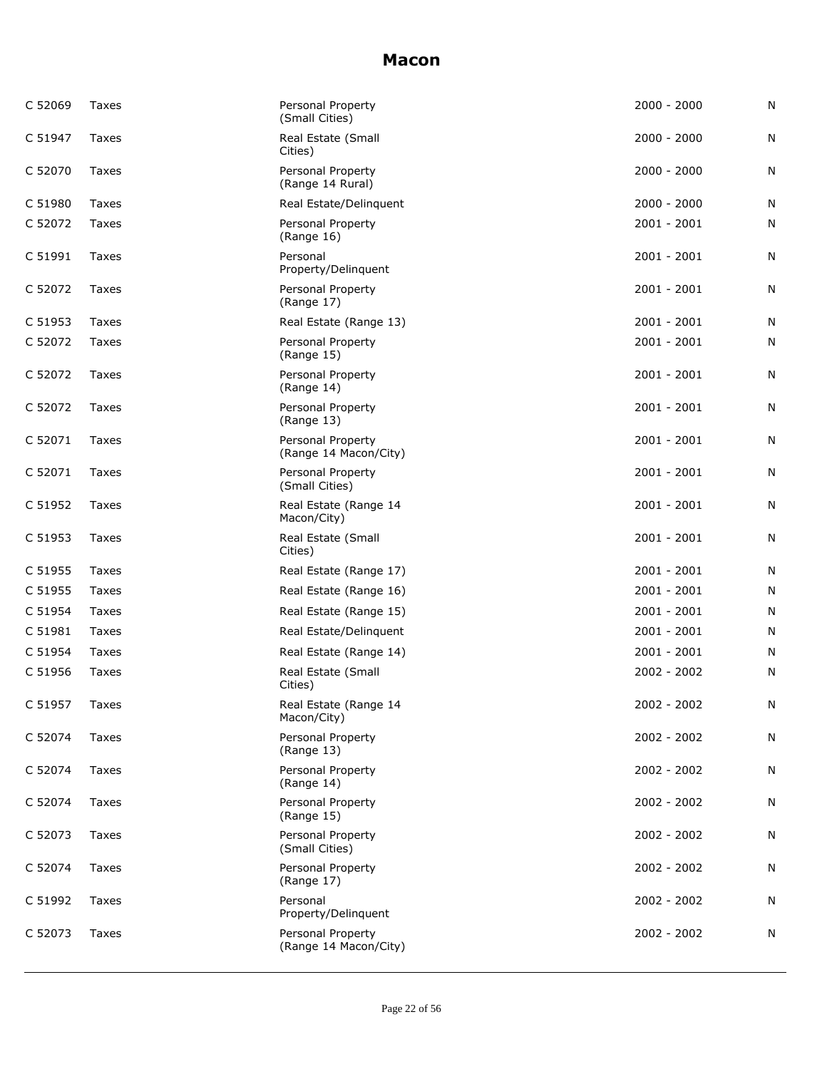# Macon

| | | | | |
|---|---|---|---|---|
| C 52069 | Taxes | Personal Property (Small Cities) | 2000 - 2000 | N |
| C 51947 | Taxes | Real Estate (Small Cities) | 2000 - 2000 | N |
| C 52070 | Taxes | Personal Property (Range 14 Rural) | 2000 - 2000 | N |
| C 51980 | Taxes | Real Estate/Delinquent | 2000 - 2000 | N |
| C 52072 | Taxes | Personal Property (Range 16) | 2001 - 2001 | N |
| C 51991 | Taxes | Personal Property/Delinquent | 2001 - 2001 | N |
| C 52072 | Taxes | Personal Property (Range 17) | 2001 - 2001 | N |
| C 51953 | Taxes | Real Estate (Range 13) | 2001 - 2001 | N |
| C 52072 | Taxes | Personal Property (Range 15) | 2001 - 2001 | N |
| C 52072 | Taxes | Personal Property (Range 14) | 2001 - 2001 | N |
| C 52072 | Taxes | Personal Property (Range 13) | 2001 - 2001 | N |
| C 52071 | Taxes | Personal Property (Range 14 Macon/City) | 2001 - 2001 | N |
| C 52071 | Taxes | Personal Property (Small Cities) | 2001 - 2001 | N |
| C 51952 | Taxes | Real Estate (Range 14 Macon/City) | 2001 - 2001 | N |
| C 51953 | Taxes | Real Estate (Small Cities) | 2001 - 2001 | N |
| C 51955 | Taxes | Real Estate (Range 17) | 2001 - 2001 | N |
| C 51955 | Taxes | Real Estate (Range 16) | 2001 - 2001 | N |
| C 51954 | Taxes | Real Estate (Range 15) | 2001 - 2001 | N |
| C 51981 | Taxes | Real Estate/Delinquent | 2001 - 2001 | N |
| C 51954 | Taxes | Real Estate (Range 14) | 2001 - 2001 | N |
| C 51956 | Taxes | Real Estate (Small Cities) | 2002 - 2002 | N |
| C 51957 | Taxes | Real Estate (Range 14 Macon/City) | 2002 - 2002 | N |
| C 52074 | Taxes | Personal Property (Range 13) | 2002 - 2002 | N |
| C 52074 | Taxes | Personal Property (Range 14) | 2002 - 2002 | N |
| C 52074 | Taxes | Personal Property (Range 15) | 2002 - 2002 | N |
| C 52073 | Taxes | Personal Property (Small Cities) | 2002 - 2002 | N |
| C 52074 | Taxes | Personal Property (Range 17) | 2002 - 2002 | N |
| C 51992 | Taxes | Personal Property/Delinquent | 2002 - 2002 | N |
| C 52073 | Taxes | Personal Property (Range 14 Macon/City) | 2002 - 2002 | N |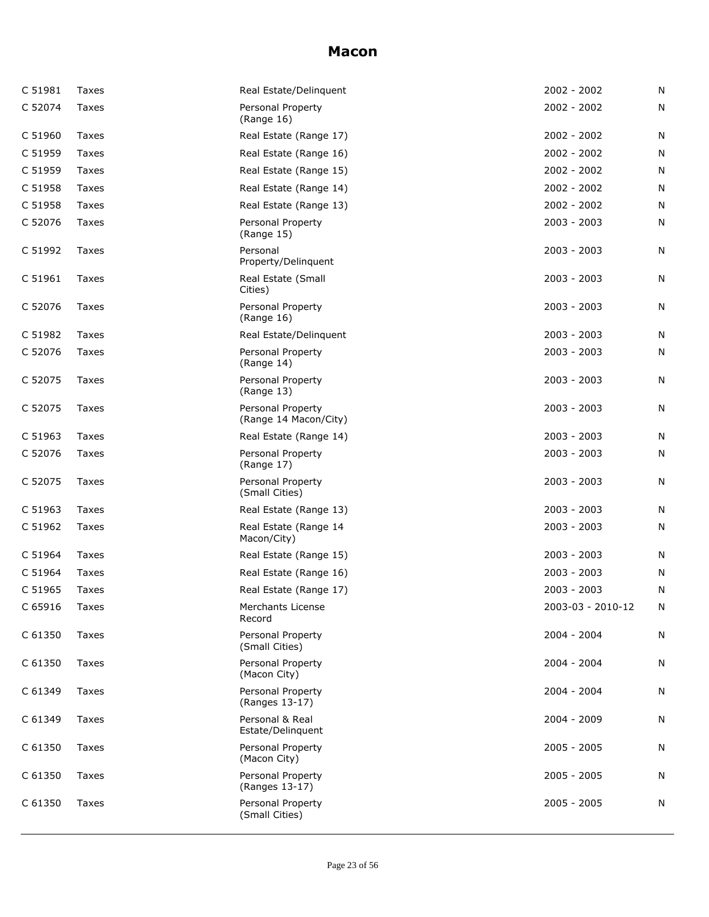# Macon

| | | | | |
|---|---|---|---|---|
| C 51981 | Taxes | Real Estate/Delinquent | 2002 - 2002 | N |
| C 52074 | Taxes | Personal Property (Range 16) | 2002 - 2002 | N |
| C 51960 | Taxes | Real Estate (Range 17) | 2002 - 2002 | N |
| C 51959 | Taxes | Real Estate (Range 16) | 2002 - 2002 | N |
| C 51959 | Taxes | Real Estate (Range 15) | 2002 - 2002 | N |
| C 51958 | Taxes | Real Estate (Range 14) | 2002 - 2002 | N |
| C 51958 | Taxes | Real Estate (Range 13) | 2002 - 2002 | N |
| C 52076 | Taxes | Personal Property (Range 15) | 2003 - 2003 | N |
| C 51992 | Taxes | Personal Property/Delinquent | 2003 - 2003 | N |
| C 51961 | Taxes | Real Estate (Small Cities) | 2003 - 2003 | N |
| C 52076 | Taxes | Personal Property (Range 16) | 2003 - 2003 | N |
| C 51982 | Taxes | Real Estate/Delinquent | 2003 - 2003 | N |
| C 52076 | Taxes | Personal Property (Range 14) | 2003 - 2003 | N |
| C 52075 | Taxes | Personal Property (Range 13) | 2003 - 2003 | N |
| C 52075 | Taxes | Personal Property (Range 14 Macon/City) | 2003 - 2003 | N |
| C 51963 | Taxes | Real Estate (Range 14) | 2003 - 2003 | N |
| C 52076 | Taxes | Personal Property (Range 17) | 2003 - 2003 | N |
| C 52075 | Taxes | Personal Property (Small Cities) | 2003 - 2003 | N |
| C 51963 | Taxes | Real Estate (Range 13) | 2003 - 2003 | N |
| C 51962 | Taxes | Real Estate (Range 14 Macon/City) | 2003 - 2003 | N |
| C 51964 | Taxes | Real Estate (Range 15) | 2003 - 2003 | N |
| C 51964 | Taxes | Real Estate (Range 16) | 2003 - 2003 | N |
| C 51965 | Taxes | Real Estate (Range 17) | 2003 - 2003 | N |
| C 65916 | Taxes | Merchants License Record | 2003-03 - 2010-12 | N |
| C 61350 | Taxes | Personal Property (Small Cities) | 2004 - 2004 | N |
| C 61350 | Taxes | Personal Property (Macon City) | 2004 - 2004 | N |
| C 61349 | Taxes | Personal Property (Ranges 13-17) | 2004 - 2004 | N |
| C 61349 | Taxes | Personal & Real Estate/Delinquent | 2004 - 2009 | N |
| C 61350 | Taxes | Personal Property (Macon City) | 2005 - 2005 | N |
| C 61350 | Taxes | Personal Property (Ranges 13-17) | 2005 - 2005 | N |
| C 61350 | Taxes | Personal Property (Small Cities) | 2005 - 2005 | N |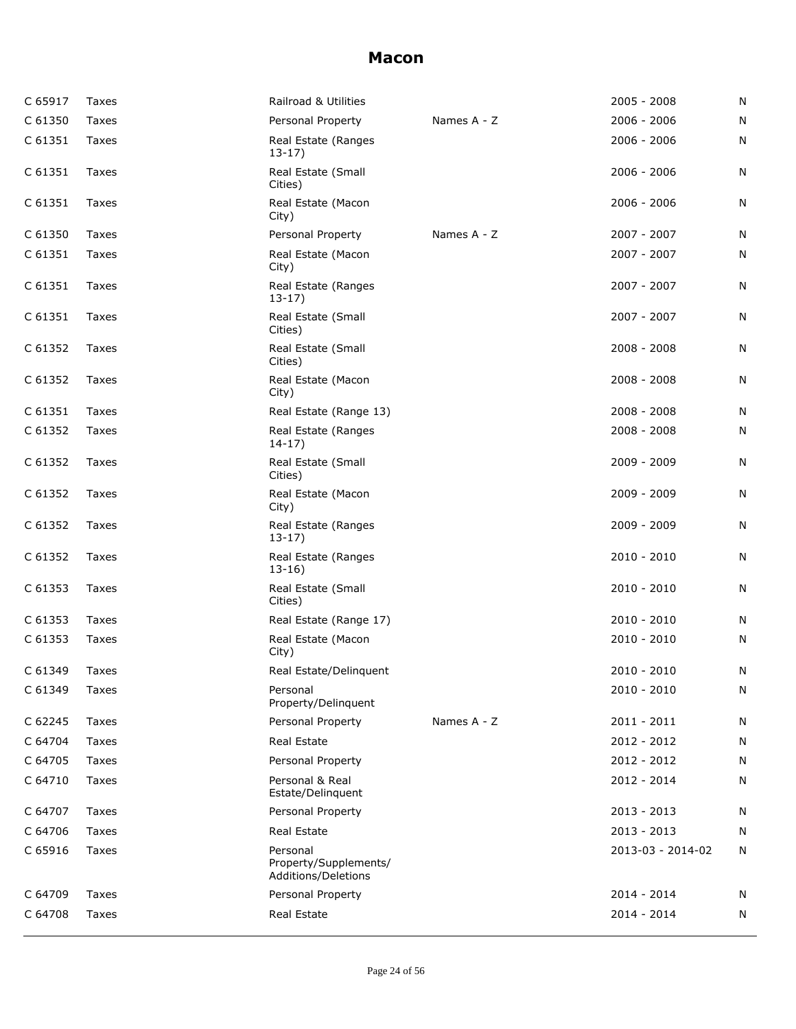# Macon

| | | | | | |
|---|---|---|---|---|---|
| C 65917 | Taxes | Railroad & Utilities | | 2005 - 2008 | N |
| C 61350 | Taxes | Personal Property | Names A - Z | 2006 - 2006 | N |
| C 61351 | Taxes | Real Estate (Ranges 13-17) | | 2006 - 2006 | N |
| C 61351 | Taxes | Real Estate (Small Cities) | | 2006 - 2006 | N |
| C 61351 | Taxes | Real Estate (Macon City) | | 2006 - 2006 | N |
| C 61350 | Taxes | Personal Property | Names A - Z | 2007 - 2007 | N |
| C 61351 | Taxes | Real Estate (Macon City) | | 2007 - 2007 | N |
| C 61351 | Taxes | Real Estate (Ranges 13-17) | | 2007 - 2007 | N |
| C 61351 | Taxes | Real Estate (Small Cities) | | 2007 - 2007 | N |
| C 61352 | Taxes | Real Estate (Small Cities) | | 2008 - 2008 | N |
| C 61352 | Taxes | Real Estate (Macon City) | | 2008 - 2008 | N |
| C 61351 | Taxes | Real Estate (Range 13) | | 2008 - 2008 | N |
| C 61352 | Taxes | Real Estate (Ranges 14-17) | | 2008 - 2008 | N |
| C 61352 | Taxes | Real Estate (Small Cities) | | 2009 - 2009 | N |
| C 61352 | Taxes | Real Estate (Macon City) | | 2009 - 2009 | N |
| C 61352 | Taxes | Real Estate (Ranges 13-17) | | 2009 - 2009 | N |
| C 61352 | Taxes | Real Estate (Ranges 13-16) | | 2010 - 2010 | N |
| C 61353 | Taxes | Real Estate (Small Cities) | | 2010 - 2010 | N |
| C 61353 | Taxes | Real Estate (Range 17) | | 2010 - 2010 | N |
| C 61353 | Taxes | Real Estate (Macon City) | | 2010 - 2010 | N |
| C 61349 | Taxes | Real Estate/Delinquent | | 2010 - 2010 | N |
| C 61349 | Taxes | Personal Property/Delinquent | | 2010 - 2010 | N |
| C 62245 | Taxes | Personal Property | Names A - Z | 2011 - 2011 | N |
| C 64704 | Taxes | Real Estate | | 2012 - 2012 | N |
| C 64705 | Taxes | Personal Property | | 2012 - 2012 | N |
| C 64710 | Taxes | Personal & Real Estate/Delinquent | | 2012 - 2014 | N |
| C 64707 | Taxes | Personal Property | | 2013 - 2013 | N |
| C 64706 | Taxes | Real Estate | | 2013 - 2013 | N |
| C 65916 | Taxes | Personal Property/Supplements/ Additions/Deletions | | 2013-03 - 2014-02 | N |
| C 64709 | Taxes | Personal Property | | 2014 - 2014 | N |
| C 64708 | Taxes | Real Estate | | 2014 - 2014 | N |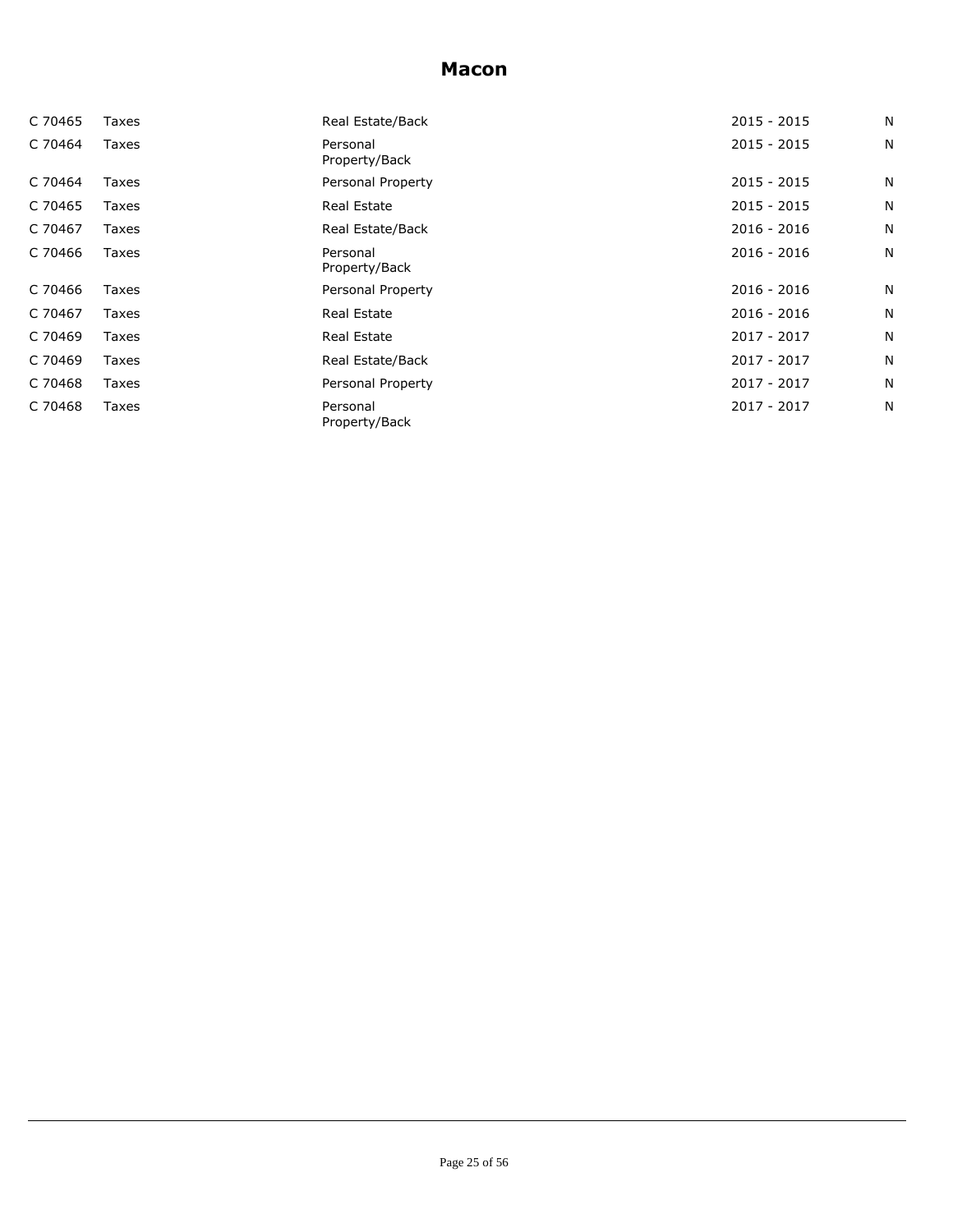## Macon

| | | | | |
|---|---|---|---|---|
| C 70465 | Taxes | Real Estate/Back | 2015 - 2015 | N |
| C 70464 | Taxes | Personal Property/Back | 2015 - 2015 | N |
| C 70464 | Taxes | Personal Property | 2015 - 2015 | N |
| C 70465 | Taxes | Real Estate | 2015 - 2015 | N |
| C 70467 | Taxes | Real Estate/Back | 2016 - 2016 | N |
| C 70466 | Taxes | Personal Property/Back | 2016 - 2016 | N |
| C 70466 | Taxes | Personal Property | 2016 - 2016 | N |
| C 70467 | Taxes | Real Estate | 2016 - 2016 | N |
| C 70469 | Taxes | Real Estate | 2017 - 2017 | N |
| C 70469 | Taxes | Real Estate/Back | 2017 - 2017 | N |
| C 70468 | Taxes | Personal Property | 2017 - 2017 | N |
| C 70468 | Taxes | Personal Property/Back | 2017 - 2017 | N |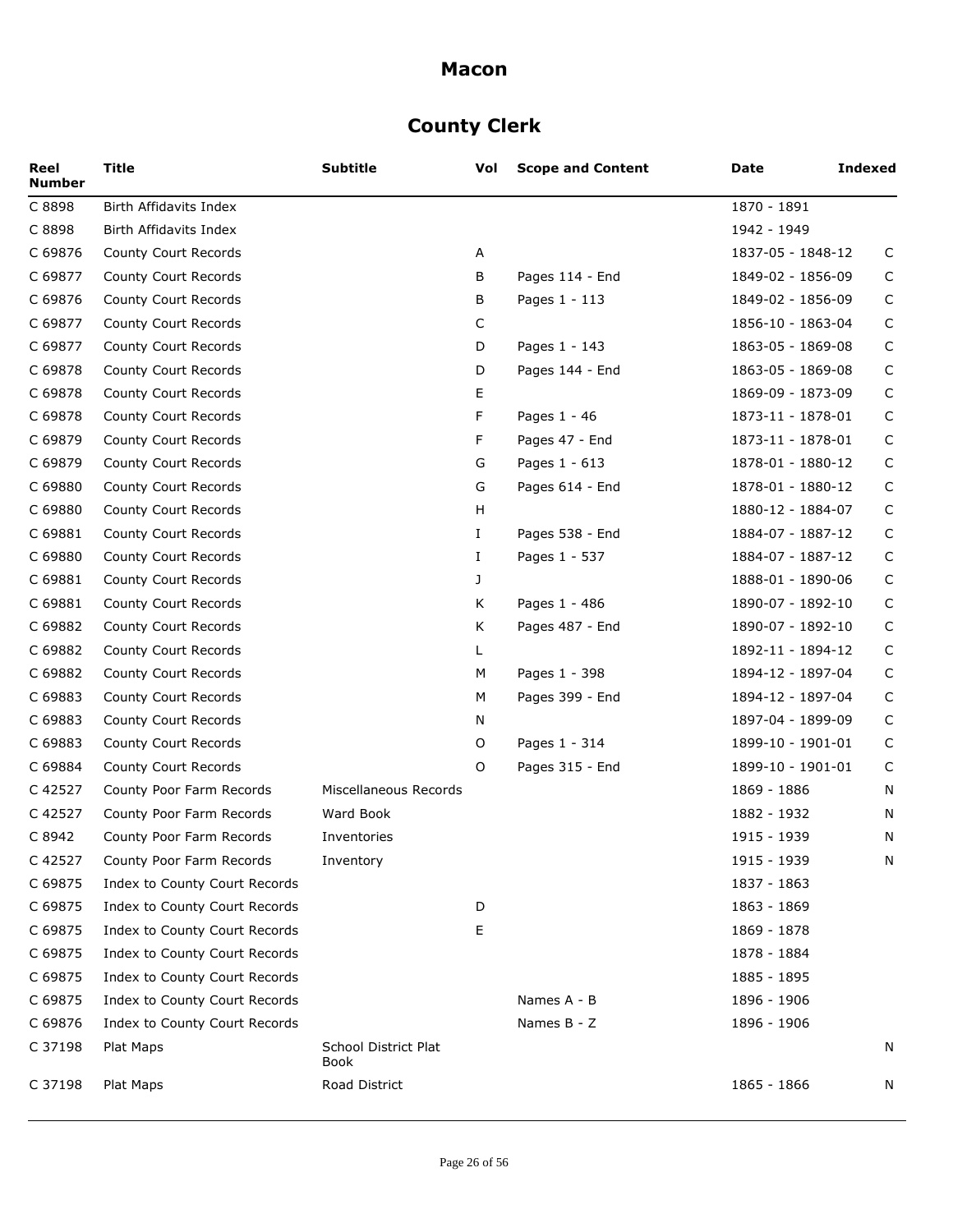# Macon

## County Clerk

| Reel Number | Title | Subtitle | Vol | Scope and Content | Date | Indexed |
|---|---|---|---|---|---|---|
| C 8898 | Birth Affidavits Index | | | | 1870 - 1891 | |
| C 8898 | Birth Affidavits Index | | | | 1942 - 1949 | |
| C 69876 | County Court Records | | A | | 1837-05 - 1848-12 | C |
| C 69877 | County Court Records | | B | Pages 114 - End | 1849-02 - 1856-09 | C |
| C 69876 | County Court Records | | B | Pages 1 - 113 | 1849-02 - 1856-09 | C |
| C 69877 | County Court Records | | C | | 1856-10 - 1863-04 | C |
| C 69877 | County Court Records | | D | Pages 1 - 143 | 1863-05 - 1869-08 | C |
| C 69878 | County Court Records | | D | Pages 144 - End | 1863-05 - 1869-08 | C |
| C 69878 | County Court Records | | E | | 1869-09 - 1873-09 | C |
| C 69878 | County Court Records | | F | Pages 1 - 46 | 1873-11 - 1878-01 | C |
| C 69879 | County Court Records | | F | Pages 47 - End | 1873-11 - 1878-01 | C |
| C 69879 | County Court Records | | G | Pages 1 - 613 | 1878-01 - 1880-12 | C |
| C 69880 | County Court Records | | G | Pages 614 - End | 1878-01 - 1880-12 | C |
| C 69880 | County Court Records | | H | | 1880-12 - 1884-07 | C |
| C 69881 | County Court Records | | I | Pages 538 - End | 1884-07 - 1887-12 | C |
| C 69880 | County Court Records | | I | Pages 1 - 537 | 1884-07 - 1887-12 | C |
| C 69881 | County Court Records | | J | | 1888-01 - 1890-06 | C |
| C 69881 | County Court Records | | K | Pages 1 - 486 | 1890-07 - 1892-10 | C |
| C 69882 | County Court Records | | K | Pages 487 - End | 1890-07 - 1892-10 | C |
| C 69882 | County Court Records | | L | | 1892-11 - 1894-12 | C |
| C 69882 | County Court Records | | M | Pages 1 - 398 | 1894-12 - 1897-04 | C |
| C 69883 | County Court Records | | M | Pages 399 - End | 1894-12 - 1897-04 | C |
| C 69883 | County Court Records | | N | | 1897-04 - 1899-09 | C |
| C 69883 | County Court Records | | O | Pages 1 - 314 | 1899-10 - 1901-01 | C |
| C 69884 | County Court Records | | O | Pages 315 - End | 1899-10 - 1901-01 | C |
| C 42527 | County Poor Farm Records | Miscellaneous Records | | | 1869 - 1886 | N |
| C 42527 | County Poor Farm Records | Ward Book | | | 1882 - 1932 | N |
| C 8942 | County Poor Farm Records | Inventories | | | 1915 - 1939 | N |
| C 42527 | County Poor Farm Records | Inventory | | | 1915 - 1939 | N |
| C 69875 | Index to County Court Records | | | | 1837 - 1863 | |
| C 69875 | Index to County Court Records | | D | | 1863 - 1869 | |
| C 69875 | Index to County Court Records | | E | | 1869 - 1878 | |
| C 69875 | Index to County Court Records | | | | 1878 - 1884 | |
| C 69875 | Index to County Court Records | | | | 1885 - 1895 | |
| C 69875 | Index to County Court Records | | | Names A - B | 1896 - 1906 | |
| C 69876 | Index to County Court Records | | | Names B - Z | 1896 - 1906 | |
| C 37198 | Plat Maps | School District Plat Book | | | | N |
| C 37198 | Plat Maps | Road District | | | 1865 - 1866 | N |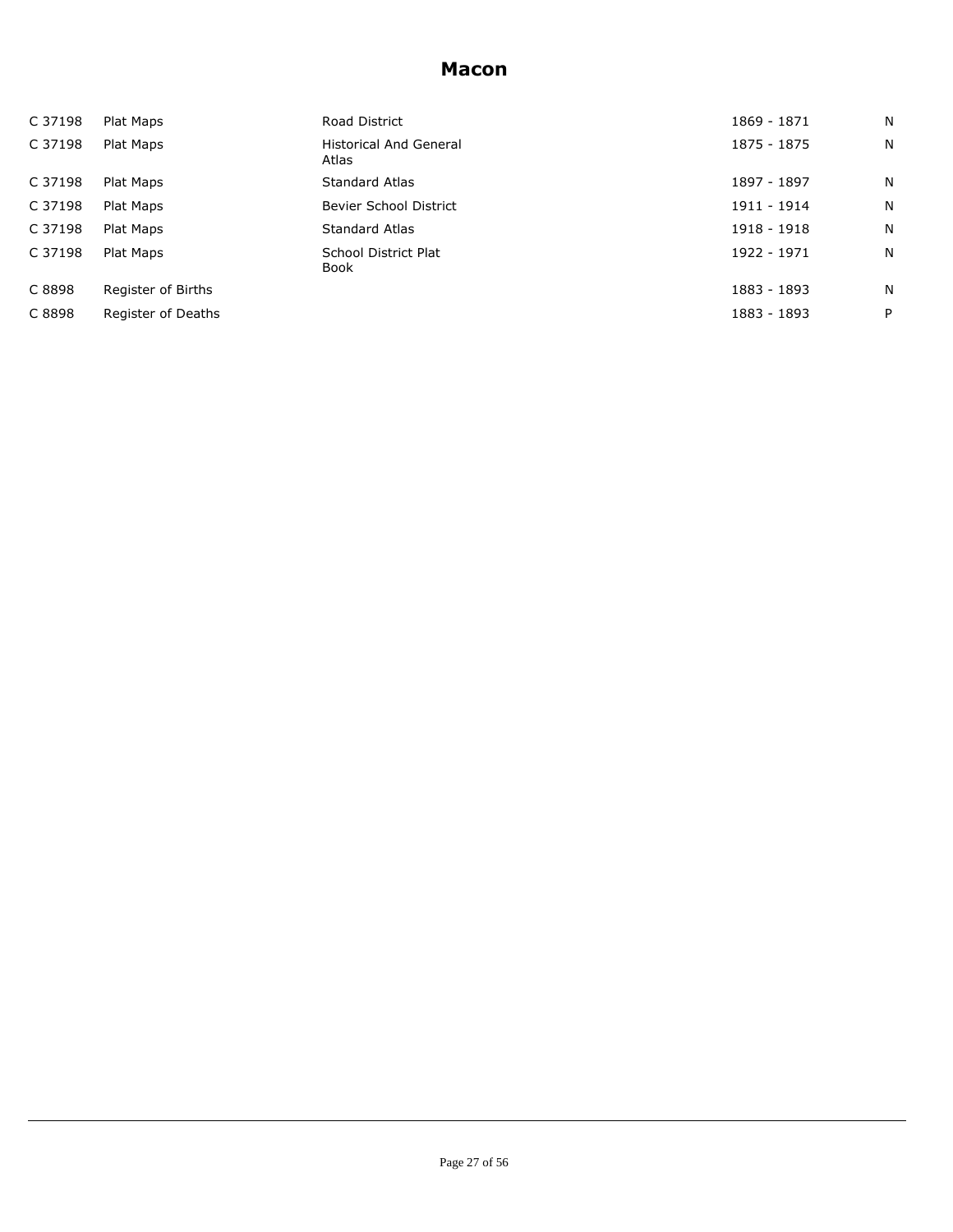# Macon

| | | | | |
|---|---|---|---|---|
| C 37198 | Plat Maps | Road District | 1869 - 1871 | N |
| C 37198 | Plat Maps | Historical And General Atlas | 1875 - 1875 | N |
| C 37198 | Plat Maps | Standard Atlas | 1897 - 1897 | N |
| C 37198 | Plat Maps | Bevier School District | 1911 - 1914 | N |
| C 37198 | Plat Maps | Standard Atlas | 1918 - 1918 | N |
| C 37198 | Plat Maps | School District Plat Book | 1922 - 1971 | N |
| C 8898 | Register of Births | | 1883 - 1893 | N |
| C 8898 | Register of Deaths | | 1883 - 1893 | P |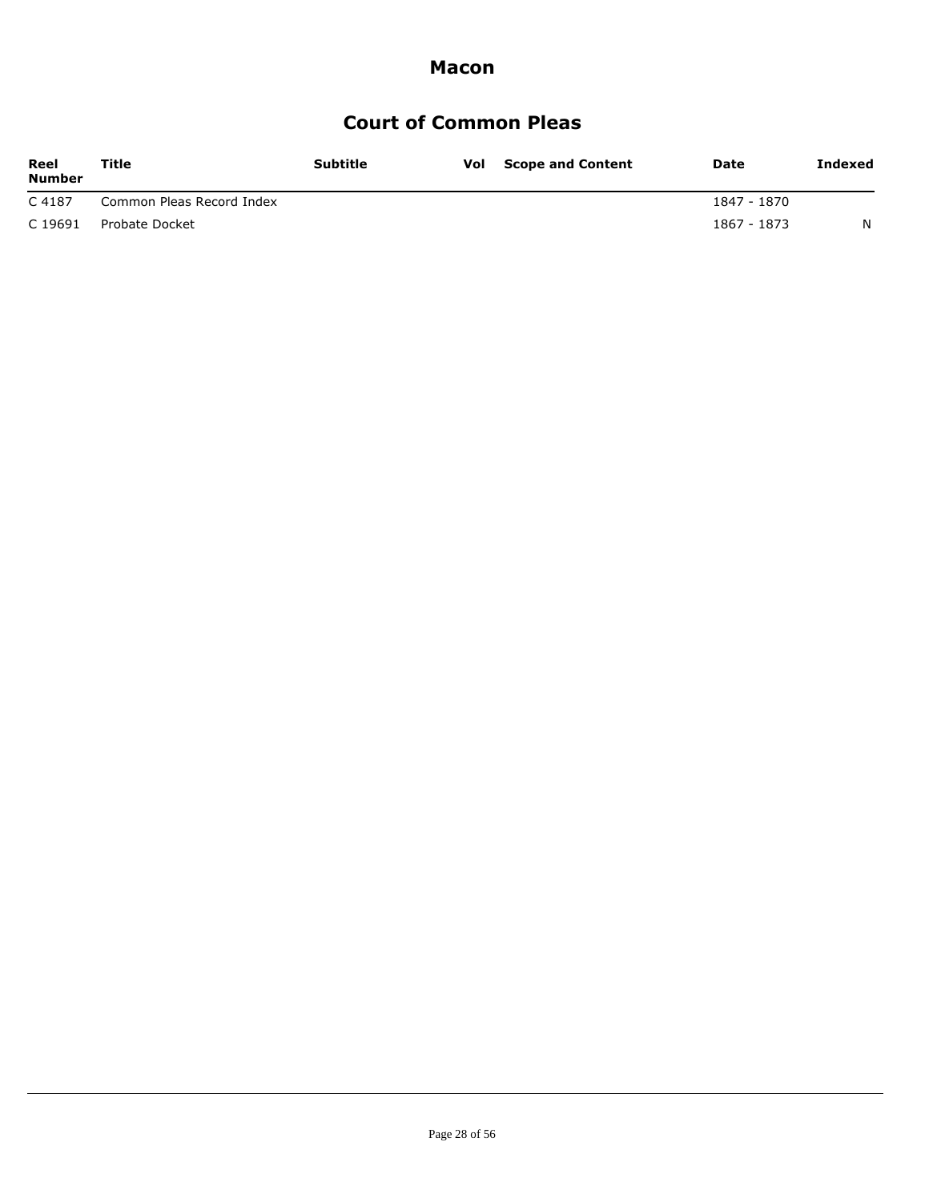# Macon

## Court of Common Pleas

| Reel Number | Title | Subtitle | Vol | Scope and Content | Date | Indexed |
|---|---|---|---|---|---|---|
| C 4187 | Common Pleas Record Index | | | | 1847 - 1870 | |
| C 19691 | Probate Docket | | | | 1867 - 1873 | N |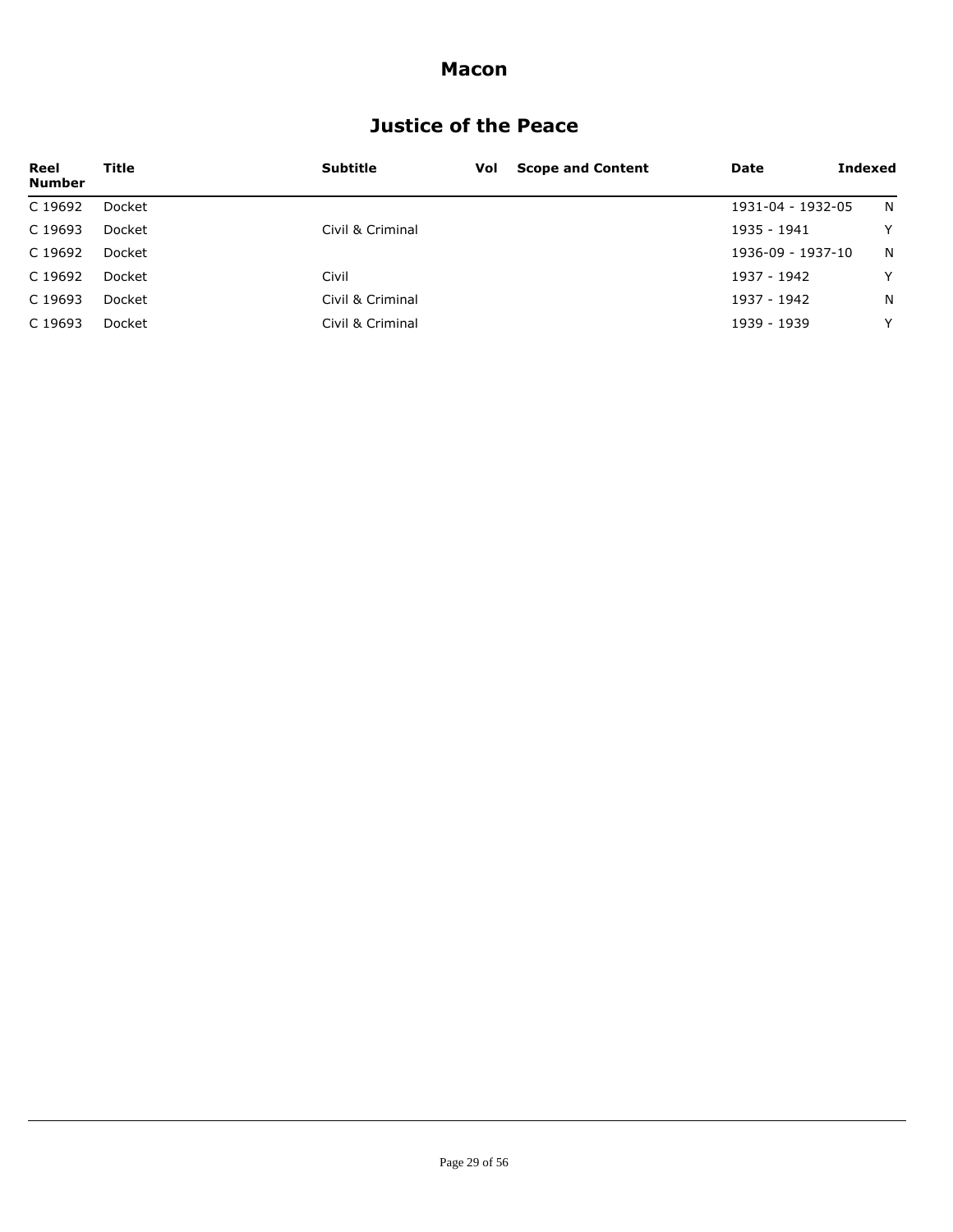# Macon

## Justice of the Peace

| Reel Number | Title | Subtitle | Vol | Scope and Content | Date | Indexed |
|---|---|---|---|---|---|---|
| C 19692 | Docket | | | | 1931-04 - 1932-05 | N |
| C 19693 | Docket | Civil & Criminal | | | 1935 - 1941 | Y |
| C 19692 | Docket | | | | 1936-09 - 1937-10 | N |
| C 19692 | Docket | Civil | | | 1937 - 1942 | Y |
| C 19693 | Docket | Civil & Criminal | | | 1937 - 1942 | N |
| C 19693 | Docket | Civil & Criminal | | | 1939 - 1939 | Y |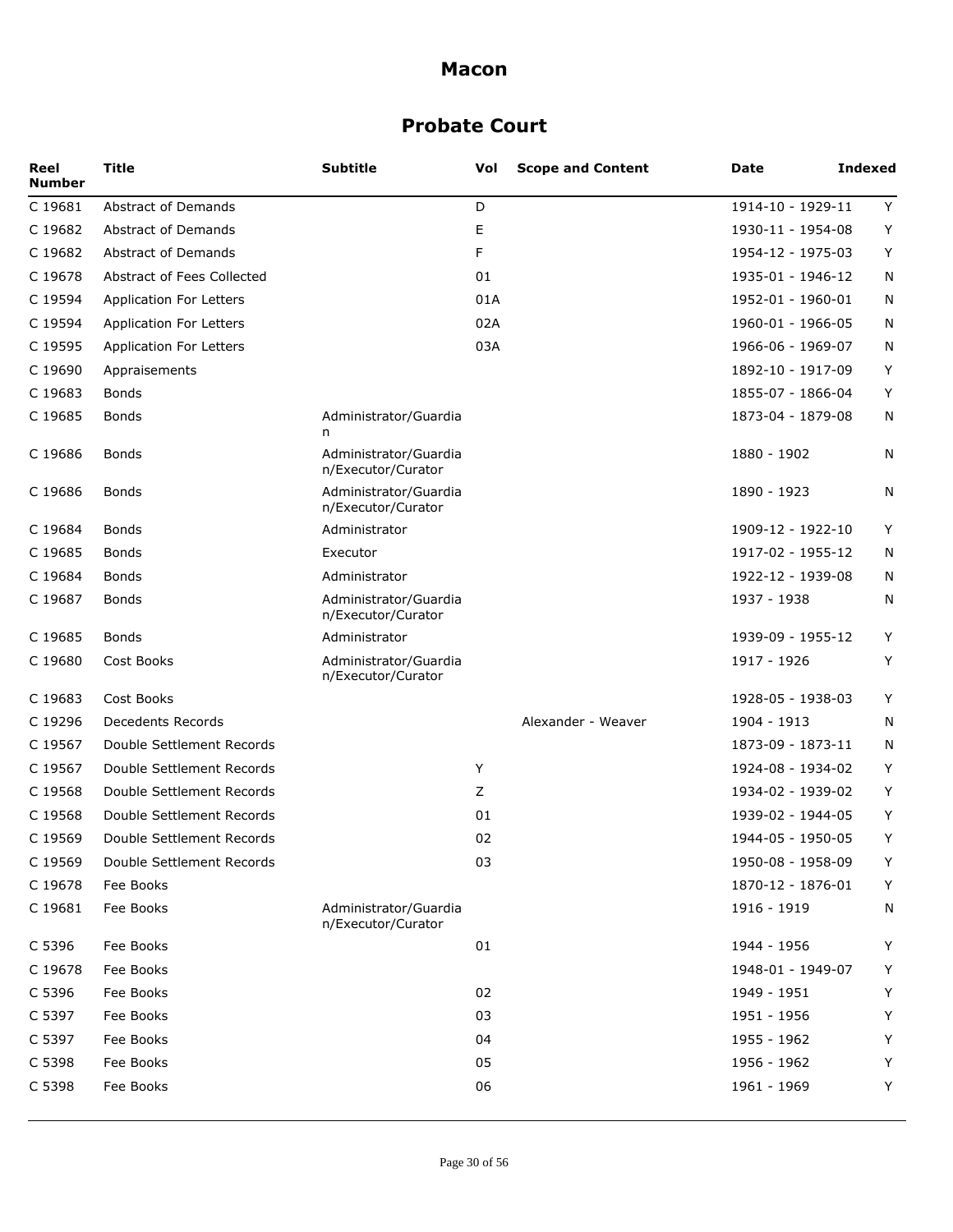# Macon

## Probate Court

| Reel Number | Title | Subtitle | Vol | Scope and Content | Date | Indexed |
|---|---|---|---|---|---|---|
| C 19681 | Abstract of Demands | | D | | 1914-10 - 1929-11 | Y |
| C 19682 | Abstract of Demands | | E | | 1930-11 - 1954-08 | Y |
| C 19682 | Abstract of Demands | | F | | 1954-12 - 1975-03 | Y |
| C 19678 | Abstract of Fees Collected | | 01 | | 1935-01 - 1946-12 | N |
| C 19594 | Application For Letters | | 01A | | 1952-01 - 1960-01 | N |
| C 19594 | Application For Letters | | 02A | | 1960-01 - 1966-05 | N |
| C 19595 | Application For Letters | | 03A | | 1966-06 - 1969-07 | N |
| C 19690 | Appraisements | | | | 1892-10 - 1917-09 | Y |
| C 19683 | Bonds | | | | 1855-07 - 1866-04 | Y |
| C 19685 | Bonds | Administrator/Guardian | | | 1873-04 - 1879-08 | N |
| C 19686 | Bonds | Administrator/Guardian/Executor/Curator | | | 1880 - 1902 | N |
| C 19686 | Bonds | Administrator/Guardian/Executor/Curator | | | 1890 - 1923 | N |
| C 19684 | Bonds | Administrator | | | 1909-12 - 1922-10 | Y |
| C 19685 | Bonds | Executor | | | 1917-02 - 1955-12 | N |
| C 19684 | Bonds | Administrator | | | 1922-12 - 1939-08 | N |
| C 19687 | Bonds | Administrator/Guardian/Executor/Curator | | | 1937 - 1938 | N |
| C 19685 | Bonds | Administrator | | | 1939-09 - 1955-12 | Y |
| C 19680 | Cost Books | Administrator/Guardian/Executor/Curator | | | 1917 - 1926 | Y |
| C 19683 | Cost Books | | | | 1928-05 - 1938-03 | Y |
| C 19296 | Decedents Records | | | Alexander - Weaver | 1904 - 1913 | N |
| C 19567 | Double Settlement Records | | | | 1873-09 - 1873-11 | N |
| C 19567 | Double Settlement Records | | Y | | 1924-08 - 1934-02 | Y |
| C 19568 | Double Settlement Records | | Z | | 1934-02 - 1939-02 | Y |
| C 19568 | Double Settlement Records | | 01 | | 1939-02 - 1944-05 | Y |
| C 19569 | Double Settlement Records | | 02 | | 1944-05 - 1950-05 | Y |
| C 19569 | Double Settlement Records | | 03 | | 1950-08 - 1958-09 | Y |
| C 19678 | Fee Books | | | | 1870-12 - 1876-01 | Y |
| C 19681 | Fee Books | Administrator/Guardian/Executor/Curator | | | 1916 - 1919 | N |
| C 5396 | Fee Books | | 01 | | 1944 - 1956 | Y |
| C 19678 | Fee Books | | | | 1948-01 - 1949-07 | Y |
| C 5396 | Fee Books | | 02 | | 1949 - 1951 | Y |
| C 5397 | Fee Books | | 03 | | 1951 - 1956 | Y |
| C 5397 | Fee Books | | 04 | | 1955 - 1962 | Y |
| C 5398 | Fee Books | | 05 | | 1956 - 1962 | Y |
| C 5398 | Fee Books | | 06 | | 1961 - 1969 | Y |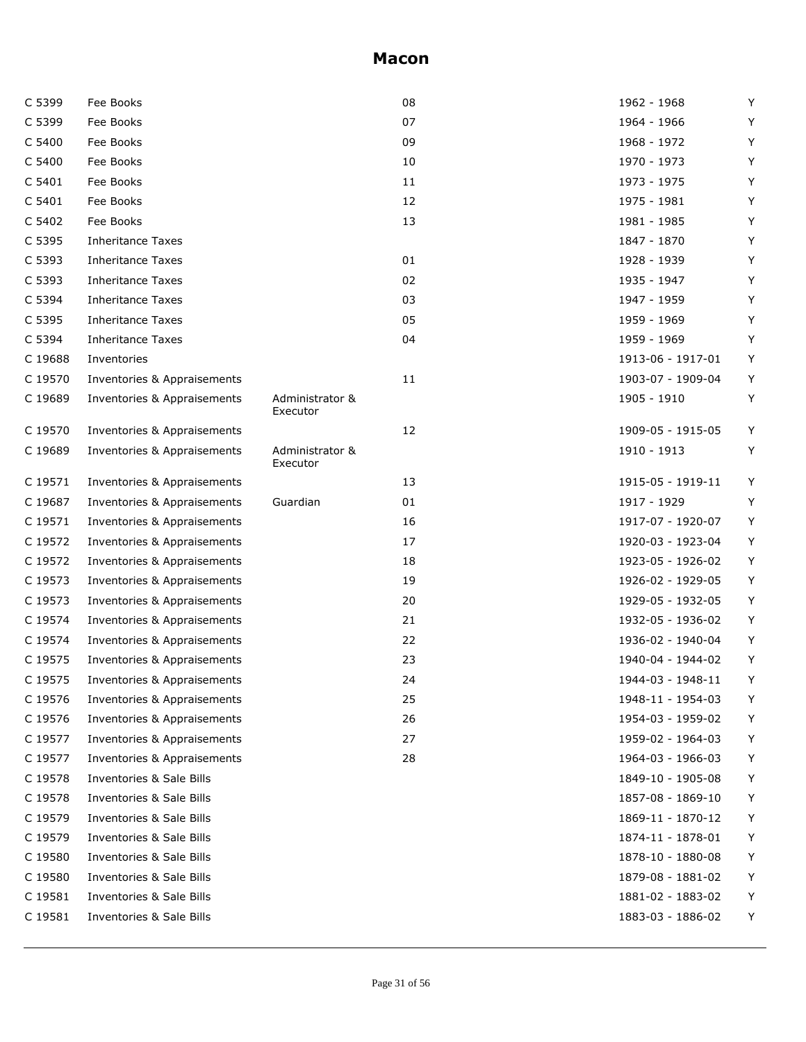# Macon

| | | | | | |
|---|---|---|---|---|---|
| C 5399 | Fee Books | | 08 | 1962 - 1968 | Y |
| C 5399 | Fee Books | | 07 | 1964 - 1966 | Y |
| C 5400 | Fee Books | | 09 | 1968 - 1972 | Y |
| C 5400 | Fee Books | | 10 | 1970 - 1973 | Y |
| C 5401 | Fee Books | | 11 | 1973 - 1975 | Y |
| C 5401 | Fee Books | | 12 | 1975 - 1981 | Y |
| C 5402 | Fee Books | | 13 | 1981 - 1985 | Y |
| C 5395 | Inheritance Taxes | | | 1847 - 1870 | Y |
| C 5393 | Inheritance Taxes | | 01 | 1928 - 1939 | Y |
| C 5393 | Inheritance Taxes | | 02 | 1935 - 1947 | Y |
| C 5394 | Inheritance Taxes | | 03 | 1947 - 1959 | Y |
| C 5395 | Inheritance Taxes | | 05 | 1959 - 1969 | Y |
| C 5394 | Inheritance Taxes | | 04 | 1959 - 1969 | Y |
| C 19688 | Inventories | | | 1913-06 - 1917-01 | Y |
| C 19570 | Inventories & Appraisements | | 11 | 1903-07 - 1909-04 | Y |
| C 19689 | Inventories & Appraisements | Administrator & Executor | | 1905 - 1910 | Y |
| C 19570 | Inventories & Appraisements | | 12 | 1909-05 - 1915-05 | Y |
| C 19689 | Inventories & Appraisements | Administrator & Executor | | 1910 - 1913 | Y |
| C 19571 | Inventories & Appraisements | | 13 | 1915-05 - 1919-11 | Y |
| C 19687 | Inventories & Appraisements | Guardian | 01 | 1917 - 1929 | Y |
| C 19571 | Inventories & Appraisements | | 16 | 1917-07 - 1920-07 | Y |
| C 19572 | Inventories & Appraisements | | 17 | 1920-03 - 1923-04 | Y |
| C 19572 | Inventories & Appraisements | | 18 | 1923-05 - 1926-02 | Y |
| C 19573 | Inventories & Appraisements | | 19 | 1926-02 - 1929-05 | Y |
| C 19573 | Inventories & Appraisements | | 20 | 1929-05 - 1932-05 | Y |
| C 19574 | Inventories & Appraisements | | 21 | 1932-05 - 1936-02 | Y |
| C 19574 | Inventories & Appraisements | | 22 | 1936-02 - 1940-04 | Y |
| C 19575 | Inventories & Appraisements | | 23 | 1940-04 - 1944-02 | Y |
| C 19575 | Inventories & Appraisements | | 24 | 1944-03 - 1948-11 | Y |
| C 19576 | Inventories & Appraisements | | 25 | 1948-11 - 1954-03 | Y |
| C 19576 | Inventories & Appraisements | | 26 | 1954-03 - 1959-02 | Y |
| C 19577 | Inventories & Appraisements | | 27 | 1959-02 - 1964-03 | Y |
| C 19577 | Inventories & Appraisements | | 28 | 1964-03 - 1966-03 | Y |
| C 19578 | Inventories & Sale Bills | | | 1849-10 - 1905-08 | Y |
| C 19578 | Inventories & Sale Bills | | | 1857-08 - 1869-10 | Y |
| C 19579 | Inventories & Sale Bills | | | 1869-11 - 1870-12 | Y |
| C 19579 | Inventories & Sale Bills | | | 1874-11 - 1878-01 | Y |
| C 19580 | Inventories & Sale Bills | | | 1878-10 - 1880-08 | Y |
| C 19580 | Inventories & Sale Bills | | | 1879-08 - 1881-02 | Y |
| C 19581 | Inventories & Sale Bills | | | 1881-02 - 1883-02 | Y |
| C 19581 | Inventories & Sale Bills | | | 1883-03 - 1886-02 | Y |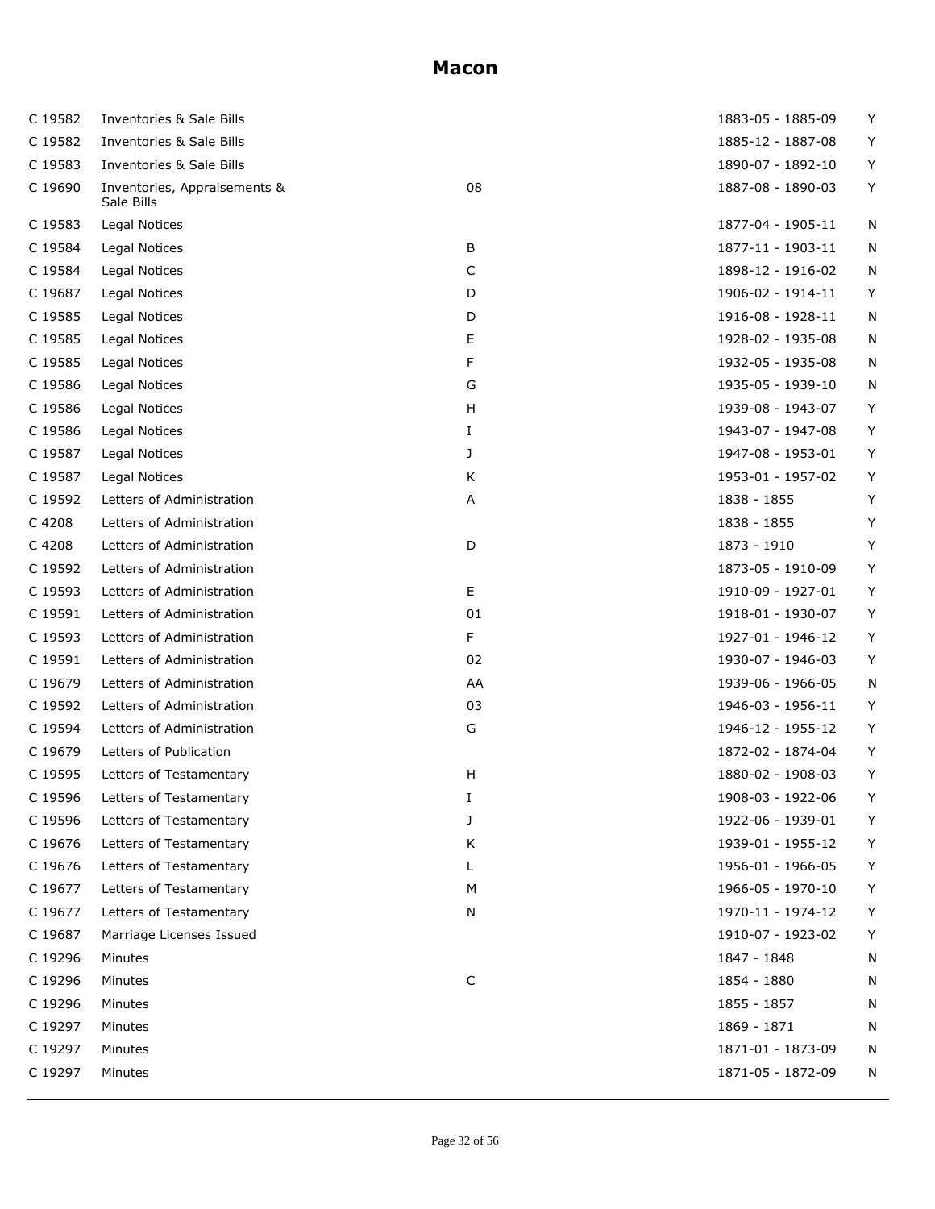# Macon

| | | | | |
|---|---|---|---|---|
| C 19582 | Inventories & Sale Bills | | 1883-05 - 1885-09 | Y |
| C 19582 | Inventories & Sale Bills | | 1885-12 - 1887-08 | Y |
| C 19583 | Inventories & Sale Bills | | 1890-07 - 1892-10 | Y |
| C 19690 | Inventories, Appraisements & Sale Bills | 08 | 1887-08 - 1890-03 | Y |
| C 19583 | Legal Notices | | 1877-04 - 1905-11 | N |
| C 19584 | Legal Notices | B | 1877-11 - 1903-11 | N |
| C 19584 | Legal Notices | C | 1898-12 - 1916-02 | N |
| C 19687 | Legal Notices | D | 1906-02 - 1914-11 | Y |
| C 19585 | Legal Notices | D | 1916-08 - 1928-11 | N |
| C 19585 | Legal Notices | E | 1928-02 - 1935-08 | N |
| C 19585 | Legal Notices | F | 1932-05 - 1935-08 | N |
| C 19586 | Legal Notices | G | 1935-05 - 1939-10 | N |
| C 19586 | Legal Notices | H | 1939-08 - 1943-07 | Y |
| C 19586 | Legal Notices | I | 1943-07 - 1947-08 | Y |
| C 19587 | Legal Notices | J | 1947-08 - 1953-01 | Y |
| C 19587 | Legal Notices | K | 1953-01 - 1957-02 | Y |
| C 19592 | Letters of Administration | A | 1838 - 1855 | Y |
| C 4208 | Letters of Administration | | 1838 - 1855 | Y |
| C 4208 | Letters of Administration | D | 1873 - 1910 | Y |
| C 19592 | Letters of Administration | | 1873-05 - 1910-09 | Y |
| C 19593 | Letters of Administration | E | 1910-09 - 1927-01 | Y |
| C 19591 | Letters of Administration | 01 | 1918-01 - 1930-07 | Y |
| C 19593 | Letters of Administration | F | 1927-01 - 1946-12 | Y |
| C 19591 | Letters of Administration | 02 | 1930-07 - 1946-03 | Y |
| C 19679 | Letters of Administration | AA | 1939-06 - 1966-05 | N |
| C 19592 | Letters of Administration | 03 | 1946-03 - 1956-11 | Y |
| C 19594 | Letters of Administration | G | 1946-12 - 1955-12 | Y |
| C 19679 | Letters of Publication | | 1872-02 - 1874-04 | Y |
| C 19595 | Letters of Testamentary | H | 1880-02 - 1908-03 | Y |
| C 19596 | Letters of Testamentary | I | 1908-03 - 1922-06 | Y |
| C 19596 | Letters of Testamentary | J | 1922-06 - 1939-01 | Y |
| C 19676 | Letters of Testamentary | K | 1939-01 - 1955-12 | Y |
| C 19676 | Letters of Testamentary | L | 1956-01 - 1966-05 | Y |
| C 19677 | Letters of Testamentary | M | 1966-05 - 1970-10 | Y |
| C 19677 | Letters of Testamentary | N | 1970-11 - 1974-12 | Y |
| C 19687 | Marriage Licenses Issued | | 1910-07 - 1923-02 | Y |
| C 19296 | Minutes | | 1847 - 1848 | N |
| C 19296 | Minutes | C | 1854 - 1880 | N |
| C 19296 | Minutes | | 1855 - 1857 | N |
| C 19297 | Minutes | | 1869 - 1871 | N |
| C 19297 | Minutes | | 1871-01 - 1873-09 | N |
| C 19297 | Minutes | | 1871-05 - 1872-09 | N |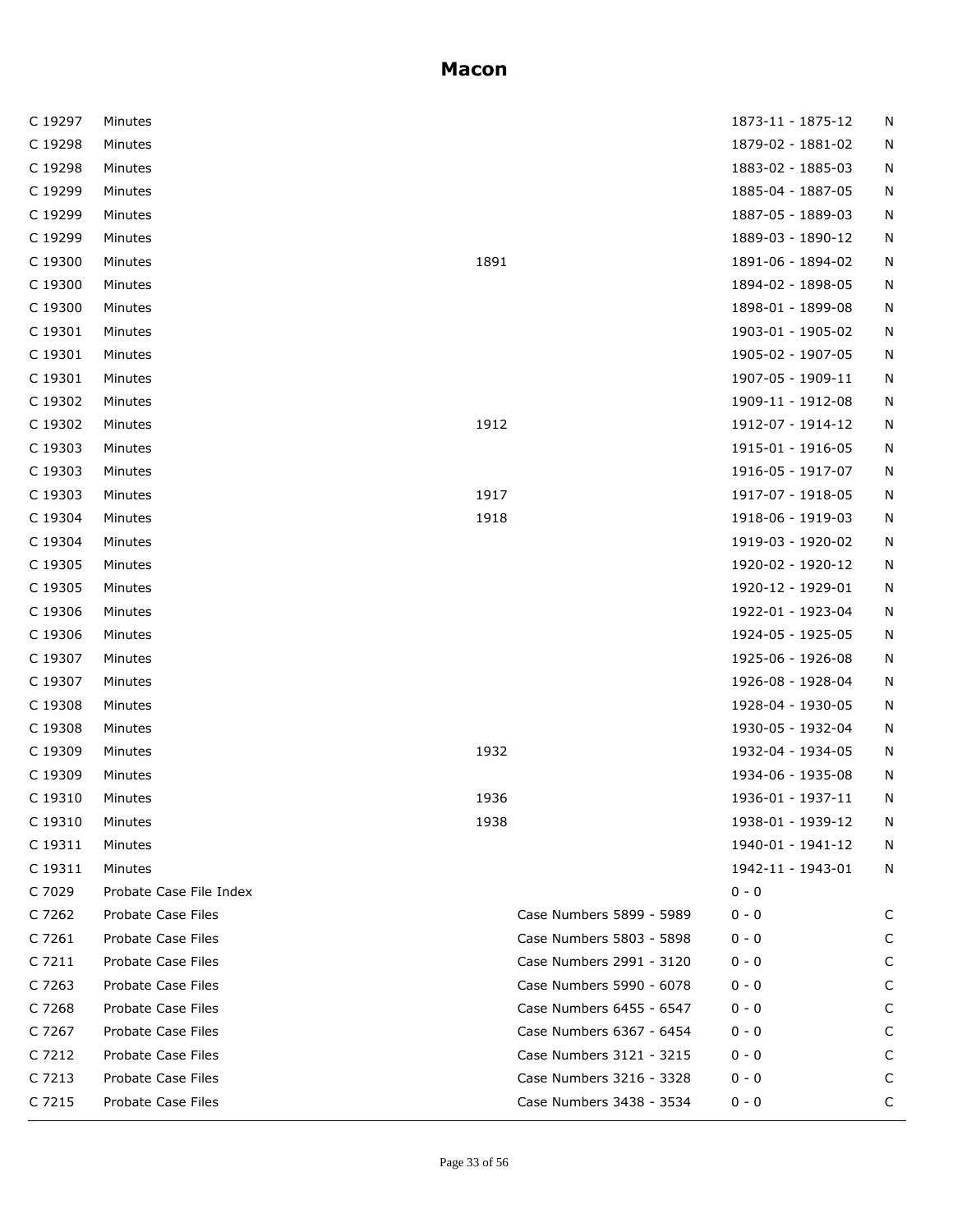# Macon

| | | | | | |
|---|---|---|---|---|---|
| C 19297 | Minutes | | | 1873-11 - 1875-12 | N |
| C 19298 | Minutes | | | 1879-02 - 1881-02 | N |
| C 19298 | Minutes | | | 1883-02 - 1885-03 | N |
| C 19299 | Minutes | | | 1885-04 - 1887-05 | N |
| C 19299 | Minutes | | | 1887-05 - 1889-03 | N |
| C 19299 | Minutes | | | 1889-03 - 1890-12 | N |
| C 19300 | Minutes | 1891 | | 1891-06 - 1894-02 | N |
| C 19300 | Minutes | | | 1894-02 - 1898-05 | N |
| C 19300 | Minutes | | | 1898-01 - 1899-08 | N |
| C 19301 | Minutes | | | 1903-01 - 1905-02 | N |
| C 19301 | Minutes | | | 1905-02 - 1907-05 | N |
| C 19301 | Minutes | | | 1907-05 - 1909-11 | N |
| C 19302 | Minutes | | | 1909-11 - 1912-08 | N |
| C 19302 | Minutes | 1912 | | 1912-07 - 1914-12 | N |
| C 19303 | Minutes | | | 1915-01 - 1916-05 | N |
| C 19303 | Minutes | | | 1916-05 - 1917-07 | N |
| C 19303 | Minutes | 1917 | | 1917-07 - 1918-05 | N |
| C 19304 | Minutes | 1918 | | 1918-06 - 1919-03 | N |
| C 19304 | Minutes | | | 1919-03 - 1920-02 | N |
| C 19305 | Minutes | | | 1920-02 - 1920-12 | N |
| C 19305 | Minutes | | | 1920-12 - 1929-01 | N |
| C 19306 | Minutes | | | 1922-01 - 1923-04 | N |
| C 19306 | Minutes | | | 1924-05 - 1925-05 | N |
| C 19307 | Minutes | | | 1925-06 - 1926-08 | N |
| C 19307 | Minutes | | | 1926-08 - 1928-04 | N |
| C 19308 | Minutes | | | 1928-04 - 1930-05 | N |
| C 19308 | Minutes | | | 1930-05 - 1932-04 | N |
| C 19309 | Minutes | 1932 | | 1932-04 - 1934-05 | N |
| C 19309 | Minutes | | | 1934-06 - 1935-08 | N |
| C 19310 | Minutes | 1936 | | 1936-01 - 1937-11 | N |
| C 19310 | Minutes | 1938 | | 1938-01 - 1939-12 | N |
| C 19311 | Minutes | | | 1940-01 - 1941-12 | N |
| C 19311 | Minutes | | | 1942-11 - 1943-01 | N |
| C 7029 | Probate Case File Index | | | 0 - 0 | |
| C 7262 | Probate Case Files | | Case Numbers 5899 - 5989 | 0 - 0 | C |
| C 7261 | Probate Case Files | | Case Numbers 5803 - 5898 | 0 - 0 | C |
| C 7211 | Probate Case Files | | Case Numbers 2991 - 3120 | 0 - 0 | C |
| C 7263 | Probate Case Files | | Case Numbers 5990 - 6078 | 0 - 0 | C |
| C 7268 | Probate Case Files | | Case Numbers 6455 - 6547 | 0 - 0 | C |
| C 7267 | Probate Case Files | | Case Numbers 6367 - 6454 | 0 - 0 | C |
| C 7212 | Probate Case Files | | Case Numbers 3121 - 3215 | 0 - 0 | C |
| C 7213 | Probate Case Files | | Case Numbers 3216 - 3328 | 0 - 0 | C |
| C 7215 | Probate Case Files | | Case Numbers 3438 - 3534 | 0 - 0 | C |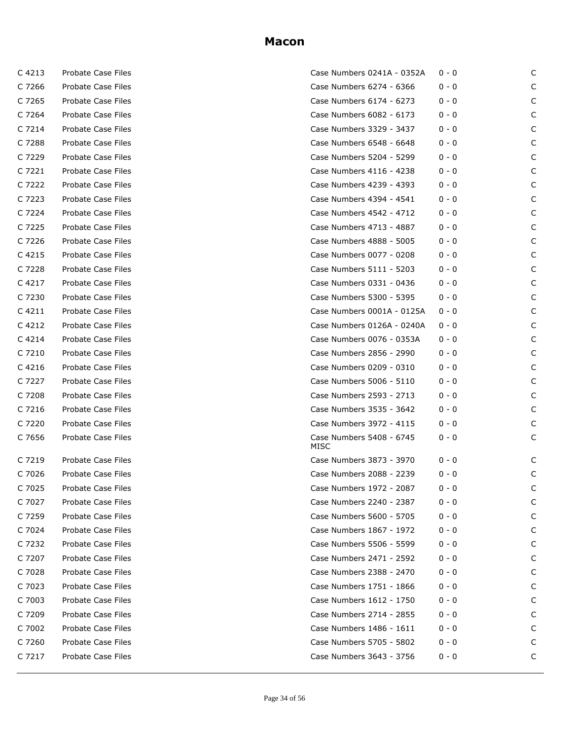# Macon

| | | | | |
|---|---|---|---|---|
| C 4213 | Probate Case Files | Case Numbers 0241A - 0352A | 0 - 0 | C |
| C 7266 | Probate Case Files | Case Numbers 6274 - 6366 | 0 - 0 | C |
| C 7265 | Probate Case Files | Case Numbers 6174 - 6273 | 0 - 0 | C |
| C 7264 | Probate Case Files | Case Numbers 6082 - 6173 | 0 - 0 | C |
| C 7214 | Probate Case Files | Case Numbers 3329 - 3437 | 0 - 0 | C |
| C 7288 | Probate Case Files | Case Numbers 6548 - 6648 | 0 - 0 | C |
| C 7229 | Probate Case Files | Case Numbers 5204 - 5299 | 0 - 0 | C |
| C 7221 | Probate Case Files | Case Numbers 4116 - 4238 | 0 - 0 | C |
| C 7222 | Probate Case Files | Case Numbers 4239 - 4393 | 0 - 0 | C |
| C 7223 | Probate Case Files | Case Numbers 4394 - 4541 | 0 - 0 | C |
| C 7224 | Probate Case Files | Case Numbers 4542 - 4712 | 0 - 0 | C |
| C 7225 | Probate Case Files | Case Numbers 4713 - 4887 | 0 - 0 | C |
| C 7226 | Probate Case Files | Case Numbers 4888 - 5005 | 0 - 0 | C |
| C 4215 | Probate Case Files | Case Numbers 0077 - 0208 | 0 - 0 | C |
| C 7228 | Probate Case Files | Case Numbers 5111 - 5203 | 0 - 0 | C |
| C 4217 | Probate Case Files | Case Numbers 0331 - 0436 | 0 - 0 | C |
| C 7230 | Probate Case Files | Case Numbers 5300 - 5395 | 0 - 0 | C |
| C 4211 | Probate Case Files | Case Numbers 0001A - 0125A | 0 - 0 | C |
| C 4212 | Probate Case Files | Case Numbers 0126A - 0240A | 0 - 0 | C |
| C 4214 | Probate Case Files | Case Numbers 0076 - 0353A | 0 - 0 | C |
| C 7210 | Probate Case Files | Case Numbers 2856 - 2990 | 0 - 0 | C |
| C 4216 | Probate Case Files | Case Numbers 0209 - 0310 | 0 - 0 | C |
| C 7227 | Probate Case Files | Case Numbers 5006 - 5110 | 0 - 0 | C |
| C 7208 | Probate Case Files | Case Numbers 2593 - 2713 | 0 - 0 | C |
| C 7216 | Probate Case Files | Case Numbers 3535 - 3642 | 0 - 0 | C |
| C 7220 | Probate Case Files | Case Numbers 3972 - 4115 | 0 - 0 | C |
| C 7656 | Probate Case Files | Case Numbers 5408 - 6745 MISC | 0 - 0 | C |
| C 7219 | Probate Case Files | Case Numbers 3873 - 3970 | 0 - 0 | C |
| C 7026 | Probate Case Files | Case Numbers 2088 - 2239 | 0 - 0 | C |
| C 7025 | Probate Case Files | Case Numbers 1972 - 2087 | 0 - 0 | C |
| C 7027 | Probate Case Files | Case Numbers 2240 - 2387 | 0 - 0 | C |
| C 7259 | Probate Case Files | Case Numbers 5600 - 5705 | 0 - 0 | C |
| C 7024 | Probate Case Files | Case Numbers 1867 - 1972 | 0 - 0 | C |
| C 7232 | Probate Case Files | Case Numbers 5506 - 5599 | 0 - 0 | C |
| C 7207 | Probate Case Files | Case Numbers 2471 - 2592 | 0 - 0 | C |
| C 7028 | Probate Case Files | Case Numbers 2388 - 2470 | 0 - 0 | C |
| C 7023 | Probate Case Files | Case Numbers 1751 - 1866 | 0 - 0 | C |
| C 7003 | Probate Case Files | Case Numbers 1612 - 1750 | 0 - 0 | C |
| C 7209 | Probate Case Files | Case Numbers 2714 - 2855 | 0 - 0 | C |
| C 7002 | Probate Case Files | Case Numbers 1486 - 1611 | 0 - 0 | C |
| C 7260 | Probate Case Files | Case Numbers 5705 - 5802 | 0 - 0 | C |
| C 7217 | Probate Case Files | Case Numbers 3643 - 3756 | 0 - 0 | C |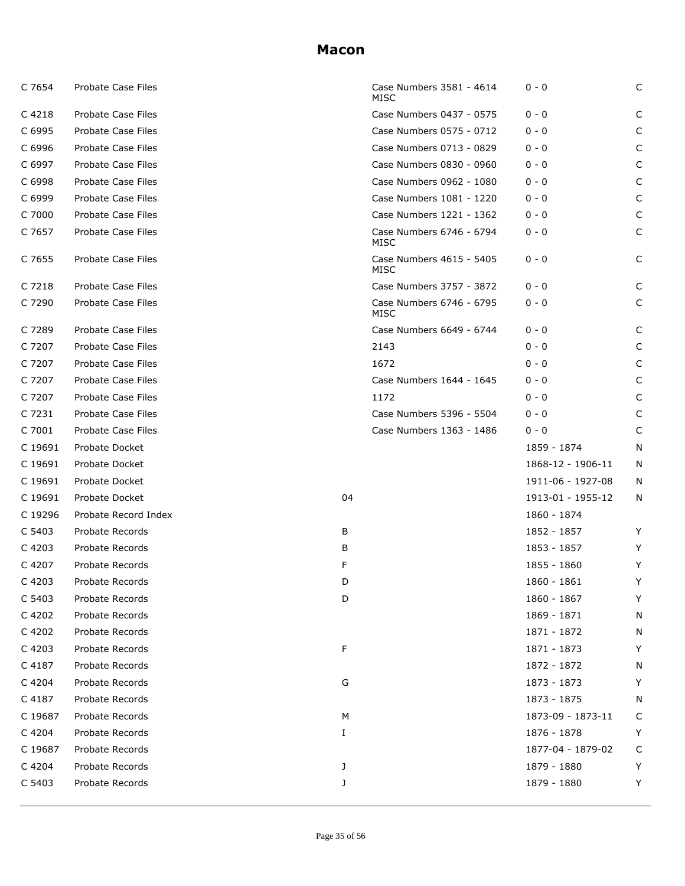# Macon

| | | | | | |
|---|---|---|---|---|---|
| C 7654 | Probate Case Files | | Case Numbers 3581 - 4614 MISC | 0 - 0 | C |
| C 4218 | Probate Case Files | | Case Numbers 0437 - 0575 | 0 - 0 | C |
| C 6995 | Probate Case Files | | Case Numbers 0575 - 0712 | 0 - 0 | C |
| C 6996 | Probate Case Files | | Case Numbers 0713 - 0829 | 0 - 0 | C |
| C 6997 | Probate Case Files | | Case Numbers 0830 - 0960 | 0 - 0 | C |
| C 6998 | Probate Case Files | | Case Numbers 0962 - 1080 | 0 - 0 | C |
| C 6999 | Probate Case Files | | Case Numbers 1081 - 1220 | 0 - 0 | C |
| C 7000 | Probate Case Files | | Case Numbers 1221 - 1362 | 0 - 0 | C |
| C 7657 | Probate Case Files | | Case Numbers 6746 - 6794 MISC | 0 - 0 | C |
| C 7655 | Probate Case Files | | Case Numbers 4615 - 5405 MISC | 0 - 0 | C |
| C 7218 | Probate Case Files | | Case Numbers 3757 - 3872 | 0 - 0 | C |
| C 7290 | Probate Case Files | | Case Numbers 6746 - 6795 MISC | 0 - 0 | C |
| C 7289 | Probate Case Files | | Case Numbers 6649 - 6744 | 0 - 0 | C |
| C 7207 | Probate Case Files | | 2143 | 0 - 0 | C |
| C 7207 | Probate Case Files | | 1672 | 0 - 0 | C |
| C 7207 | Probate Case Files | | Case Numbers 1644 - 1645 | 0 - 0 | C |
| C 7207 | Probate Case Files | | 1172 | 0 - 0 | C |
| C 7231 | Probate Case Files | | Case Numbers 5396 - 5504 | 0 - 0 | C |
| C 7001 | Probate Case Files | | Case Numbers 1363 - 1486 | 0 - 0 | C |
| C 19691 | Probate Docket | | | 1859 - 1874 | N |
| C 19691 | Probate Docket | | | 1868-12 - 1906-11 | N |
| C 19691 | Probate Docket | | | 1911-06 - 1927-08 | N |
| C 19691 | Probate Docket | 04 | | 1913-01 - 1955-12 | N |
| C 19296 | Probate Record Index | | | 1860 - 1874 | |
| C 5403 | Probate Records | B | | 1852 - 1857 | Y |
| C 4203 | Probate Records | B | | 1853 - 1857 | Y |
| C 4207 | Probate Records | F | | 1855 - 1860 | Y |
| C 4203 | Probate Records | D | | 1860 - 1861 | Y |
| C 5403 | Probate Records | D | | 1860 - 1867 | Y |
| C 4202 | Probate Records | | | 1869 - 1871 | N |
| C 4202 | Probate Records | | | 1871 - 1872 | N |
| C 4203 | Probate Records | F | | 1871 - 1873 | Y |
| C 4187 | Probate Records | | | 1872 - 1872 | N |
| C 4204 | Probate Records | G | | 1873 - 1873 | Y |
| C 4187 | Probate Records | | | 1873 - 1875 | N |
| C 19687 | Probate Records | M | | 1873-09 - 1873-11 | C |
| C 4204 | Probate Records | I | | 1876 - 1878 | Y |
| C 19687 | Probate Records | | | 1877-04 - 1879-02 | C |
| C 4204 | Probate Records | J | | 1879 - 1880 | Y |
| C 5403 | Probate Records | J | | 1879 - 1880 | Y |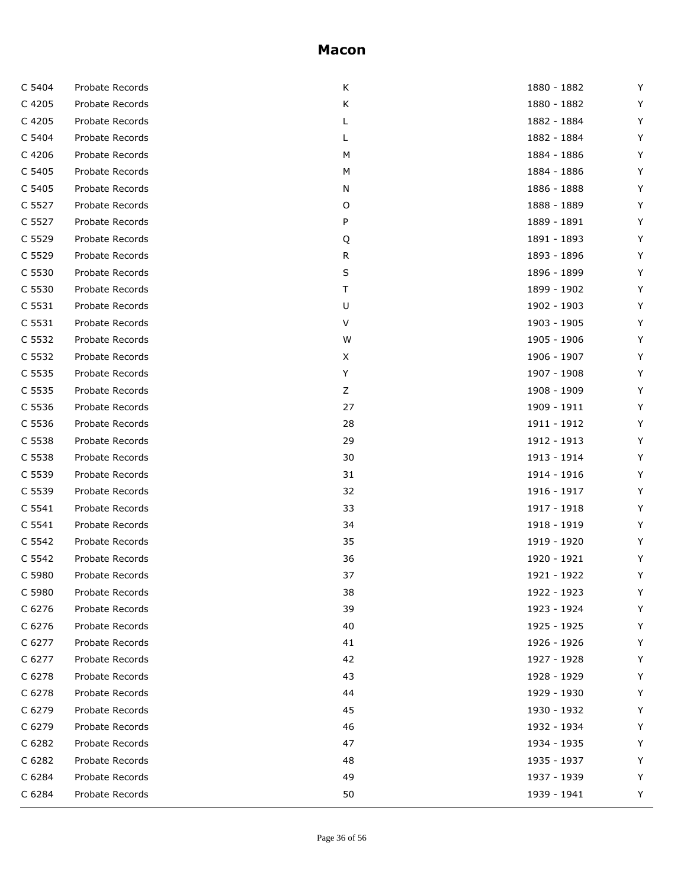# Macon

| | | | | |
|---|---|---|---|---|
| C 5404 | Probate Records | K | 1880 - 1882 | Y |
| C 4205 | Probate Records | K | 1880 - 1882 | Y |
| C 4205 | Probate Records | L | 1882 - 1884 | Y |
| C 5404 | Probate Records | L | 1882 - 1884 | Y |
| C 4206 | Probate Records | M | 1884 - 1886 | Y |
| C 5405 | Probate Records | M | 1884 - 1886 | Y |
| C 5405 | Probate Records | N | 1886 - 1888 | Y |
| C 5527 | Probate Records | O | 1888 - 1889 | Y |
| C 5527 | Probate Records | P | 1889 - 1891 | Y |
| C 5529 | Probate Records | Q | 1891 - 1893 | Y |
| C 5529 | Probate Records | R | 1893 - 1896 | Y |
| C 5530 | Probate Records | S | 1896 - 1899 | Y |
| C 5530 | Probate Records | T | 1899 - 1902 | Y |
| C 5531 | Probate Records | U | 1902 - 1903 | Y |
| C 5531 | Probate Records | V | 1903 - 1905 | Y |
| C 5532 | Probate Records | W | 1905 - 1906 | Y |
| C 5532 | Probate Records | X | 1906 - 1907 | Y |
| C 5535 | Probate Records | Y | 1907 - 1908 | Y |
| C 5535 | Probate Records | Z | 1908 - 1909 | Y |
| C 5536 | Probate Records | 27 | 1909 - 1911 | Y |
| C 5536 | Probate Records | 28 | 1911 - 1912 | Y |
| C 5538 | Probate Records | 29 | 1912 - 1913 | Y |
| C 5538 | Probate Records | 30 | 1913 - 1914 | Y |
| C 5539 | Probate Records | 31 | 1914 - 1916 | Y |
| C 5539 | Probate Records | 32 | 1916 - 1917 | Y |
| C 5541 | Probate Records | 33 | 1917 - 1918 | Y |
| C 5541 | Probate Records | 34 | 1918 - 1919 | Y |
| C 5542 | Probate Records | 35 | 1919 - 1920 | Y |
| C 5542 | Probate Records | 36 | 1920 - 1921 | Y |
| C 5980 | Probate Records | 37 | 1921 - 1922 | Y |
| C 5980 | Probate Records | 38 | 1922 - 1923 | Y |
| C 6276 | Probate Records | 39 | 1923 - 1924 | Y |
| C 6276 | Probate Records | 40 | 1925 - 1925 | Y |
| C 6277 | Probate Records | 41 | 1926 - 1926 | Y |
| C 6277 | Probate Records | 42 | 1927 - 1928 | Y |
| C 6278 | Probate Records | 43 | 1928 - 1929 | Y |
| C 6278 | Probate Records | 44 | 1929 - 1930 | Y |
| C 6279 | Probate Records | 45 | 1930 - 1932 | Y |
| C 6279 | Probate Records | 46 | 1932 - 1934 | Y |
| C 6282 | Probate Records | 47 | 1934 - 1935 | Y |
| C 6282 | Probate Records | 48 | 1935 - 1937 | Y |
| C 6284 | Probate Records | 49 | 1937 - 1939 | Y |
| C 6284 | Probate Records | 50 | 1939 - 1941 | Y |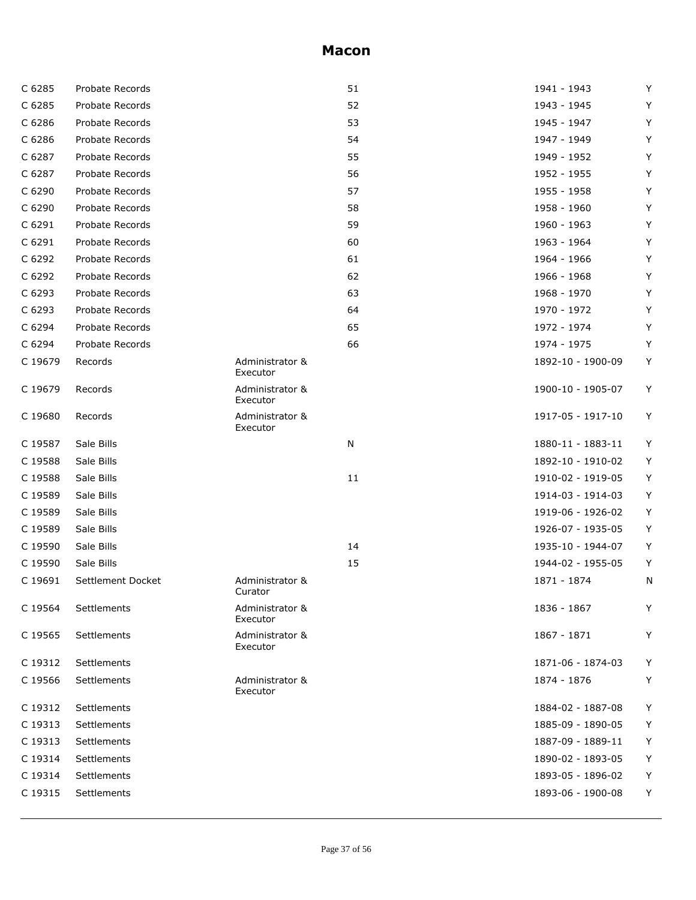# Macon

| | | | | | |
|---|---|---|---|---|---|
| C 6285 | Probate Records | | 51 | 1941 - 1943 | Y |
| C 6285 | Probate Records | | 52 | 1943 - 1945 | Y |
| C 6286 | Probate Records | | 53 | 1945 - 1947 | Y |
| C 6286 | Probate Records | | 54 | 1947 - 1949 | Y |
| C 6287 | Probate Records | | 55 | 1949 - 1952 | Y |
| C 6287 | Probate Records | | 56 | 1952 - 1955 | Y |
| C 6290 | Probate Records | | 57 | 1955 - 1958 | Y |
| C 6290 | Probate Records | | 58 | 1958 - 1960 | Y |
| C 6291 | Probate Records | | 59 | 1960 - 1963 | Y |
| C 6291 | Probate Records | | 60 | 1963 - 1964 | Y |
| C 6292 | Probate Records | | 61 | 1964 - 1966 | Y |
| C 6292 | Probate Records | | 62 | 1966 - 1968 | Y |
| C 6293 | Probate Records | | 63 | 1968 - 1970 | Y |
| C 6293 | Probate Records | | 64 | 1970 - 1972 | Y |
| C 6294 | Probate Records | | 65 | 1972 - 1974 | Y |
| C 6294 | Probate Records | | 66 | 1974 - 1975 | Y |
| C 19679 | Records | Administrator & Executor | | 1892-10 - 1900-09 | Y |
| C 19679 | Records | Administrator & Executor | | 1900-10 - 1905-07 | Y |
| C 19680 | Records | Administrator & Executor | | 1917-05 - 1917-10 | Y |
| C 19587 | Sale Bills | | N | 1880-11 - 1883-11 | Y |
| C 19588 | Sale Bills | | | 1892-10 - 1910-02 | Y |
| C 19588 | Sale Bills | | 11 | 1910-02 - 1919-05 | Y |
| C 19589 | Sale Bills | | | 1914-03 - 1914-03 | Y |
| C 19589 | Sale Bills | | | 1919-06 - 1926-02 | Y |
| C 19589 | Sale Bills | | | 1926-07 - 1935-05 | Y |
| C 19590 | Sale Bills | | 14 | 1935-10 - 1944-07 | Y |
| C 19590 | Sale Bills | | 15 | 1944-02 - 1955-05 | Y |
| C 19691 | Settlement Docket | Administrator & Curator | | 1871 - 1874 | N |
| C 19564 | Settlements | Administrator & Executor | | 1836 - 1867 | Y |
| C 19565 | Settlements | Administrator & Executor | | 1867 - 1871 | Y |
| C 19312 | Settlements | | | 1871-06 - 1874-03 | Y |
| C 19566 | Settlements | Administrator & Executor | | 1874 - 1876 | Y |
| C 19312 | Settlements | | | 1884-02 - 1887-08 | Y |
| C 19313 | Settlements | | | 1885-09 - 1890-05 | Y |
| C 19313 | Settlements | | | 1887-09 - 1889-11 | Y |
| C 19314 | Settlements | | | 1890-02 - 1893-05 | Y |
| C 19314 | Settlements | | | 1893-05 - 1896-02 | Y |
| C 19315 | Settlements | | | 1893-06 - 1900-08 | Y |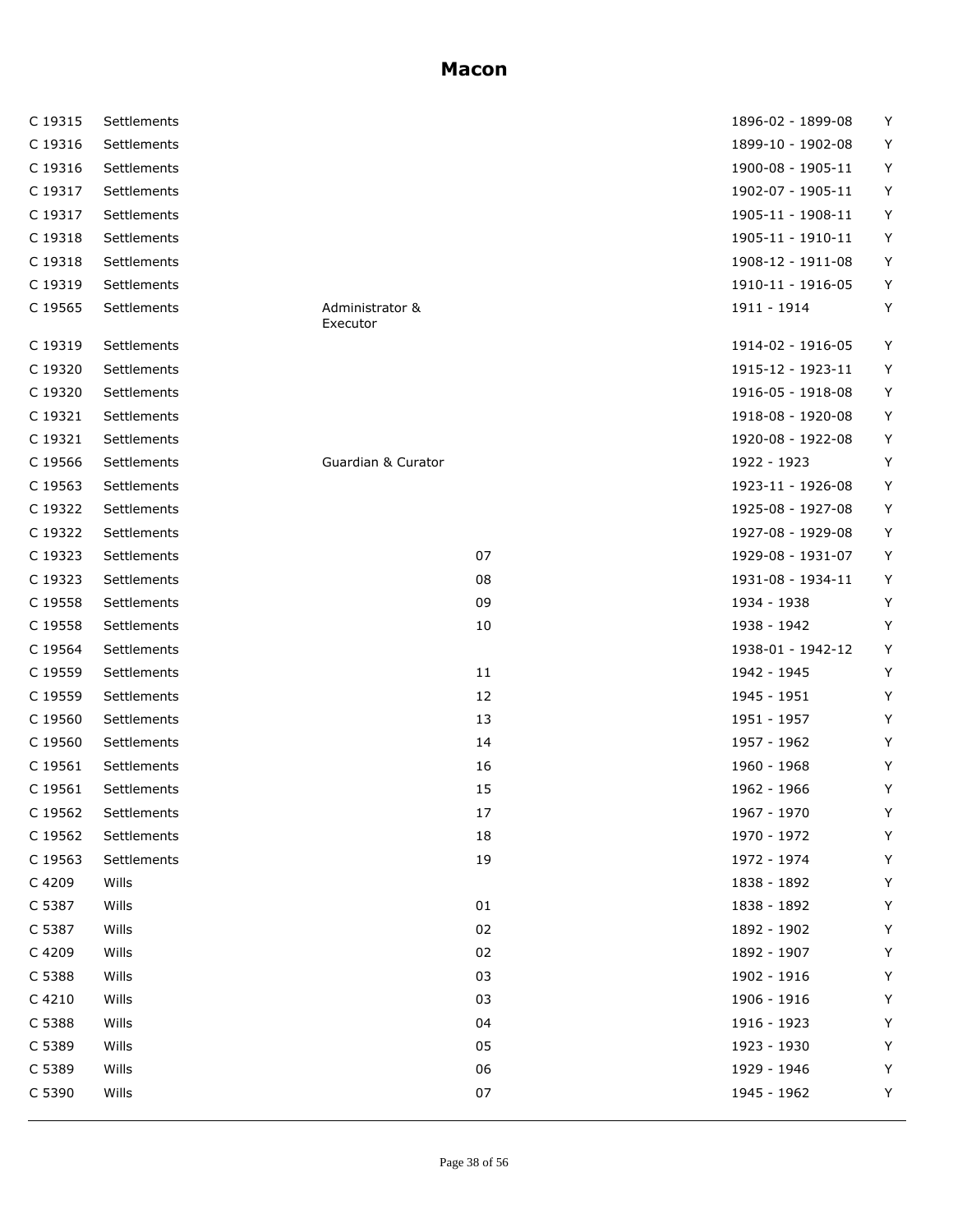# Macon

| | | | | | |
|---|---|---|---|---|---|
| C 19315 | Settlements | | | 1896-02 - 1899-08 | Y |
| C 19316 | Settlements | | | 1899-10 - 1902-08 | Y |
| C 19316 | Settlements | | | 1900-08 - 1905-11 | Y |
| C 19317 | Settlements | | | 1902-07 - 1905-11 | Y |
| C 19317 | Settlements | | | 1905-11 - 1908-11 | Y |
| C 19318 | Settlements | | | 1905-11 - 1910-11 | Y |
| C 19318 | Settlements | | | 1908-12 - 1911-08 | Y |
| C 19319 | Settlements | | | 1910-11 - 1916-05 | Y |
| C 19565 | Settlements | Administrator & Executor | | 1911 - 1914 | Y |
| C 19319 | Settlements | | | 1914-02 - 1916-05 | Y |
| C 19320 | Settlements | | | 1915-12 - 1923-11 | Y |
| C 19320 | Settlements | | | 1916-05 - 1918-08 | Y |
| C 19321 | Settlements | | | 1918-08 - 1920-08 | Y |
| C 19321 | Settlements | | | 1920-08 - 1922-08 | Y |
| C 19566 | Settlements | Guardian & Curator | | 1922 - 1923 | Y |
| C 19563 | Settlements | | | 1923-11 - 1926-08 | Y |
| C 19322 | Settlements | | | 1925-08 - 1927-08 | Y |
| C 19322 | Settlements | | | 1927-08 - 1929-08 | Y |
| C 19323 | Settlements | | 07 | 1929-08 - 1931-07 | Y |
| C 19323 | Settlements | | 08 | 1931-08 - 1934-11 | Y |
| C 19558 | Settlements | | 09 | 1934 - 1938 | Y |
| C 19558 | Settlements | | 10 | 1938 - 1942 | Y |
| C 19564 | Settlements | | | 1938-01 - 1942-12 | Y |
| C 19559 | Settlements | | 11 | 1942 - 1945 | Y |
| C 19559 | Settlements | | 12 | 1945 - 1951 | Y |
| C 19560 | Settlements | | 13 | 1951 - 1957 | Y |
| C 19560 | Settlements | | 14 | 1957 - 1962 | Y |
| C 19561 | Settlements | | 16 | 1960 - 1968 | Y |
| C 19561 | Settlements | | 15 | 1962 - 1966 | Y |
| C 19562 | Settlements | | 17 | 1967 - 1970 | Y |
| C 19562 | Settlements | | 18 | 1970 - 1972 | Y |
| C 19563 | Settlements | | 19 | 1972 - 1974 | Y |
| C 4209 | Wills | | | 1838 - 1892 | Y |
| C 5387 | Wills | | 01 | 1838 - 1892 | Y |
| C 5387 | Wills | | 02 | 1892 - 1902 | Y |
| C 4209 | Wills | | 02 | 1892 - 1907 | Y |
| C 5388 | Wills | | 03 | 1902 - 1916 | Y |
| C 4210 | Wills | | 03 | 1906 - 1916 | Y |
| C 5388 | Wills | | 04 | 1916 - 1923 | Y |
| C 5389 | Wills | | 05 | 1923 - 1930 | Y |
| C 5389 | Wills | | 06 | 1929 - 1946 | Y |
| C 5390 | Wills | | 07 | 1945 - 1962 | Y |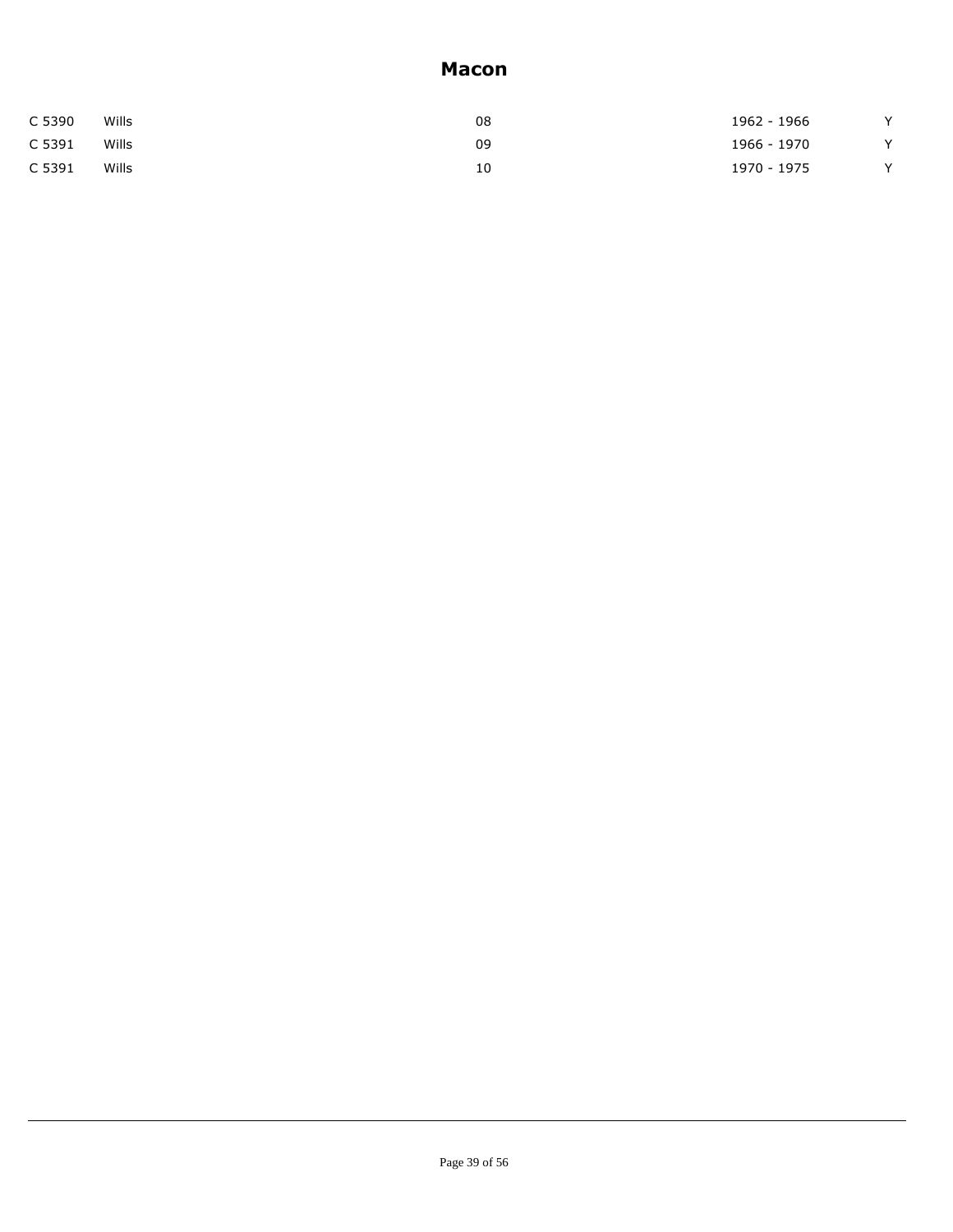## Macon

| | | | | |
|---|---|---|---|---|
| C 5390 | Wills | 08 | 1962 - 1966 | Y |
| C 5391 | Wills | 09 | 1966 - 1970 | Y |
| C 5391 | Wills | 10 | 1970 - 1975 | Y |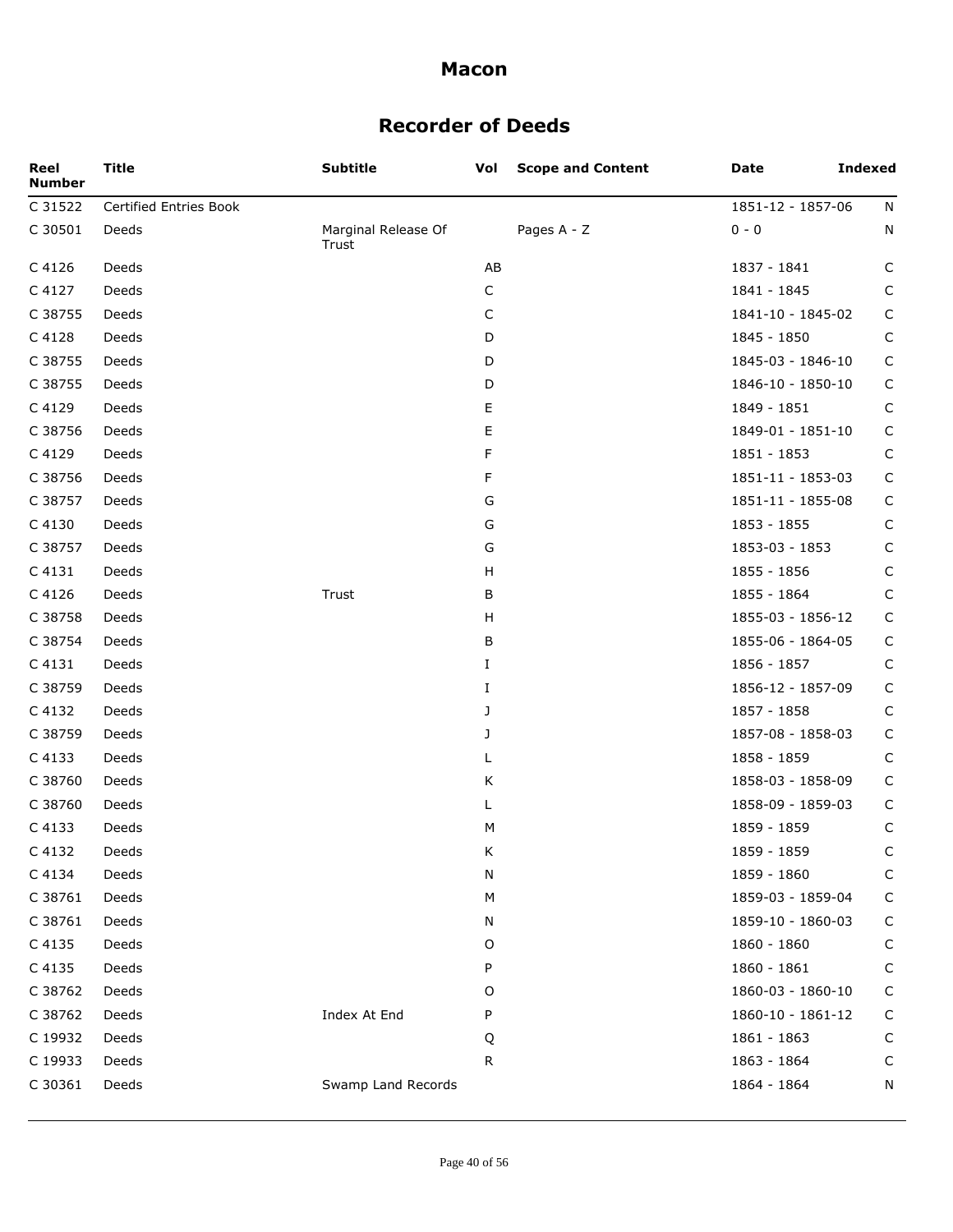# Macon

## Recorder of Deeds

| Reel Number | Title | Subtitle | Vol | Scope and Content | Date | Indexed |
|---|---|---|---|---|---|---|
| C 31522 | Certified Entries Book | | | | 1851-12 - 1857-06 | N |
| C 30501 | Deeds | Marginal Release Of Trust | | Pages A - Z | 0 - 0 | N |
| C 4126 | Deeds | | AB | | 1837 - 1841 | C |
| C 4127 | Deeds | | C | | 1841 - 1845 | C |
| C 38755 | Deeds | | C | | 1841-10 - 1845-02 | C |
| C 4128 | Deeds | | D | | 1845 - 1850 | C |
| C 38755 | Deeds | | D | | 1845-03 - 1846-10 | C |
| C 38755 | Deeds | | D | | 1846-10 - 1850-10 | C |
| C 4129 | Deeds | | E | | 1849 - 1851 | C |
| C 38756 | Deeds | | E | | 1849-01 - 1851-10 | C |
| C 4129 | Deeds | | F | | 1851 - 1853 | C |
| C 38756 | Deeds | | F | | 1851-11 - 1853-03 | C |
| C 38757 | Deeds | | G | | 1851-11 - 1855-08 | C |
| C 4130 | Deeds | | G | | 1853 - 1855 | C |
| C 38757 | Deeds | | G | | 1853-03 - 1853 | C |
| C 4131 | Deeds | | H | | 1855 - 1856 | C |
| C 4126 | Deeds | Trust | B | | 1855 - 1864 | C |
| C 38758 | Deeds | | H | | 1855-03 - 1856-12 | C |
| C 38754 | Deeds | | B | | 1855-06 - 1864-05 | C |
| C 4131 | Deeds | | I | | 1856 - 1857 | C |
| C 38759 | Deeds | | I | | 1856-12 - 1857-09 | C |
| C 4132 | Deeds | | J | | 1857 - 1858 | C |
| C 38759 | Deeds | | J | | 1857-08 - 1858-03 | C |
| C 4133 | Deeds | | L | | 1858 - 1859 | C |
| C 38760 | Deeds | | K | | 1858-03 - 1858-09 | C |
| C 38760 | Deeds | | L | | 1858-09 - 1859-03 | C |
| C 4133 | Deeds | | M | | 1859 - 1859 | C |
| C 4132 | Deeds | | K | | 1859 - 1859 | C |
| C 4134 | Deeds | | N | | 1859 - 1860 | C |
| C 38761 | Deeds | | M | | 1859-03 - 1859-04 | C |
| C 38761 | Deeds | | N | | 1859-10 - 1860-03 | C |
| C 4135 | Deeds | | O | | 1860 - 1860 | C |
| C 4135 | Deeds | | P | | 1860 - 1861 | C |
| C 38762 | Deeds | | O | | 1860-03 - 1860-10 | C |
| C 38762 | Deeds | Index At End | P | | 1860-10 - 1861-12 | C |
| C 19932 | Deeds | | Q | | 1861 - 1863 | C |
| C 19933 | Deeds | | R | | 1863 - 1864 | C |
| C 30361 | Deeds | Swamp Land Records | | | 1864 - 1864 | N |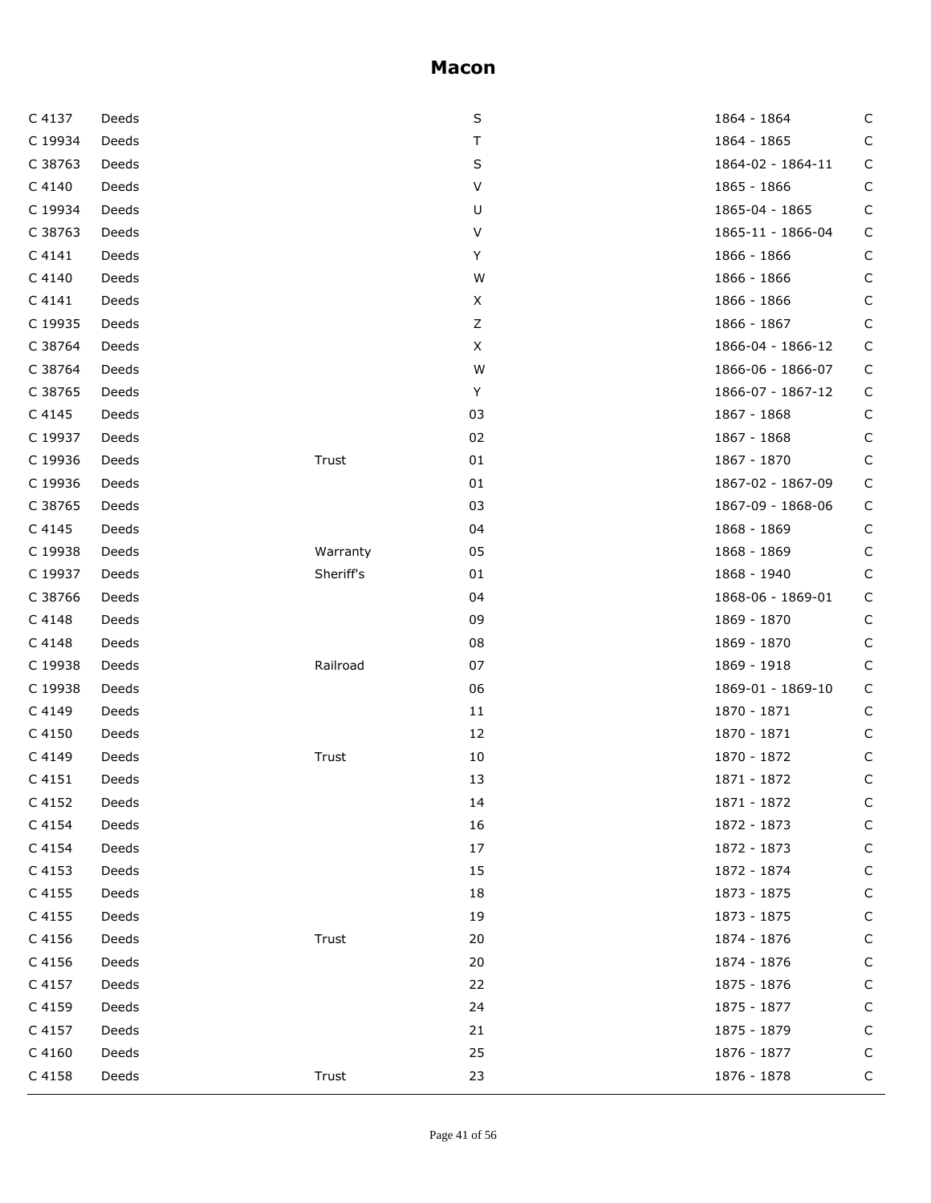# Macon

| | | | | | |
|---|---|---|---|---|---|
| C 4137 | Deeds | | S | 1864 - 1864 | C |
| C 19934 | Deeds | | T | 1864 - 1865 | C |
| C 38763 | Deeds | | S | 1864-02 - 1864-11 | C |
| C 4140 | Deeds | | V | 1865 - 1866 | C |
| C 19934 | Deeds | | U | 1865-04 - 1865 | C |
| C 38763 | Deeds | | V | 1865-11 - 1866-04 | C |
| C 4141 | Deeds | | Y | 1866 - 1866 | C |
| C 4140 | Deeds | | W | 1866 - 1866 | C |
| C 4141 | Deeds | | X | 1866 - 1866 | C |
| C 19935 | Deeds | | Z | 1866 - 1867 | C |
| C 38764 | Deeds | | X | 1866-04 - 1866-12 | C |
| C 38764 | Deeds | | W | 1866-06 - 1866-07 | C |
| C 38765 | Deeds | | Y | 1866-07 - 1867-12 | C |
| C 4145 | Deeds | | 03 | 1867 - 1868 | C |
| C 19937 | Deeds | | 02 | 1867 - 1868 | C |
| C 19936 | Deeds | Trust | 01 | 1867 - 1870 | C |
| C 19936 | Deeds | | 01 | 1867-02 - 1867-09 | C |
| C 38765 | Deeds | | 03 | 1867-09 - 1868-06 | C |
| C 4145 | Deeds | | 04 | 1868 - 1869 | C |
| C 19938 | Deeds | Warranty | 05 | 1868 - 1869 | C |
| C 19937 | Deeds | Sheriff's | 01 | 1868 - 1940 | C |
| C 38766 | Deeds | | 04 | 1868-06 - 1869-01 | C |
| C 4148 | Deeds | | 09 | 1869 - 1870 | C |
| C 4148 | Deeds | | 08 | 1869 - 1870 | C |
| C 19938 | Deeds | Railroad | 07 | 1869 - 1918 | C |
| C 19938 | Deeds | | 06 | 1869-01 - 1869-10 | C |
| C 4149 | Deeds | | 11 | 1870 - 1871 | C |
| C 4150 | Deeds | | 12 | 1870 - 1871 | C |
| C 4149 | Deeds | Trust | 10 | 1870 - 1872 | C |
| C 4151 | Deeds | | 13 | 1871 - 1872 | C |
| C 4152 | Deeds | | 14 | 1871 - 1872 | C |
| C 4154 | Deeds | | 16 | 1872 - 1873 | C |
| C 4154 | Deeds | | 17 | 1872 - 1873 | C |
| C 4153 | Deeds | | 15 | 1872 - 1874 | C |
| C 4155 | Deeds | | 18 | 1873 - 1875 | C |
| C 4155 | Deeds | | 19 | 1873 - 1875 | C |
| C 4156 | Deeds | Trust | 20 | 1874 - 1876 | C |
| C 4156 | Deeds | | 20 | 1874 - 1876 | C |
| C 4157 | Deeds | | 22 | 1875 - 1876 | C |
| C 4159 | Deeds | | 24 | 1875 - 1877 | C |
| C 4157 | Deeds | | 21 | 1875 - 1879 | C |
| C 4160 | Deeds | | 25 | 1876 - 1877 | C |
| C 4158 | Deeds | Trust | 23 | 1876 - 1878 | C |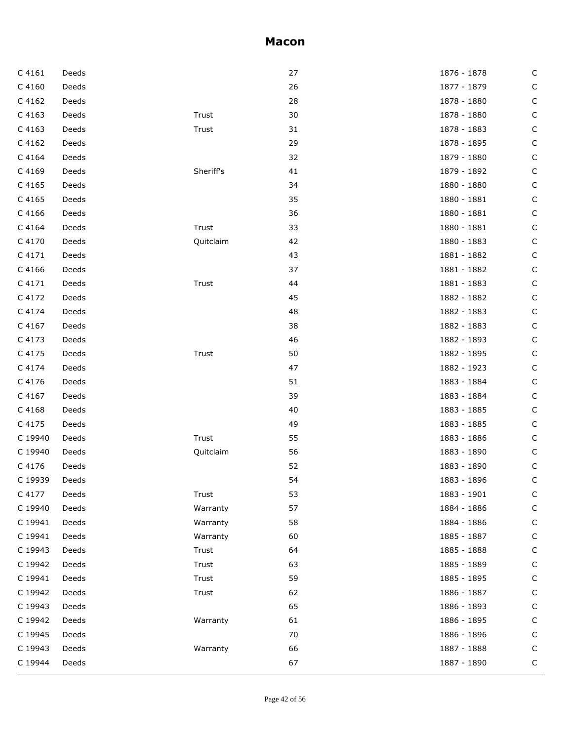## Macon

| | | | | | |
|---|---|---|---|---|---|
| C 4161 | Deeds | | 27 | 1876 - 1878 | C |
| C 4160 | Deeds | | 26 | 1877 - 1879 | C |
| C 4162 | Deeds | | 28 | 1878 - 1880 | C |
| C 4163 | Deeds | Trust | 30 | 1878 - 1880 | C |
| C 4163 | Deeds | Trust | 31 | 1878 - 1883 | C |
| C 4162 | Deeds | | 29 | 1878 - 1895 | C |
| C 4164 | Deeds | | 32 | 1879 - 1880 | C |
| C 4169 | Deeds | Sheriff's | 41 | 1879 - 1892 | C |
| C 4165 | Deeds | | 34 | 1880 - 1880 | C |
| C 4165 | Deeds | | 35 | 1880 - 1881 | C |
| C 4166 | Deeds | | 36 | 1880 - 1881 | C |
| C 4164 | Deeds | Trust | 33 | 1880 - 1881 | C |
| C 4170 | Deeds | Quitclaim | 42 | 1880 - 1883 | C |
| C 4171 | Deeds | | 43 | 1881 - 1882 | C |
| C 4166 | Deeds | | 37 | 1881 - 1882 | C |
| C 4171 | Deeds | Trust | 44 | 1881 - 1883 | C |
| C 4172 | Deeds | | 45 | 1882 - 1882 | C |
| C 4174 | Deeds | | 48 | 1882 - 1883 | C |
| C 4167 | Deeds | | 38 | 1882 - 1883 | C |
| C 4173 | Deeds | | 46 | 1882 - 1893 | C |
| C 4175 | Deeds | Trust | 50 | 1882 - 1895 | C |
| C 4174 | Deeds | | 47 | 1882 - 1923 | C |
| C 4176 | Deeds | | 51 | 1883 - 1884 | C |
| C 4167 | Deeds | | 39 | 1883 - 1884 | C |
| C 4168 | Deeds | | 40 | 1883 - 1885 | C |
| C 4175 | Deeds | | 49 | 1883 - 1885 | C |
| C 19940 | Deeds | Trust | 55 | 1883 - 1886 | C |
| C 19940 | Deeds | Quitclaim | 56 | 1883 - 1890 | C |
| C 4176 | Deeds | | 52 | 1883 - 1890 | C |
| C 19939 | Deeds | | 54 | 1883 - 1896 | C |
| C 4177 | Deeds | Trust | 53 | 1883 - 1901 | C |
| C 19940 | Deeds | Warranty | 57 | 1884 - 1886 | C |
| C 19941 | Deeds | Warranty | 58 | 1884 - 1886 | C |
| C 19941 | Deeds | Warranty | 60 | 1885 - 1887 | C |
| C 19943 | Deeds | Trust | 64 | 1885 - 1888 | C |
| C 19942 | Deeds | Trust | 63 | 1885 - 1889 | C |
| C 19941 | Deeds | Trust | 59 | 1885 - 1895 | C |
| C 19942 | Deeds | Trust | 62 | 1886 - 1887 | C |
| C 19943 | Deeds | | 65 | 1886 - 1893 | C |
| C 19942 | Deeds | Warranty | 61 | 1886 - 1895 | C |
| C 19945 | Deeds | | 70 | 1886 - 1896 | C |
| C 19943 | Deeds | Warranty | 66 | 1887 - 1888 | C |
| C 19944 | Deeds | | 67 | 1887 - 1890 | C |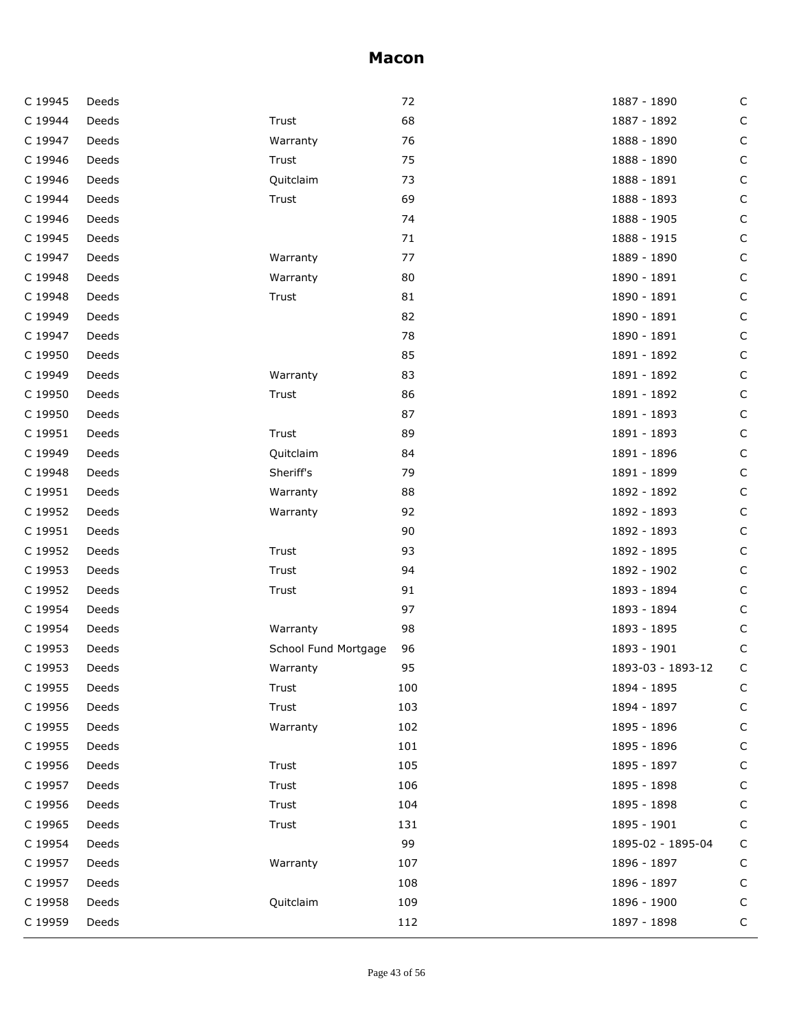# Macon

| | | | | | |
|---|---|---|---|---|---|
| C 19945 | Deeds | | 72 | 1887 - 1890 | C |
| C 19944 | Deeds | Trust | 68 | 1887 - 1892 | C |
| C 19947 | Deeds | Warranty | 76 | 1888 - 1890 | C |
| C 19946 | Deeds | Trust | 75 | 1888 - 1890 | C |
| C 19946 | Deeds | Quitclaim | 73 | 1888 - 1891 | C |
| C 19944 | Deeds | Trust | 69 | 1888 - 1893 | C |
| C 19946 | Deeds | | 74 | 1888 - 1905 | C |
| C 19945 | Deeds | | 71 | 1888 - 1915 | C |
| C 19947 | Deeds | Warranty | 77 | 1889 - 1890 | C |
| C 19948 | Deeds | Warranty | 80 | 1890 - 1891 | C |
| C 19948 | Deeds | Trust | 81 | 1890 - 1891 | C |
| C 19949 | Deeds | | 82 | 1890 - 1891 | C |
| C 19947 | Deeds | | 78 | 1890 - 1891 | C |
| C 19950 | Deeds | | 85 | 1891 - 1892 | C |
| C 19949 | Deeds | Warranty | 83 | 1891 - 1892 | C |
| C 19950 | Deeds | Trust | 86 | 1891 - 1892 | C |
| C 19950 | Deeds | | 87 | 1891 - 1893 | C |
| C 19951 | Deeds | Trust | 89 | 1891 - 1893 | C |
| C 19949 | Deeds | Quitclaim | 84 | 1891 - 1896 | C |
| C 19948 | Deeds | Sheriff's | 79 | 1891 - 1899 | C |
| C 19951 | Deeds | Warranty | 88 | 1892 - 1892 | C |
| C 19952 | Deeds | Warranty | 92 | 1892 - 1893 | C |
| C 19951 | Deeds | | 90 | 1892 - 1893 | C |
| C 19952 | Deeds | Trust | 93 | 1892 - 1895 | C |
| C 19953 | Deeds | Trust | 94 | 1892 - 1902 | C |
| C 19952 | Deeds | Trust | 91 | 1893 - 1894 | C |
| C 19954 | Deeds | | 97 | 1893 - 1894 | C |
| C 19954 | Deeds | Warranty | 98 | 1893 - 1895 | C |
| C 19953 | Deeds | School Fund Mortgage | 96 | 1893 - 1901 | C |
| C 19953 | Deeds | Warranty | 95 | 1893-03 - 1893-12 | C |
| C 19955 | Deeds | Trust | 100 | 1894 - 1895 | C |
| C 19956 | Deeds | Trust | 103 | 1894 - 1897 | C |
| C 19955 | Deeds | Warranty | 102 | 1895 - 1896 | C |
| C 19955 | Deeds | | 101 | 1895 - 1896 | C |
| C 19956 | Deeds | Trust | 105 | 1895 - 1897 | C |
| C 19957 | Deeds | Trust | 106 | 1895 - 1898 | C |
| C 19956 | Deeds | Trust | 104 | 1895 - 1898 | C |
| C 19965 | Deeds | Trust | 131 | 1895 - 1901 | C |
| C 19954 | Deeds | | 99 | 1895-02 - 1895-04 | C |
| C 19957 | Deeds | Warranty | 107 | 1896 - 1897 | C |
| C 19957 | Deeds | | 108 | 1896 - 1897 | C |
| C 19958 | Deeds | Quitclaim | 109 | 1896 - 1900 | C |
| C 19959 | Deeds | | 112 | 1897 - 1898 | C |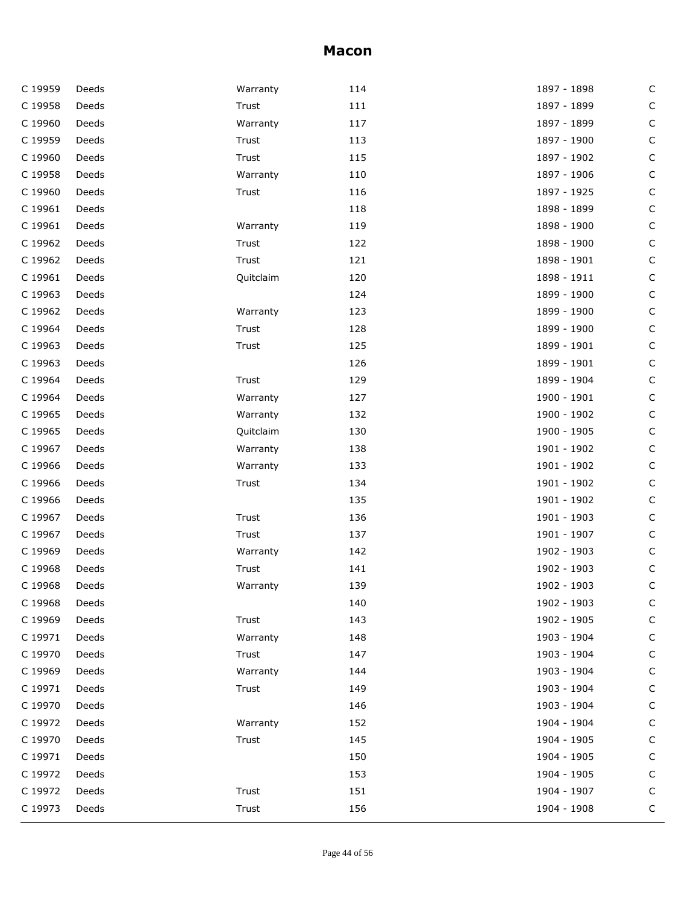## Macon

| | | | | | |
|---|---|---|---|---|---|
| C 19959 | Deeds | Warranty | 114 | 1897 - 1898 | C |
| C 19958 | Deeds | Trust | 111 | 1897 - 1899 | C |
| C 19960 | Deeds | Warranty | 117 | 1897 - 1899 | C |
| C 19959 | Deeds | Trust | 113 | 1897 - 1900 | C |
| C 19960 | Deeds | Trust | 115 | 1897 - 1902 | C |
| C 19958 | Deeds | Warranty | 110 | 1897 - 1906 | C |
| C 19960 | Deeds | Trust | 116 | 1897 - 1925 | C |
| C 19961 | Deeds | | 118 | 1898 - 1899 | C |
| C 19961 | Deeds | Warranty | 119 | 1898 - 1900 | C |
| C 19962 | Deeds | Trust | 122 | 1898 - 1900 | C |
| C 19962 | Deeds | Trust | 121 | 1898 - 1901 | C |
| C 19961 | Deeds | Quitclaim | 120 | 1898 - 1911 | C |
| C 19963 | Deeds | | 124 | 1899 - 1900 | C |
| C 19962 | Deeds | Warranty | 123 | 1899 - 1900 | C |
| C 19964 | Deeds | Trust | 128 | 1899 - 1900 | C |
| C 19963 | Deeds | Trust | 125 | 1899 - 1901 | C |
| C 19963 | Deeds | | 126 | 1899 - 1901 | C |
| C 19964 | Deeds | Trust | 129 | 1899 - 1904 | C |
| C 19964 | Deeds | Warranty | 127 | 1900 - 1901 | C |
| C 19965 | Deeds | Warranty | 132 | 1900 - 1902 | C |
| C 19965 | Deeds | Quitclaim | 130 | 1900 - 1905 | C |
| C 19967 | Deeds | Warranty | 138 | 1901 - 1902 | C |
| C 19966 | Deeds | Warranty | 133 | 1901 - 1902 | C |
| C 19966 | Deeds | Trust | 134 | 1901 - 1902 | C |
| C 19966 | Deeds | | 135 | 1901 - 1902 | C |
| C 19967 | Deeds | Trust | 136 | 1901 - 1903 | C |
| C 19967 | Deeds | Trust | 137 | 1901 - 1907 | C |
| C 19969 | Deeds | Warranty | 142 | 1902 - 1903 | C |
| C 19968 | Deeds | Trust | 141 | 1902 - 1903 | C |
| C 19968 | Deeds | Warranty | 139 | 1902 - 1903 | C |
| C 19968 | Deeds | | 140 | 1902 - 1903 | C |
| C 19969 | Deeds | Trust | 143 | 1902 - 1905 | C |
| C 19971 | Deeds | Warranty | 148 | 1903 - 1904 | C |
| C 19970 | Deeds | Trust | 147 | 1903 - 1904 | C |
| C 19969 | Deeds | Warranty | 144 | 1903 - 1904 | C |
| C 19971 | Deeds | Trust | 149 | 1903 - 1904 | C |
| C 19970 | Deeds | | 146 | 1903 - 1904 | C |
| C 19972 | Deeds | Warranty | 152 | 1904 - 1904 | C |
| C 19970 | Deeds | Trust | 145 | 1904 - 1905 | C |
| C 19971 | Deeds | | 150 | 1904 - 1905 | C |
| C 19972 | Deeds | | 153 | 1904 - 1905 | C |
| C 19972 | Deeds | Trust | 151 | 1904 - 1907 | C |
| C 19973 | Deeds | Trust | 156 | 1904 - 1908 | C |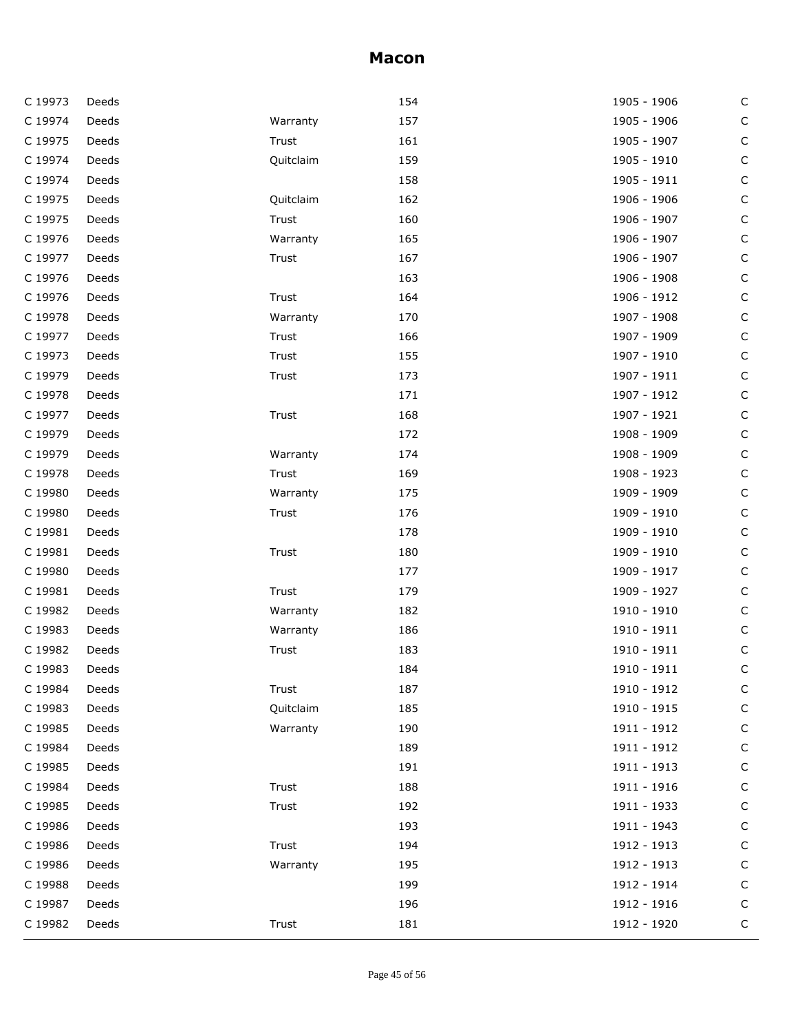# Macon

| | | | | | |
|---|---|---|---|---|---|
| C 19973 | Deeds | | 154 | 1905 - 1906 | C |
| C 19974 | Deeds | Warranty | 157 | 1905 - 1906 | C |
| C 19975 | Deeds | Trust | 161 | 1905 - 1907 | C |
| C 19974 | Deeds | Quitclaim | 159 | 1905 - 1910 | C |
| C 19974 | Deeds | | 158 | 1905 - 1911 | C |
| C 19975 | Deeds | Quitclaim | 162 | 1906 - 1906 | C |
| C 19975 | Deeds | Trust | 160 | 1906 - 1907 | C |
| C 19976 | Deeds | Warranty | 165 | 1906 - 1907 | C |
| C 19977 | Deeds | Trust | 167 | 1906 - 1907 | C |
| C 19976 | Deeds | | 163 | 1906 - 1908 | C |
| C 19976 | Deeds | Trust | 164 | 1906 - 1912 | C |
| C 19978 | Deeds | Warranty | 170 | 1907 - 1908 | C |
| C 19977 | Deeds | Trust | 166 | 1907 - 1909 | C |
| C 19973 | Deeds | Trust | 155 | 1907 - 1910 | C |
| C 19979 | Deeds | Trust | 173 | 1907 - 1911 | C |
| C 19978 | Deeds | | 171 | 1907 - 1912 | C |
| C 19977 | Deeds | Trust | 168 | 1907 - 1921 | C |
| C 19979 | Deeds | | 172 | 1908 - 1909 | C |
| C 19979 | Deeds | Warranty | 174 | 1908 - 1909 | C |
| C 19978 | Deeds | Trust | 169 | 1908 - 1923 | C |
| C 19980 | Deeds | Warranty | 175 | 1909 - 1909 | C |
| C 19980 | Deeds | Trust | 176 | 1909 - 1910 | C |
| C 19981 | Deeds | | 178 | 1909 - 1910 | C |
| C 19981 | Deeds | Trust | 180 | 1909 - 1910 | C |
| C 19980 | Deeds | | 177 | 1909 - 1917 | C |
| C 19981 | Deeds | Trust | 179 | 1909 - 1927 | C |
| C 19982 | Deeds | Warranty | 182 | 1910 - 1910 | C |
| C 19983 | Deeds | Warranty | 186 | 1910 - 1911 | C |
| C 19982 | Deeds | Trust | 183 | 1910 - 1911 | C |
| C 19983 | Deeds | | 184 | 1910 - 1911 | C |
| C 19984 | Deeds | Trust | 187 | 1910 - 1912 | C |
| C 19983 | Deeds | Quitclaim | 185 | 1910 - 1915 | C |
| C 19985 | Deeds | Warranty | 190 | 1911 - 1912 | C |
| C 19984 | Deeds | | 189 | 1911 - 1912 | C |
| C 19985 | Deeds | | 191 | 1911 - 1913 | C |
| C 19984 | Deeds | Trust | 188 | 1911 - 1916 | C |
| C 19985 | Deeds | Trust | 192 | 1911 - 1933 | C |
| C 19986 | Deeds | | 193 | 1911 - 1943 | C |
| C 19986 | Deeds | Trust | 194 | 1912 - 1913 | C |
| C 19986 | Deeds | Warranty | 195 | 1912 - 1913 | C |
| C 19988 | Deeds | | 199 | 1912 - 1914 | C |
| C 19987 | Deeds | | 196 | 1912 - 1916 | C |
| C 19982 | Deeds | Trust | 181 | 1912 - 1920 | C |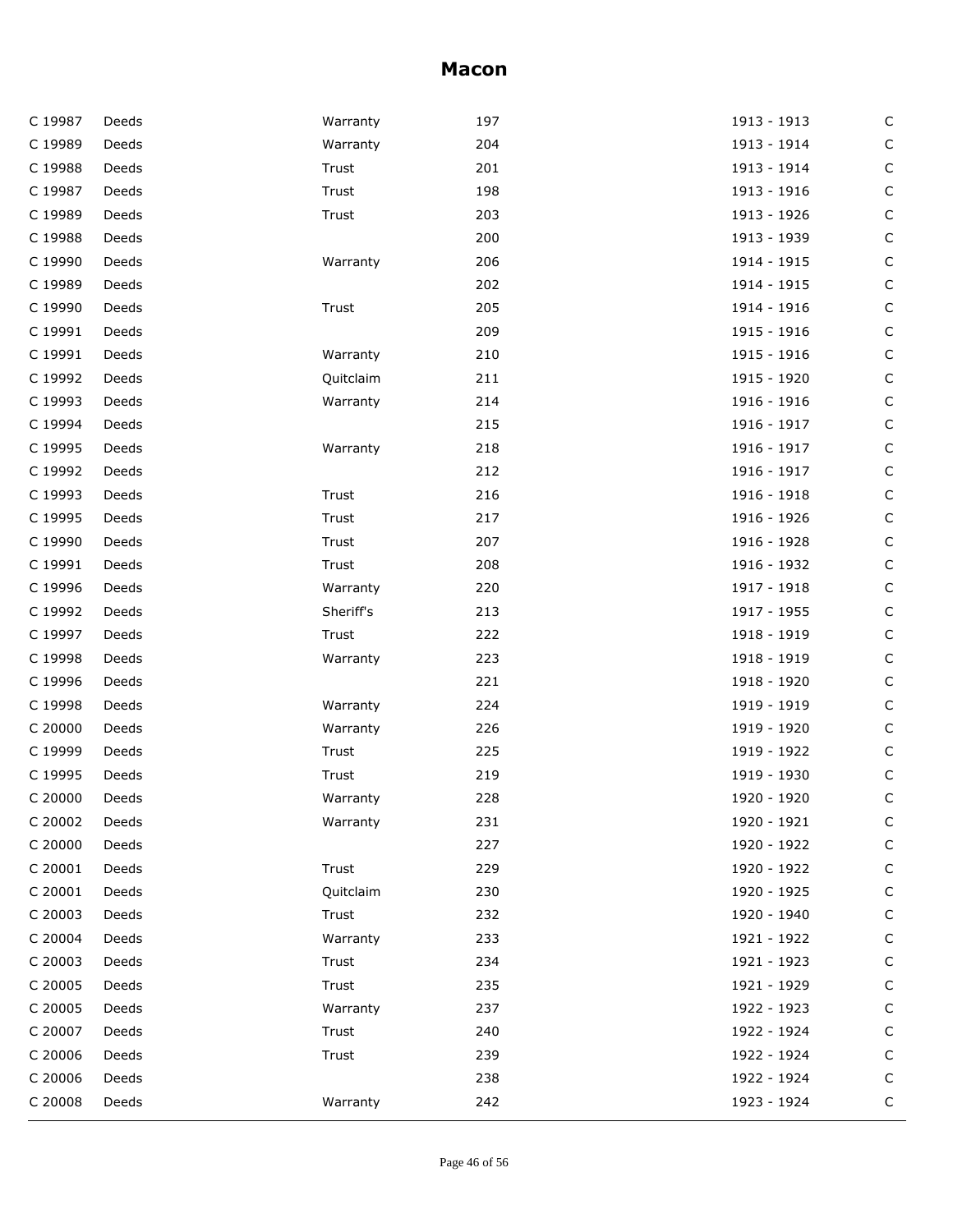# Macon

| | | | | | |
|---|---|---|---|---|---|
| C 19987 | Deeds | Warranty | 197 | 1913 - 1913 | C |
| C 19989 | Deeds | Warranty | 204 | 1913 - 1914 | C |
| C 19988 | Deeds | Trust | 201 | 1913 - 1914 | C |
| C 19987 | Deeds | Trust | 198 | 1913 - 1916 | C |
| C 19989 | Deeds | Trust | 203 | 1913 - 1926 | C |
| C 19988 | Deeds | | 200 | 1913 - 1939 | C |
| C 19990 | Deeds | Warranty | 206 | 1914 - 1915 | C |
| C 19989 | Deeds | | 202 | 1914 - 1915 | C |
| C 19990 | Deeds | Trust | 205 | 1914 - 1916 | C |
| C 19991 | Deeds | | 209 | 1915 - 1916 | C |
| C 19991 | Deeds | Warranty | 210 | 1915 - 1916 | C |
| C 19992 | Deeds | Quitclaim | 211 | 1915 - 1920 | C |
| C 19993 | Deeds | Warranty | 214 | 1916 - 1916 | C |
| C 19994 | Deeds | | 215 | 1916 - 1917 | C |
| C 19995 | Deeds | Warranty | 218 | 1916 - 1917 | C |
| C 19992 | Deeds | | 212 | 1916 - 1917 | C |
| C 19993 | Deeds | Trust | 216 | 1916 - 1918 | C |
| C 19995 | Deeds | Trust | 217 | 1916 - 1926 | C |
| C 19990 | Deeds | Trust | 207 | 1916 - 1928 | C |
| C 19991 | Deeds | Trust | 208 | 1916 - 1932 | C |
| C 19996 | Deeds | Warranty | 220 | 1917 - 1918 | C |
| C 19992 | Deeds | Sheriff's | 213 | 1917 - 1955 | C |
| C 19997 | Deeds | Trust | 222 | 1918 - 1919 | C |
| C 19998 | Deeds | Warranty | 223 | 1918 - 1919 | C |
| C 19996 | Deeds | | 221 | 1918 - 1920 | C |
| C 19998 | Deeds | Warranty | 224 | 1919 - 1919 | C |
| C 20000 | Deeds | Warranty | 226 | 1919 - 1920 | C |
| C 19999 | Deeds | Trust | 225 | 1919 - 1922 | C |
| C 19995 | Deeds | Trust | 219 | 1919 - 1930 | C |
| C 20000 | Deeds | Warranty | 228 | 1920 - 1920 | C |
| C 20002 | Deeds | Warranty | 231 | 1920 - 1921 | C |
| C 20000 | Deeds | | 227 | 1920 - 1922 | C |
| C 20001 | Deeds | Trust | 229 | 1920 - 1922 | C |
| C 20001 | Deeds | Quitclaim | 230 | 1920 - 1925 | C |
| C 20003 | Deeds | Trust | 232 | 1920 - 1940 | C |
| C 20004 | Deeds | Warranty | 233 | 1921 - 1922 | C |
| C 20003 | Deeds | Trust | 234 | 1921 - 1923 | C |
| C 20005 | Deeds | Trust | 235 | 1921 - 1929 | C |
| C 20005 | Deeds | Warranty | 237 | 1922 - 1923 | C |
| C 20007 | Deeds | Trust | 240 | 1922 - 1924 | C |
| C 20006 | Deeds | Trust | 239 | 1922 - 1924 | C |
| C 20006 | Deeds | | 238 | 1922 - 1924 | C |
| C 20008 | Deeds | Warranty | 242 | 1923 - 1924 | C |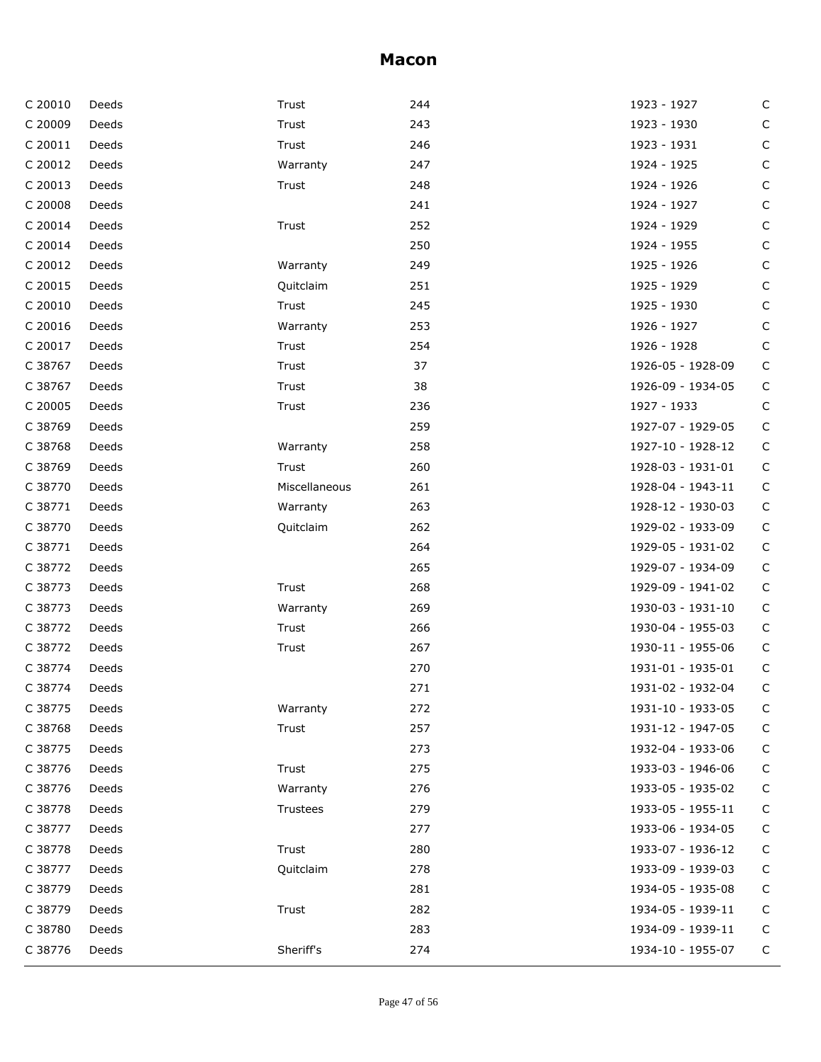# Macon

| | | | | | |
|---|---|---|---|---|---|
| C 20010 | Deeds | Trust | 244 | 1923 - 1927 | C |
| C 20009 | Deeds | Trust | 243 | 1923 - 1930 | C |
| C 20011 | Deeds | Trust | 246 | 1923 - 1931 | C |
| C 20012 | Deeds | Warranty | 247 | 1924 - 1925 | C |
| C 20013 | Deeds | Trust | 248 | 1924 - 1926 | C |
| C 20008 | Deeds | | 241 | 1924 - 1927 | C |
| C 20014 | Deeds | Trust | 252 | 1924 - 1929 | C |
| C 20014 | Deeds | | 250 | 1924 - 1955 | C |
| C 20012 | Deeds | Warranty | 249 | 1925 - 1926 | C |
| C 20015 | Deeds | Quitclaim | 251 | 1925 - 1929 | C |
| C 20010 | Deeds | Trust | 245 | 1925 - 1930 | C |
| C 20016 | Deeds | Warranty | 253 | 1926 - 1927 | C |
| C 20017 | Deeds | Trust | 254 | 1926 - 1928 | C |
| C 38767 | Deeds | Trust | 37 | 1926-05 - 1928-09 | C |
| C 38767 | Deeds | Trust | 38 | 1926-09 - 1934-05 | C |
| C 20005 | Deeds | Trust | 236 | 1927 - 1933 | C |
| C 38769 | Deeds | | 259 | 1927-07 - 1929-05 | C |
| C 38768 | Deeds | Warranty | 258 | 1927-10 - 1928-12 | C |
| C 38769 | Deeds | Trust | 260 | 1928-03 - 1931-01 | C |
| C 38770 | Deeds | Miscellaneous | 261 | 1928-04 - 1943-11 | C |
| C 38771 | Deeds | Warranty | 263 | 1928-12 - 1930-03 | C |
| C 38770 | Deeds | Quitclaim | 262 | 1929-02 - 1933-09 | C |
| C 38771 | Deeds | | 264 | 1929-05 - 1931-02 | C |
| C 38772 | Deeds | | 265 | 1929-07 - 1934-09 | C |
| C 38773 | Deeds | Trust | 268 | 1929-09 - 1941-02 | C |
| C 38773 | Deeds | Warranty | 269 | 1930-03 - 1931-10 | C |
| C 38772 | Deeds | Trust | 266 | 1930-04 - 1955-03 | C |
| C 38772 | Deeds | Trust | 267 | 1930-11 - 1955-06 | C |
| C 38774 | Deeds | | 270 | 1931-01 - 1935-01 | C |
| C 38774 | Deeds | | 271 | 1931-02 - 1932-04 | C |
| C 38775 | Deeds | Warranty | 272 | 1931-10 - 1933-05 | C |
| C 38768 | Deeds | Trust | 257 | 1931-12 - 1947-05 | C |
| C 38775 | Deeds | | 273 | 1932-04 - 1933-06 | C |
| C 38776 | Deeds | Trust | 275 | 1933-03 - 1946-06 | C |
| C 38776 | Deeds | Warranty | 276 | 1933-05 - 1935-02 | C |
| C 38778 | Deeds | Trustees | 279 | 1933-05 - 1955-11 | C |
| C 38777 | Deeds | | 277 | 1933-06 - 1934-05 | C |
| C 38778 | Deeds | Trust | 280 | 1933-07 - 1936-12 | C |
| C 38777 | Deeds | Quitclaim | 278 | 1933-09 - 1939-03 | C |
| C 38779 | Deeds | | 281 | 1934-05 - 1935-08 | C |
| C 38779 | Deeds | Trust | 282 | 1934-05 - 1939-11 | C |
| C 38780 | Deeds | | 283 | 1934-09 - 1939-11 | C |
| C 38776 | Deeds | Sheriff's | 274 | 1934-10 - 1955-07 | C |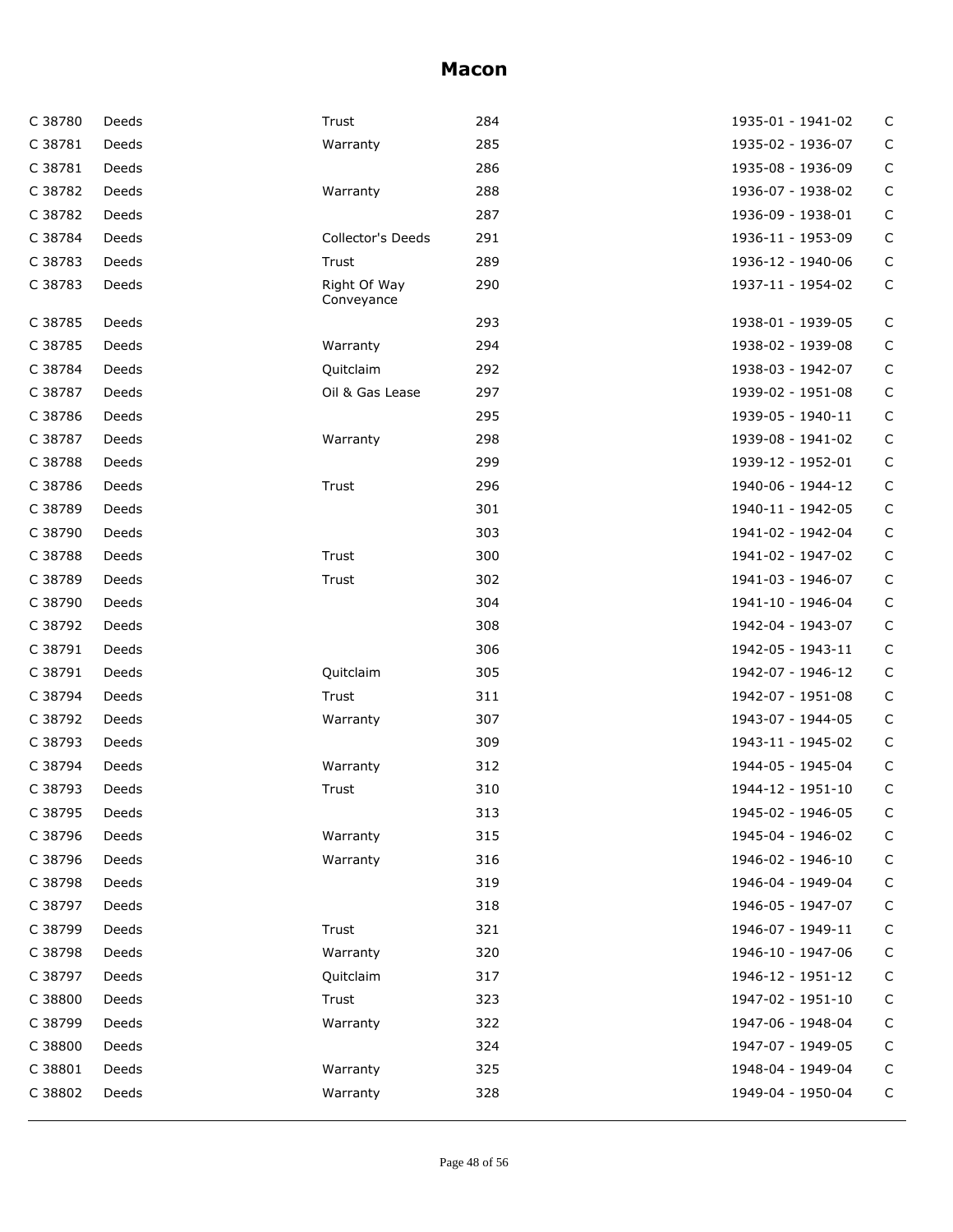# Macon

| | | | | | |
|---|---|---|---|---|---|
| C 38780 | Deeds | Trust | 284 | 1935-01 - 1941-02 | C |
| C 38781 | Deeds | Warranty | 285 | 1935-02 - 1936-07 | C |
| C 38781 | Deeds | | 286 | 1935-08 - 1936-09 | C |
| C 38782 | Deeds | Warranty | 288 | 1936-07 - 1938-02 | C |
| C 38782 | Deeds | | 287 | 1936-09 - 1938-01 | C |
| C 38784 | Deeds | Collector's Deeds | 291 | 1936-11 - 1953-09 | C |
| C 38783 | Deeds | Trust | 289 | 1936-12 - 1940-06 | C |
| C 38783 | Deeds | Right Of Way Conveyance | 290 | 1937-11 - 1954-02 | C |
| C 38785 | Deeds | | 293 | 1938-01 - 1939-05 | C |
| C 38785 | Deeds | Warranty | 294 | 1938-02 - 1939-08 | C |
| C 38784 | Deeds | Quitclaim | 292 | 1938-03 - 1942-07 | C |
| C 38787 | Deeds | Oil & Gas Lease | 297 | 1939-02 - 1951-08 | C |
| C 38786 | Deeds | | 295 | 1939-05 - 1940-11 | C |
| C 38787 | Deeds | Warranty | 298 | 1939-08 - 1941-02 | C |
| C 38788 | Deeds | | 299 | 1939-12 - 1952-01 | C |
| C 38786 | Deeds | Trust | 296 | 1940-06 - 1944-12 | C |
| C 38789 | Deeds | | 301 | 1940-11 - 1942-05 | C |
| C 38790 | Deeds | | 303 | 1941-02 - 1942-04 | C |
| C 38788 | Deeds | Trust | 300 | 1941-02 - 1947-02 | C |
| C 38789 | Deeds | Trust | 302 | 1941-03 - 1946-07 | C |
| C 38790 | Deeds | | 304 | 1941-10 - 1946-04 | C |
| C 38792 | Deeds | | 308 | 1942-04 - 1943-07 | C |
| C 38791 | Deeds | | 306 | 1942-05 - 1943-11 | C |
| C 38791 | Deeds | Quitclaim | 305 | 1942-07 - 1946-12 | C |
| C 38794 | Deeds | Trust | 311 | 1942-07 - 1951-08 | C |
| C 38792 | Deeds | Warranty | 307 | 1943-07 - 1944-05 | C |
| C 38793 | Deeds | | 309 | 1943-11 - 1945-02 | C |
| C 38794 | Deeds | Warranty | 312 | 1944-05 - 1945-04 | C |
| C 38793 | Deeds | Trust | 310 | 1944-12 - 1951-10 | C |
| C 38795 | Deeds | | 313 | 1945-02 - 1946-05 | C |
| C 38796 | Deeds | Warranty | 315 | 1945-04 - 1946-02 | C |
| C 38796 | Deeds | Warranty | 316 | 1946-02 - 1946-10 | C |
| C 38798 | Deeds | | 319 | 1946-04 - 1949-04 | C |
| C 38797 | Deeds | | 318 | 1946-05 - 1947-07 | C |
| C 38799 | Deeds | Trust | 321 | 1946-07 - 1949-11 | C |
| C 38798 | Deeds | Warranty | 320 | 1946-10 - 1947-06 | C |
| C 38797 | Deeds | Quitclaim | 317 | 1946-12 - 1951-12 | C |
| C 38800 | Deeds | Trust | 323 | 1947-02 - 1951-10 | C |
| C 38799 | Deeds | Warranty | 322 | 1947-06 - 1948-04 | C |
| C 38800 | Deeds | | 324 | 1947-07 - 1949-05 | C |
| C 38801 | Deeds | Warranty | 325 | 1948-04 - 1949-04 | C |
| C 38802 | Deeds | Warranty | 328 | 1949-04 - 1950-04 | C |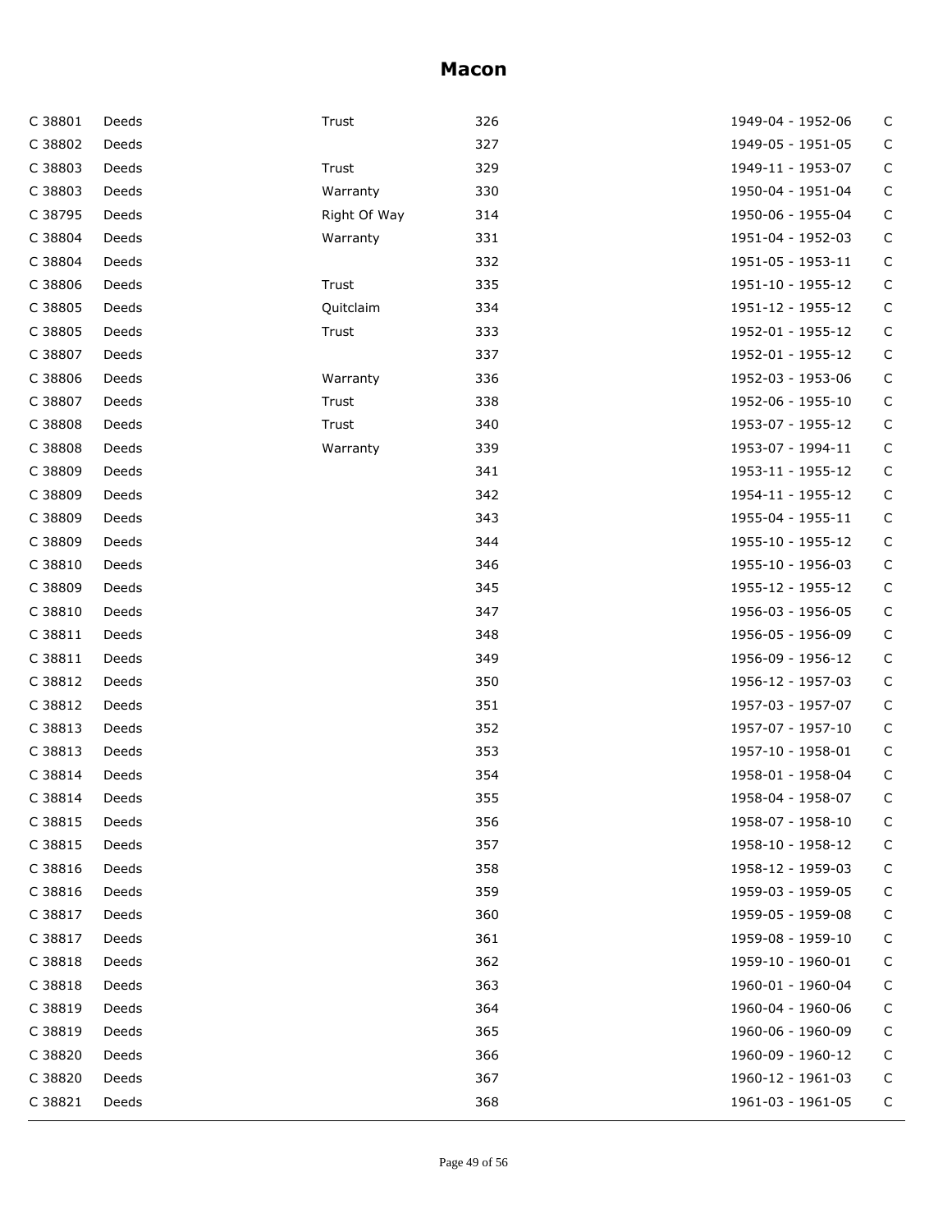# Macon

| | | | | | |
|---|---|---|---|---|---|
| C 38801 | Deeds | Trust | 326 | 1949-04 - 1952-06 | C |
| C 38802 | Deeds | | 327 | 1949-05 - 1951-05 | C |
| C 38803 | Deeds | Trust | 329 | 1949-11 - 1953-07 | C |
| C 38803 | Deeds | Warranty | 330 | 1950-04 - 1951-04 | C |
| C 38795 | Deeds | Right Of Way | 314 | 1950-06 - 1955-04 | C |
| C 38804 | Deeds | Warranty | 331 | 1951-04 - 1952-03 | C |
| C 38804 | Deeds | | 332 | 1951-05 - 1953-11 | C |
| C 38806 | Deeds | Trust | 335 | 1951-10 - 1955-12 | C |
| C 38805 | Deeds | Quitclaim | 334 | 1951-12 - 1955-12 | C |
| C 38805 | Deeds | Trust | 333 | 1952-01 - 1955-12 | C |
| C 38807 | Deeds | | 337 | 1952-01 - 1955-12 | C |
| C 38806 | Deeds | Warranty | 336 | 1952-03 - 1953-06 | C |
| C 38807 | Deeds | Trust | 338 | 1952-06 - 1955-10 | C |
| C 38808 | Deeds | Trust | 340 | 1953-07 - 1955-12 | C |
| C 38808 | Deeds | Warranty | 339 | 1953-07 - 1994-11 | C |
| C 38809 | Deeds | | 341 | 1953-11 - 1955-12 | C |
| C 38809 | Deeds | | 342 | 1954-11 - 1955-12 | C |
| C 38809 | Deeds | | 343 | 1955-04 - 1955-11 | C |
| C 38809 | Deeds | | 344 | 1955-10 - 1955-12 | C |
| C 38810 | Deeds | | 346 | 1955-10 - 1956-03 | C |
| C 38809 | Deeds | | 345 | 1955-12 - 1955-12 | C |
| C 38810 | Deeds | | 347 | 1956-03 - 1956-05 | C |
| C 38811 | Deeds | | 348 | 1956-05 - 1956-09 | C |
| C 38811 | Deeds | | 349 | 1956-09 - 1956-12 | C |
| C 38812 | Deeds | | 350 | 1956-12 - 1957-03 | C |
| C 38812 | Deeds | | 351 | 1957-03 - 1957-07 | C |
| C 38813 | Deeds | | 352 | 1957-07 - 1957-10 | C |
| C 38813 | Deeds | | 353 | 1957-10 - 1958-01 | C |
| C 38814 | Deeds | | 354 | 1958-01 - 1958-04 | C |
| C 38814 | Deeds | | 355 | 1958-04 - 1958-07 | C |
| C 38815 | Deeds | | 356 | 1958-07 - 1958-10 | C |
| C 38815 | Deeds | | 357 | 1958-10 - 1958-12 | C |
| C 38816 | Deeds | | 358 | 1958-12 - 1959-03 | C |
| C 38816 | Deeds | | 359 | 1959-03 - 1959-05 | C |
| C 38817 | Deeds | | 360 | 1959-05 - 1959-08 | C |
| C 38817 | Deeds | | 361 | 1959-08 - 1959-10 | C |
| C 38818 | Deeds | | 362 | 1959-10 - 1960-01 | C |
| C 38818 | Deeds | | 363 | 1960-01 - 1960-04 | C |
| C 38819 | Deeds | | 364 | 1960-04 - 1960-06 | C |
| C 38819 | Deeds | | 365 | 1960-06 - 1960-09 | C |
| C 38820 | Deeds | | 366 | 1960-09 - 1960-12 | C |
| C 38820 | Deeds | | 367 | 1960-12 - 1961-03 | C |
| C 38821 | Deeds | | 368 | 1961-03 - 1961-05 | C |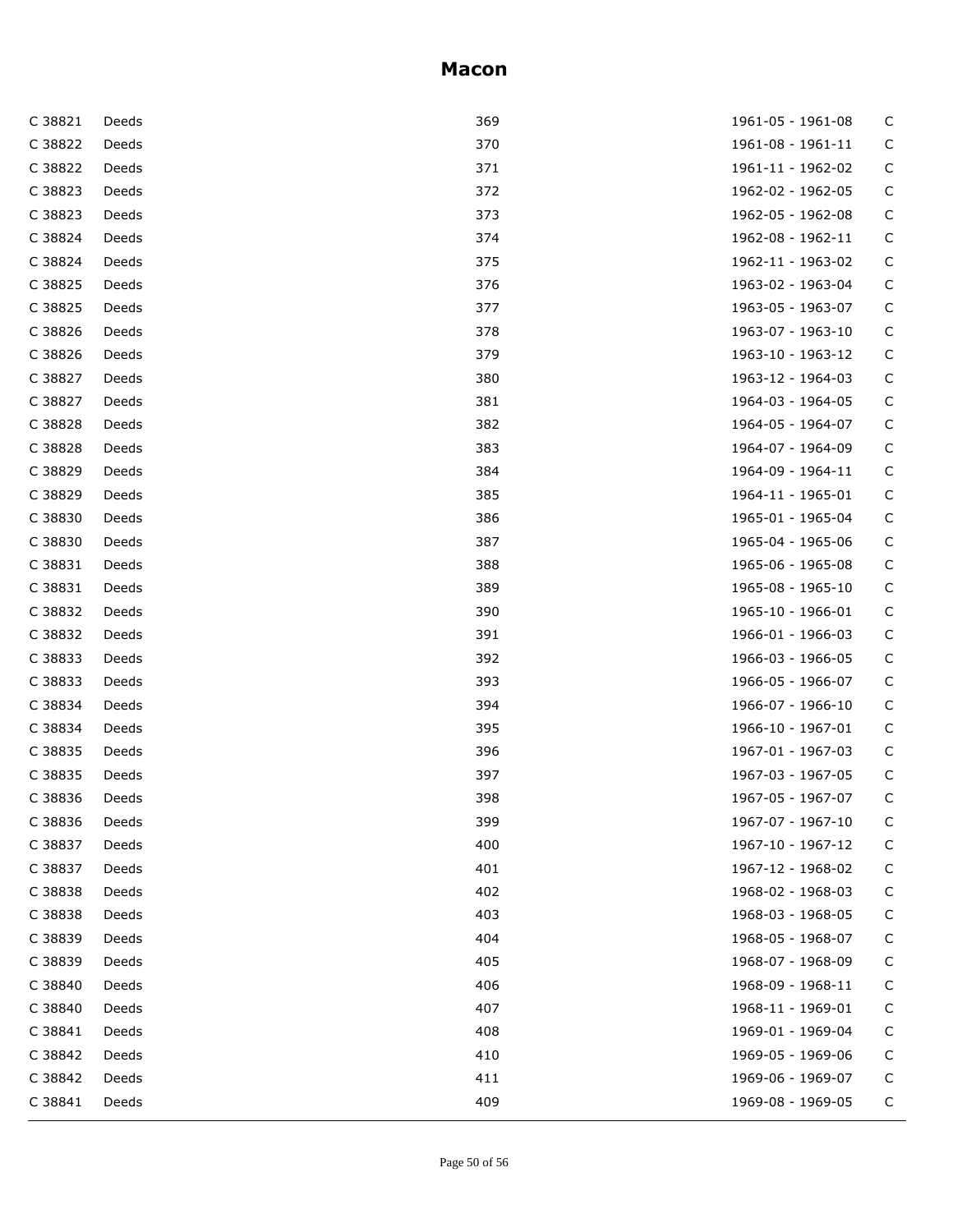## Macon

| | | | | |
|---|---|---|---|---|
| C 38821 | Deeds | 369 | 1961-05 - 1961-08 | C |
| C 38822 | Deeds | 370 | 1961-08 - 1961-11 | C |
| C 38822 | Deeds | 371 | 1961-11 - 1962-02 | C |
| C 38823 | Deeds | 372 | 1962-02 - 1962-05 | C |
| C 38823 | Deeds | 373 | 1962-05 - 1962-08 | C |
| C 38824 | Deeds | 374 | 1962-08 - 1962-11 | C |
| C 38824 | Deeds | 375 | 1962-11 - 1963-02 | C |
| C 38825 | Deeds | 376 | 1963-02 - 1963-04 | C |
| C 38825 | Deeds | 377 | 1963-05 - 1963-07 | C |
| C 38826 | Deeds | 378 | 1963-07 - 1963-10 | C |
| C 38826 | Deeds | 379 | 1963-10 - 1963-12 | C |
| C 38827 | Deeds | 380 | 1963-12 - 1964-03 | C |
| C 38827 | Deeds | 381 | 1964-03 - 1964-05 | C |
| C 38828 | Deeds | 382 | 1964-05 - 1964-07 | C |
| C 38828 | Deeds | 383 | 1964-07 - 1964-09 | C |
| C 38829 | Deeds | 384 | 1964-09 - 1964-11 | C |
| C 38829 | Deeds | 385 | 1964-11 - 1965-01 | C |
| C 38830 | Deeds | 386 | 1965-01 - 1965-04 | C |
| C 38830 | Deeds | 387 | 1965-04 - 1965-06 | C |
| C 38831 | Deeds | 388 | 1965-06 - 1965-08 | C |
| C 38831 | Deeds | 389 | 1965-08 - 1965-10 | C |
| C 38832 | Deeds | 390 | 1965-10 - 1966-01 | C |
| C 38832 | Deeds | 391 | 1966-01 - 1966-03 | C |
| C 38833 | Deeds | 392 | 1966-03 - 1966-05 | C |
| C 38833 | Deeds | 393 | 1966-05 - 1966-07 | C |
| C 38834 | Deeds | 394 | 1966-07 - 1966-10 | C |
| C 38834 | Deeds | 395 | 1966-10 - 1967-01 | C |
| C 38835 | Deeds | 396 | 1967-01 - 1967-03 | C |
| C 38835 | Deeds | 397 | 1967-03 - 1967-05 | C |
| C 38836 | Deeds | 398 | 1967-05 - 1967-07 | C |
| C 38836 | Deeds | 399 | 1967-07 - 1967-10 | C |
| C 38837 | Deeds | 400 | 1967-10 - 1967-12 | C |
| C 38837 | Deeds | 401 | 1967-12 - 1968-02 | C |
| C 38838 | Deeds | 402 | 1968-02 - 1968-03 | C |
| C 38838 | Deeds | 403 | 1968-03 - 1968-05 | C |
| C 38839 | Deeds | 404 | 1968-05 - 1968-07 | C |
| C 38839 | Deeds | 405 | 1968-07 - 1968-09 | C |
| C 38840 | Deeds | 406 | 1968-09 - 1968-11 | C |
| C 38840 | Deeds | 407 | 1968-11 - 1969-01 | C |
| C 38841 | Deeds | 408 | 1969-01 - 1969-04 | C |
| C 38842 | Deeds | 410 | 1969-05 - 1969-06 | C |
| C 38842 | Deeds | 411 | 1969-06 - 1969-07 | C |
| C 38841 | Deeds | 409 | 1969-08 - 1969-05 | C |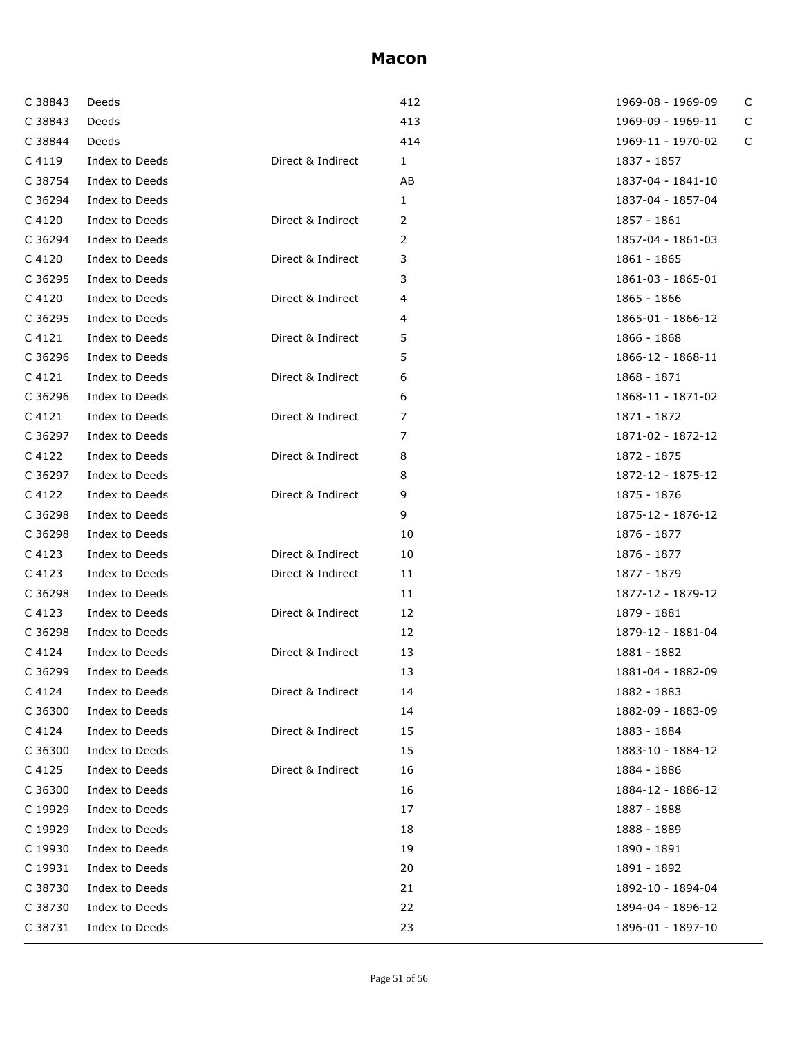# Macon

| | | | | | |
|---|---|---|---|---|---|
| C 38843 | Deeds | | 412 | 1969-08 - 1969-09 | C |
| C 38843 | Deeds | | 413 | 1969-09 - 1969-11 | C |
| C 38844 | Deeds | | 414 | 1969-11 - 1970-02 | C |
| C 4119 | Index to Deeds | Direct & Indirect | 1 | 1837 - 1857 | |
| C 38754 | Index to Deeds | | AB | 1837-04 - 1841-10 | |
| C 36294 | Index to Deeds | | 1 | 1837-04 - 1857-04 | |
| C 4120 | Index to Deeds | Direct & Indirect | 2 | 1857 - 1861 | |
| C 36294 | Index to Deeds | | 2 | 1857-04 - 1861-03 | |
| C 4120 | Index to Deeds | Direct & Indirect | 3 | 1861 - 1865 | |
| C 36295 | Index to Deeds | | 3 | 1861-03 - 1865-01 | |
| C 4120 | Index to Deeds | Direct & Indirect | 4 | 1865 - 1866 | |
| C 36295 | Index to Deeds | | 4 | 1865-01 - 1866-12 | |
| C 4121 | Index to Deeds | Direct & Indirect | 5 | 1866 - 1868 | |
| C 36296 | Index to Deeds | | 5 | 1866-12 - 1868-11 | |
| C 4121 | Index to Deeds | Direct & Indirect | 6 | 1868 - 1871 | |
| C 36296 | Index to Deeds | | 6 | 1868-11 - 1871-02 | |
| C 4121 | Index to Deeds | Direct & Indirect | 7 | 1871 - 1872 | |
| C 36297 | Index to Deeds | | 7 | 1871-02 - 1872-12 | |
| C 4122 | Index to Deeds | Direct & Indirect | 8 | 1872 - 1875 | |
| C 36297 | Index to Deeds | | 8 | 1872-12 - 1875-12 | |
| C 4122 | Index to Deeds | Direct & Indirect | 9 | 1875 - 1876 | |
| C 36298 | Index to Deeds | | 9 | 1875-12 - 1876-12 | |
| C 36298 | Index to Deeds | | 10 | 1876 - 1877 | |
| C 4123 | Index to Deeds | Direct & Indirect | 10 | 1876 - 1877 | |
| C 4123 | Index to Deeds | Direct & Indirect | 11 | 1877 - 1879 | |
| C 36298 | Index to Deeds | | 11 | 1877-12 - 1879-12 | |
| C 4123 | Index to Deeds | Direct & Indirect | 12 | 1879 - 1881 | |
| C 36298 | Index to Deeds | | 12 | 1879-12 - 1881-04 | |
| C 4124 | Index to Deeds | Direct & Indirect | 13 | 1881 - 1882 | |
| C 36299 | Index to Deeds | | 13 | 1881-04 - 1882-09 | |
| C 4124 | Index to Deeds | Direct & Indirect | 14 | 1882 - 1883 | |
| C 36300 | Index to Deeds | | 14 | 1882-09 - 1883-09 | |
| C 4124 | Index to Deeds | Direct & Indirect | 15 | 1883 - 1884 | |
| C 36300 | Index to Deeds | | 15 | 1883-10 - 1884-12 | |
| C 4125 | Index to Deeds | Direct & Indirect | 16 | 1884 - 1886 | |
| C 36300 | Index to Deeds | | 16 | 1884-12 - 1886-12 | |
| C 19929 | Index to Deeds | | 17 | 1887 - 1888 | |
| C 19929 | Index to Deeds | | 18 | 1888 - 1889 | |
| C 19930 | Index to Deeds | | 19 | 1890 - 1891 | |
| C 19931 | Index to Deeds | | 20 | 1891 - 1892 | |
| C 38730 | Index to Deeds | | 21 | 1892-10 - 1894-04 | |
| C 38730 | Index to Deeds | | 22 | 1894-04 - 1896-12 | |
| C 38731 | Index to Deeds | | 23 | 1896-01 - 1897-10 | |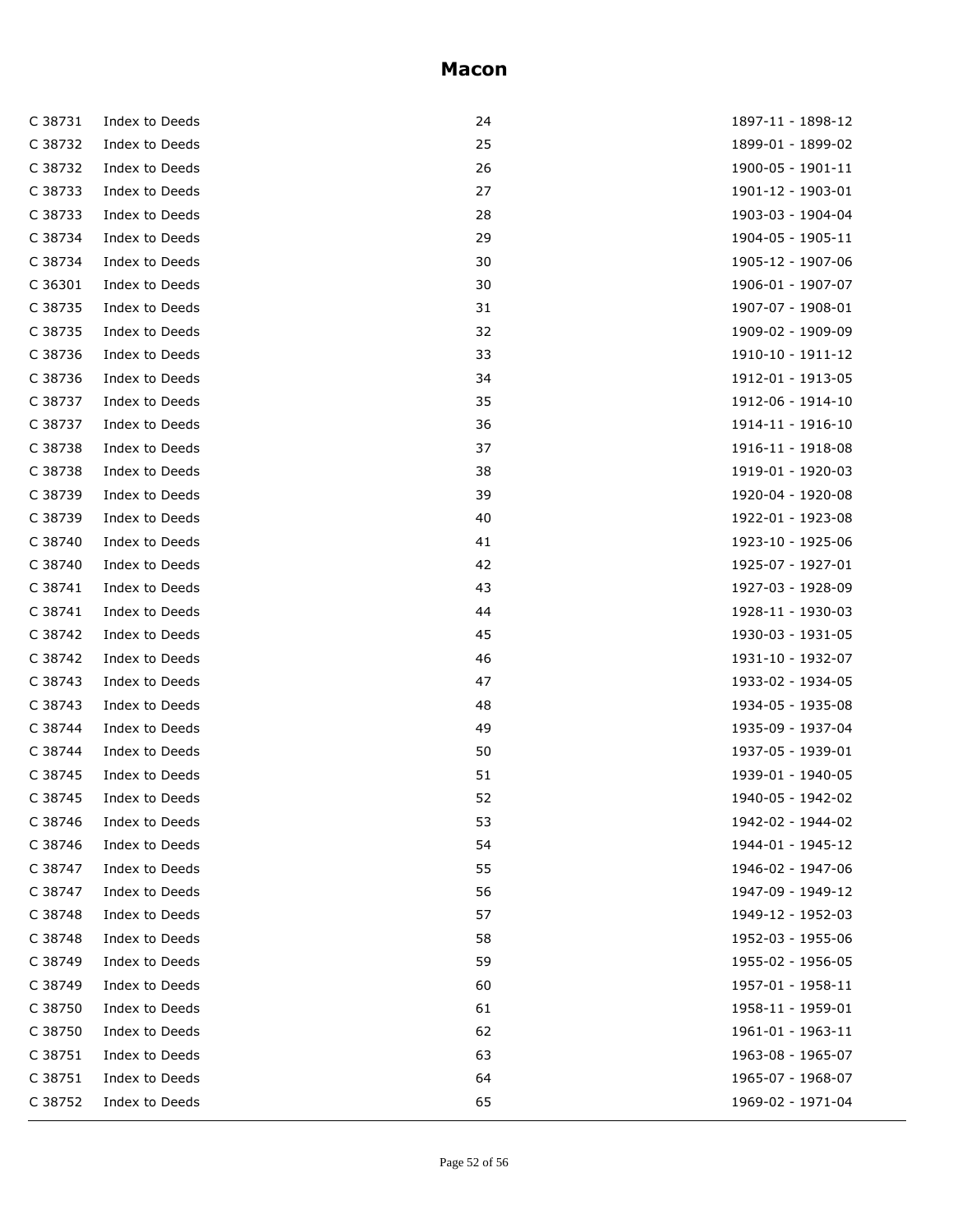# Macon

| | | | |
|---|---|---|---|
| C 38731 | Index to Deeds | 24 | 1897-11 - 1898-12 |
| C 38732 | Index to Deeds | 25 | 1899-01 - 1899-02 |
| C 38732 | Index to Deeds | 26 | 1900-05 - 1901-11 |
| C 38733 | Index to Deeds | 27 | 1901-12 - 1903-01 |
| C 38733 | Index to Deeds | 28 | 1903-03 - 1904-04 |
| C 38734 | Index to Deeds | 29 | 1904-05 - 1905-11 |
| C 38734 | Index to Deeds | 30 | 1905-12 - 1907-06 |
| C 36301 | Index to Deeds | 30 | 1906-01 - 1907-07 |
| C 38735 | Index to Deeds | 31 | 1907-07 - 1908-01 |
| C 38735 | Index to Deeds | 32 | 1909-02 - 1909-09 |
| C 38736 | Index to Deeds | 33 | 1910-10 - 1911-12 |
| C 38736 | Index to Deeds | 34 | 1912-01 - 1913-05 |
| C 38737 | Index to Deeds | 35 | 1912-06 - 1914-10 |
| C 38737 | Index to Deeds | 36 | 1914-11 - 1916-10 |
| C 38738 | Index to Deeds | 37 | 1916-11 - 1918-08 |
| C 38738 | Index to Deeds | 38 | 1919-01 - 1920-03 |
| C 38739 | Index to Deeds | 39 | 1920-04 - 1920-08 |
| C 38739 | Index to Deeds | 40 | 1922-01 - 1923-08 |
| C 38740 | Index to Deeds | 41 | 1923-10 - 1925-06 |
| C 38740 | Index to Deeds | 42 | 1925-07 - 1927-01 |
| C 38741 | Index to Deeds | 43 | 1927-03 - 1928-09 |
| C 38741 | Index to Deeds | 44 | 1928-11 - 1930-03 |
| C 38742 | Index to Deeds | 45 | 1930-03 - 1931-05 |
| C 38742 | Index to Deeds | 46 | 1931-10 - 1932-07 |
| C 38743 | Index to Deeds | 47 | 1933-02 - 1934-05 |
| C 38743 | Index to Deeds | 48 | 1934-05 - 1935-08 |
| C 38744 | Index to Deeds | 49 | 1935-09 - 1937-04 |
| C 38744 | Index to Deeds | 50 | 1937-05 - 1939-01 |
| C 38745 | Index to Deeds | 51 | 1939-01 - 1940-05 |
| C 38745 | Index to Deeds | 52 | 1940-05 - 1942-02 |
| C 38746 | Index to Deeds | 53 | 1942-02 - 1944-02 |
| C 38746 | Index to Deeds | 54 | 1944-01 - 1945-12 |
| C 38747 | Index to Deeds | 55 | 1946-02 - 1947-06 |
| C 38747 | Index to Deeds | 56 | 1947-09 - 1949-12 |
| C 38748 | Index to Deeds | 57 | 1949-12 - 1952-03 |
| C 38748 | Index to Deeds | 58 | 1952-03 - 1955-06 |
| C 38749 | Index to Deeds | 59 | 1955-02 - 1956-05 |
| C 38749 | Index to Deeds | 60 | 1957-01 - 1958-11 |
| C 38750 | Index to Deeds | 61 | 1958-11 - 1959-01 |
| C 38750 | Index to Deeds | 62 | 1961-01 - 1963-11 |
| C 38751 | Index to Deeds | 63 | 1963-08 - 1965-07 |
| C 38751 | Index to Deeds | 64 | 1965-07 - 1968-07 |
| C 38752 | Index to Deeds | 65 | 1969-02 - 1971-04 |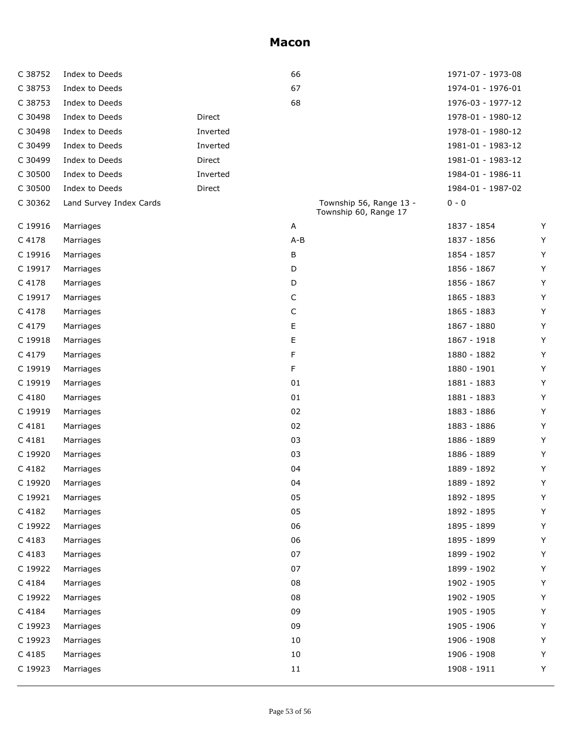# Macon

| | | | | | | |
|---|---|---|---|---|---|---|
| C 38752 | Index to Deeds | | 66 | | 1971-07 - 1973-08 | |
| C 38753 | Index to Deeds | | 67 | | 1974-01 - 1976-01 | |
| C 38753 | Index to Deeds | | 68 | | 1976-03 - 1977-12 | |
| C 30498 | Index to Deeds | Direct | | | 1978-01 - 1980-12 | |
| C 30498 | Index to Deeds | Inverted | | | 1978-01 - 1980-12 | |
| C 30499 | Index to Deeds | Inverted | | | 1981-01 - 1983-12 | |
| C 30499 | Index to Deeds | Direct | | | 1981-01 - 1983-12 | |
| C 30500 | Index to Deeds | Inverted | | | 1984-01 - 1986-11 | |
| C 30500 | Index to Deeds | Direct | | | 1984-01 - 1987-02 | |
| C 30362 | Land Survey Index Cards | | | Township 56, Range 13 - Township 60, Range 17 | 0 - 0 | |
| C 19916 | Marriages | | A | | 1837 - 1854 | Y |
| C 4178 | Marriages | | A-B | | 1837 - 1856 | Y |
| C 19916 | Marriages | | B | | 1854 - 1857 | Y |
| C 19917 | Marriages | | D | | 1856 - 1867 | Y |
| C 4178 | Marriages | | D | | 1856 - 1867 | Y |
| C 19917 | Marriages | | C | | 1865 - 1883 | Y |
| C 4178 | Marriages | | C | | 1865 - 1883 | Y |
| C 4179 | Marriages | | E | | 1867 - 1880 | Y |
| C 19918 | Marriages | | E | | 1867 - 1918 | Y |
| C 4179 | Marriages | | F | | 1880 - 1882 | Y |
| C 19919 | Marriages | | F | | 1880 - 1901 | Y |
| C 19919 | Marriages | | 01 | | 1881 - 1883 | Y |
| C 4180 | Marriages | | 01 | | 1881 - 1883 | Y |
| C 19919 | Marriages | | 02 | | 1883 - 1886 | Y |
| C 4181 | Marriages | | 02 | | 1883 - 1886 | Y |
| C 4181 | Marriages | | 03 | | 1886 - 1889 | Y |
| C 19920 | Marriages | | 03 | | 1886 - 1889 | Y |
| C 4182 | Marriages | | 04 | | 1889 - 1892 | Y |
| C 19920 | Marriages | | 04 | | 1889 - 1892 | Y |
| C 19921 | Marriages | | 05 | | 1892 - 1895 | Y |
| C 4182 | Marriages | | 05 | | 1892 - 1895 | Y |
| C 19922 | Marriages | | 06 | | 1895 - 1899 | Y |
| C 4183 | Marriages | | 06 | | 1895 - 1899 | Y |
| C 4183 | Marriages | | 07 | | 1899 - 1902 | Y |
| C 19922 | Marriages | | 07 | | 1899 - 1902 | Y |
| C 4184 | Marriages | | 08 | | 1902 - 1905 | Y |
| C 19922 | Marriages | | 08 | | 1902 - 1905 | Y |
| C 4184 | Marriages | | 09 | | 1905 - 1905 | Y |
| C 19923 | Marriages | | 09 | | 1905 - 1906 | Y |
| C 19923 | Marriages | | 10 | | 1906 - 1908 | Y |
| C 4185 | Marriages | | 10 | | 1906 - 1908 | Y |
| C 19923 | Marriages | | 11 | | 1908 - 1911 | Y |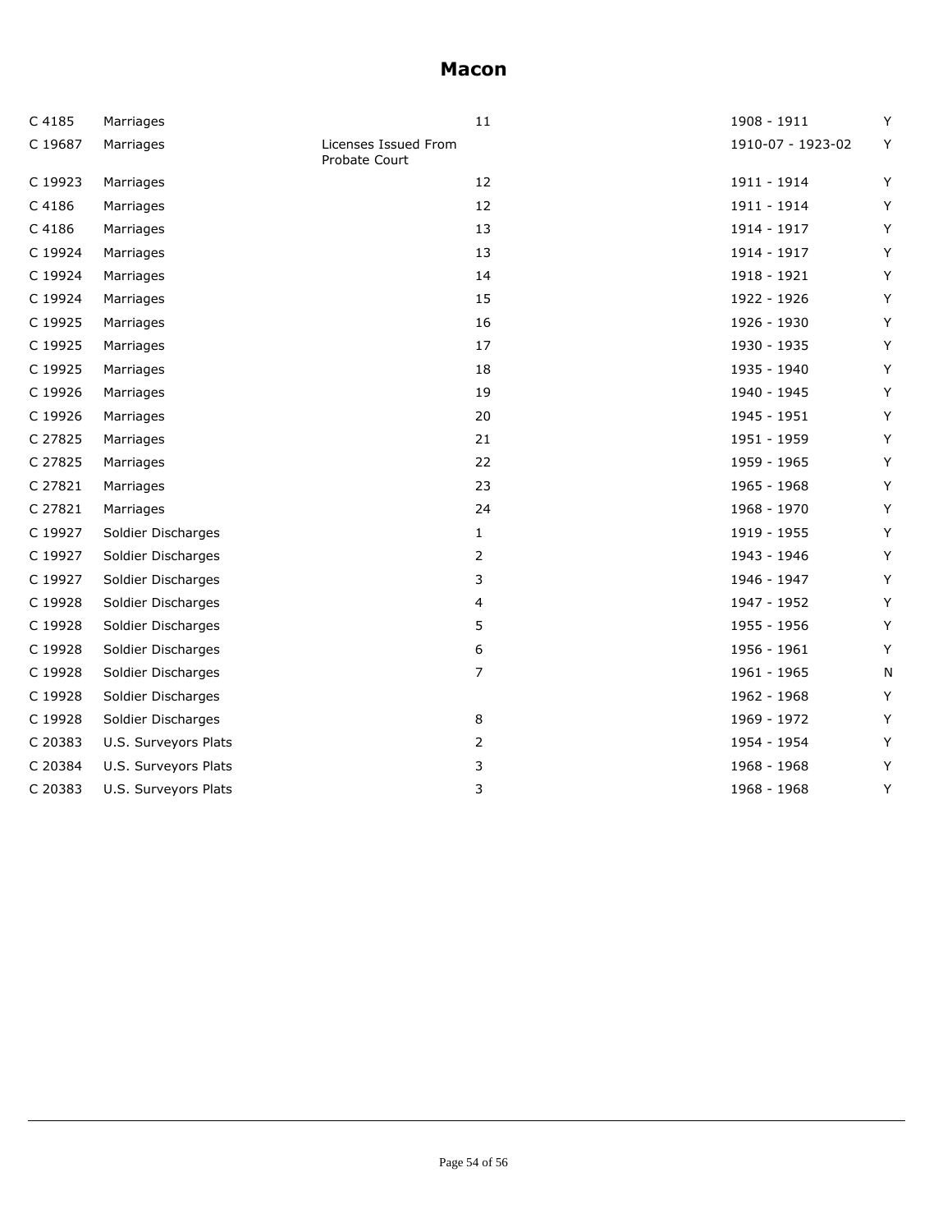# Macon

| | | | | | |
|---|---|---|---|---|---|
| C 4185 | Marriages | | 11 | 1908 - 1911 | Y |
| C 19687 | Marriages | Licenses Issued From Probate Court | | 1910-07 - 1923-02 | Y |
| C 19923 | Marriages | | 12 | 1911 - 1914 | Y |
| C 4186 | Marriages | | 12 | 1911 - 1914 | Y |
| C 4186 | Marriages | | 13 | 1914 - 1917 | Y |
| C 19924 | Marriages | | 13 | 1914 - 1917 | Y |
| C 19924 | Marriages | | 14 | 1918 - 1921 | Y |
| C 19924 | Marriages | | 15 | 1922 - 1926 | Y |
| C 19925 | Marriages | | 16 | 1926 - 1930 | Y |
| C 19925 | Marriages | | 17 | 1930 - 1935 | Y |
| C 19925 | Marriages | | 18 | 1935 - 1940 | Y |
| C 19926 | Marriages | | 19 | 1940 - 1945 | Y |
| C 19926 | Marriages | | 20 | 1945 - 1951 | Y |
| C 27825 | Marriages | | 21 | 1951 - 1959 | Y |
| C 27825 | Marriages | | 22 | 1959 - 1965 | Y |
| C 27821 | Marriages | | 23 | 1965 - 1968 | Y |
| C 27821 | Marriages | | 24 | 1968 - 1970 | Y |
| C 19927 | Soldier Discharges | | 1 | 1919 - 1955 | Y |
| C 19927 | Soldier Discharges | | 2 | 1943 - 1946 | Y |
| C 19927 | Soldier Discharges | | 3 | 1946 - 1947 | Y |
| C 19928 | Soldier Discharges | | 4 | 1947 - 1952 | Y |
| C 19928 | Soldier Discharges | | 5 | 1955 - 1956 | Y |
| C 19928 | Soldier Discharges | | 6 | 1956 - 1961 | Y |
| C 19928 | Soldier Discharges | | 7 | 1961 - 1965 | N |
| C 19928 | Soldier Discharges | | | 1962 - 1968 | Y |
| C 19928 | Soldier Discharges | | 8 | 1969 - 1972 | Y |
| C 20383 | U.S. Surveyors Plats | | 2 | 1954 - 1954 | Y |
| C 20384 | U.S. Surveyors Plats | | 3 | 1968 - 1968 | Y |
| C 20383 | U.S. Surveyors Plats | | 3 | 1968 - 1968 | Y |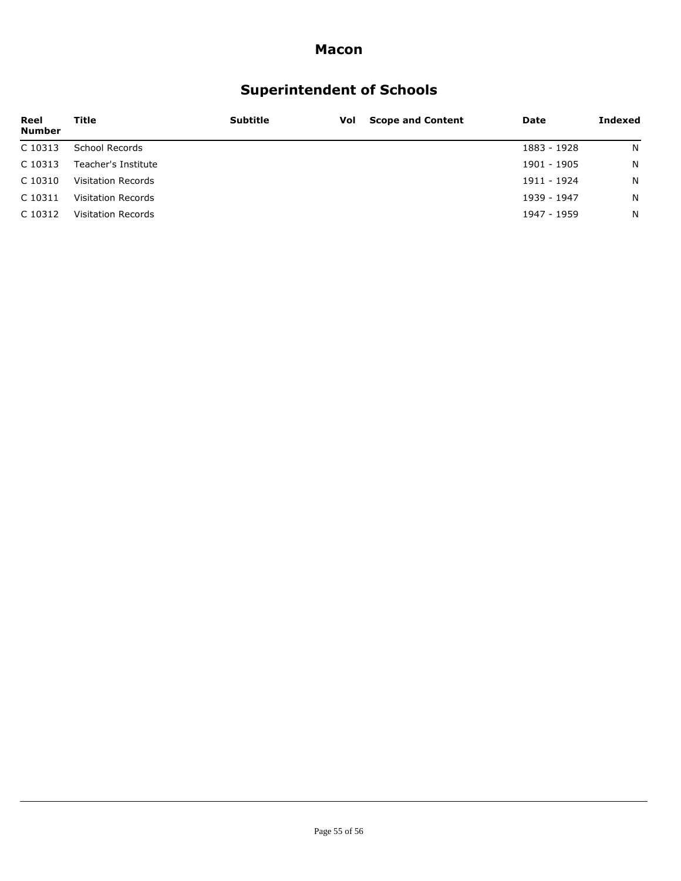# Macon

## Superintendent of Schools

| Reel Number | Title | Subtitle | Vol | Scope and Content | Date | Indexed |
|---|---|---|---|---|---|---|
| C 10313 | School Records | | | | 1883 - 1928 | N |
| C 10313 | Teacher's Institute | | | | 1901 - 1905 | N |
| C 10310 | Visitation Records | | | | 1911 - 1924 | N |
| C 10311 | Visitation Records | | | | 1939 - 1947 | N |
| C 10312 | Visitation Records | | | | 1947 - 1959 | N |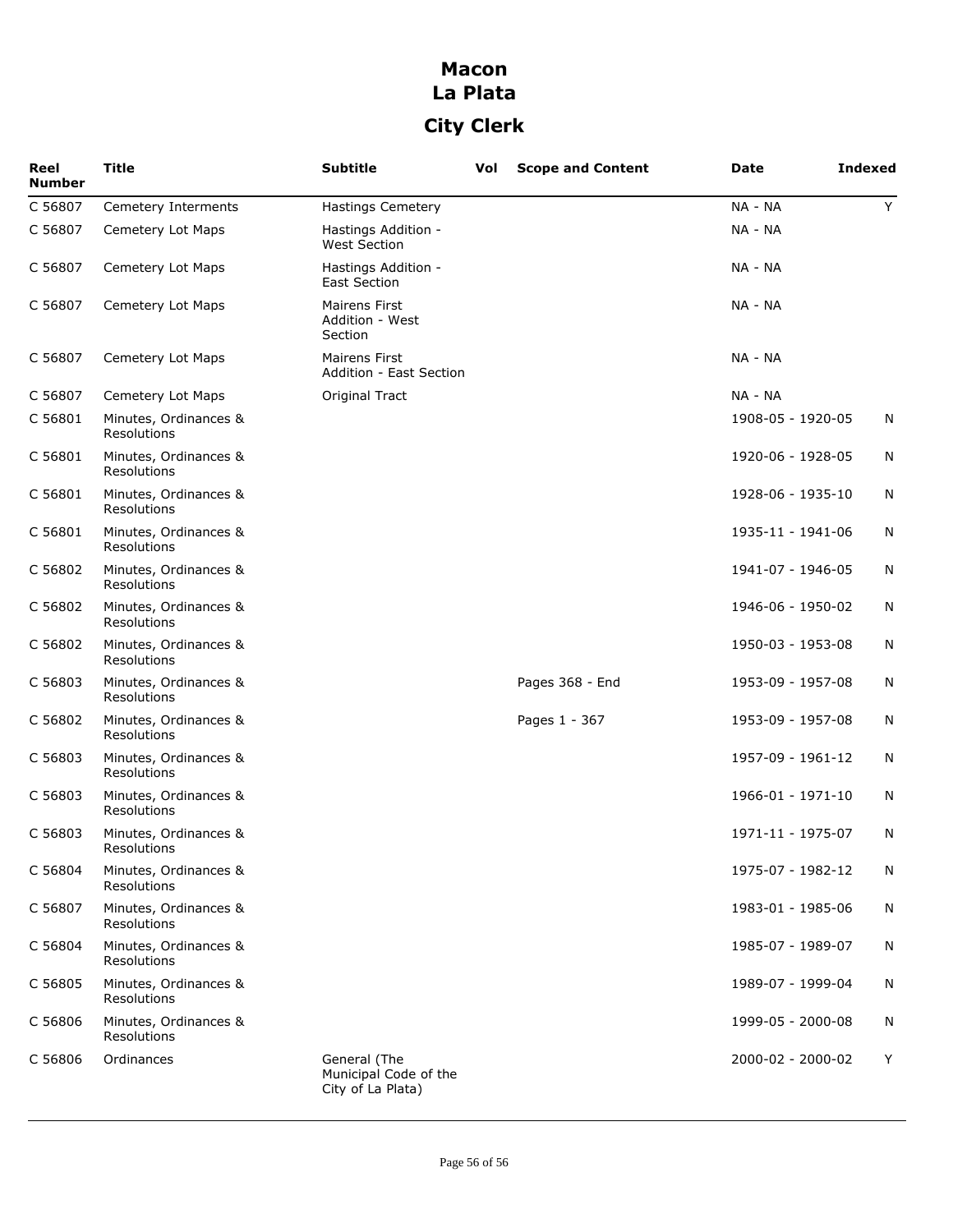# Macon
# La Plata
## City Clerk

| Reel Number | Title | Subtitle | Vol | Scope and Content | Date | Indexed |
|---|---|---|---|---|---|---|
| C 56807 | Cemetery Interments | Hastings Cemetery | | | NA - NA | Y |
| C 56807 | Cemetery Lot Maps | Hastings Addition - West Section | | | NA - NA | |
| C 56807 | Cemetery Lot Maps | Hastings Addition - East Section | | | NA - NA | |
| C 56807 | Cemetery Lot Maps | Mairens First Addition - West Section | | | NA - NA | |
| C 56807 | Cemetery Lot Maps | Mairens First Addition - East Section | | | NA - NA | |
| C 56807 | Cemetery Lot Maps | Original Tract | | | NA - NA | |
| C 56801 | Minutes, Ordinances & Resolutions | | | | 1908-05 - 1920-05 | N |
| C 56801 | Minutes, Ordinances & Resolutions | | | | 1920-06 - 1928-05 | N |
| C 56801 | Minutes, Ordinances & Resolutions | | | | 1928-06 - 1935-10 | N |
| C 56801 | Minutes, Ordinances & Resolutions | | | | 1935-11 - 1941-06 | N |
| C 56802 | Minutes, Ordinances & Resolutions | | | | 1941-07 - 1946-05 | N |
| C 56802 | Minutes, Ordinances & Resolutions | | | | 1946-06 - 1950-02 | N |
| C 56802 | Minutes, Ordinances & Resolutions | | | | 1950-03 - 1953-08 | N |
| C 56803 | Minutes, Ordinances & Resolutions | | | Pages 368 - End | 1953-09 - 1957-08 | N |
| C 56802 | Minutes, Ordinances & Resolutions | | | Pages 1 - 367 | 1953-09 - 1957-08 | N |
| C 56803 | Minutes, Ordinances & Resolutions | | | | 1957-09 - 1961-12 | N |
| C 56803 | Minutes, Ordinances & Resolutions | | | | 1966-01 - 1971-10 | N |
| C 56803 | Minutes, Ordinances & Resolutions | | | | 1971-11 - 1975-07 | N |
| C 56804 | Minutes, Ordinances & Resolutions | | | | 1975-07 - 1982-12 | N |
| C 56807 | Minutes, Ordinances & Resolutions | | | | 1983-01 - 1985-06 | N |
| C 56804 | Minutes, Ordinances & Resolutions | | | | 1985-07 - 1989-07 | N |
| C 56805 | Minutes, Ordinances & Resolutions | | | | 1989-07 - 1999-04 | N |
| C 56806 | Minutes, Ordinances & Resolutions | | | | 1999-05 - 2000-08 | N |
| C 56806 | Ordinances | General (The Municipal Code of the City of La Plata) | | | 2000-02 - 2000-02 | Y |